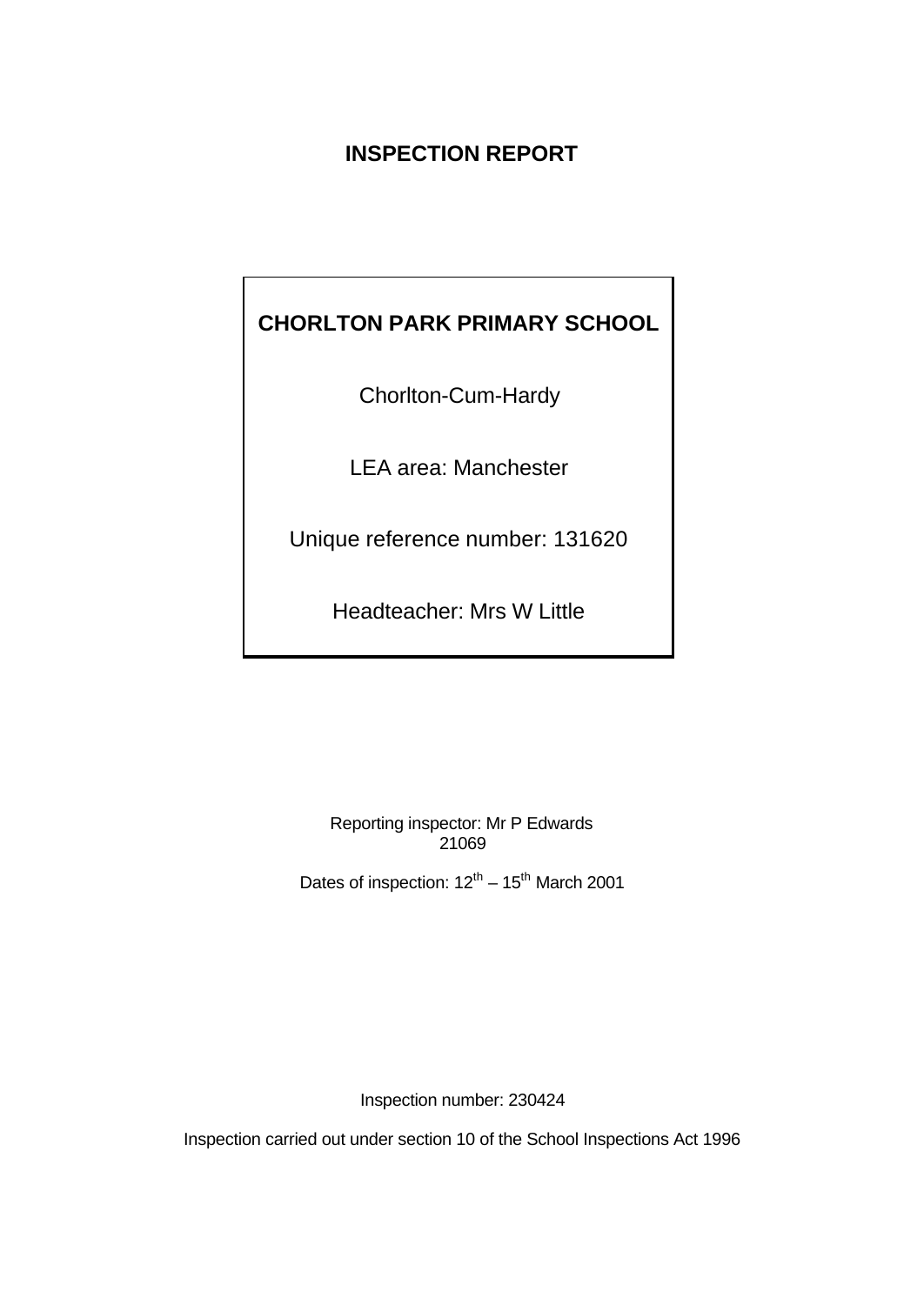# INSPECTION REPORT

**CHORLTON PARK PRIMARY SCHOOL**

Chorlton-Cum-Hardy

LEA area: Manchester

Unique reference number: 131620

Headteacher: Mrs W Little

Reporting inspector: Mr P Edwards
21069

Dates of inspection: 12th – 15th March 2001

Inspection number: 230424

Inspection carried out under section 10 of the School Inspections Act 1996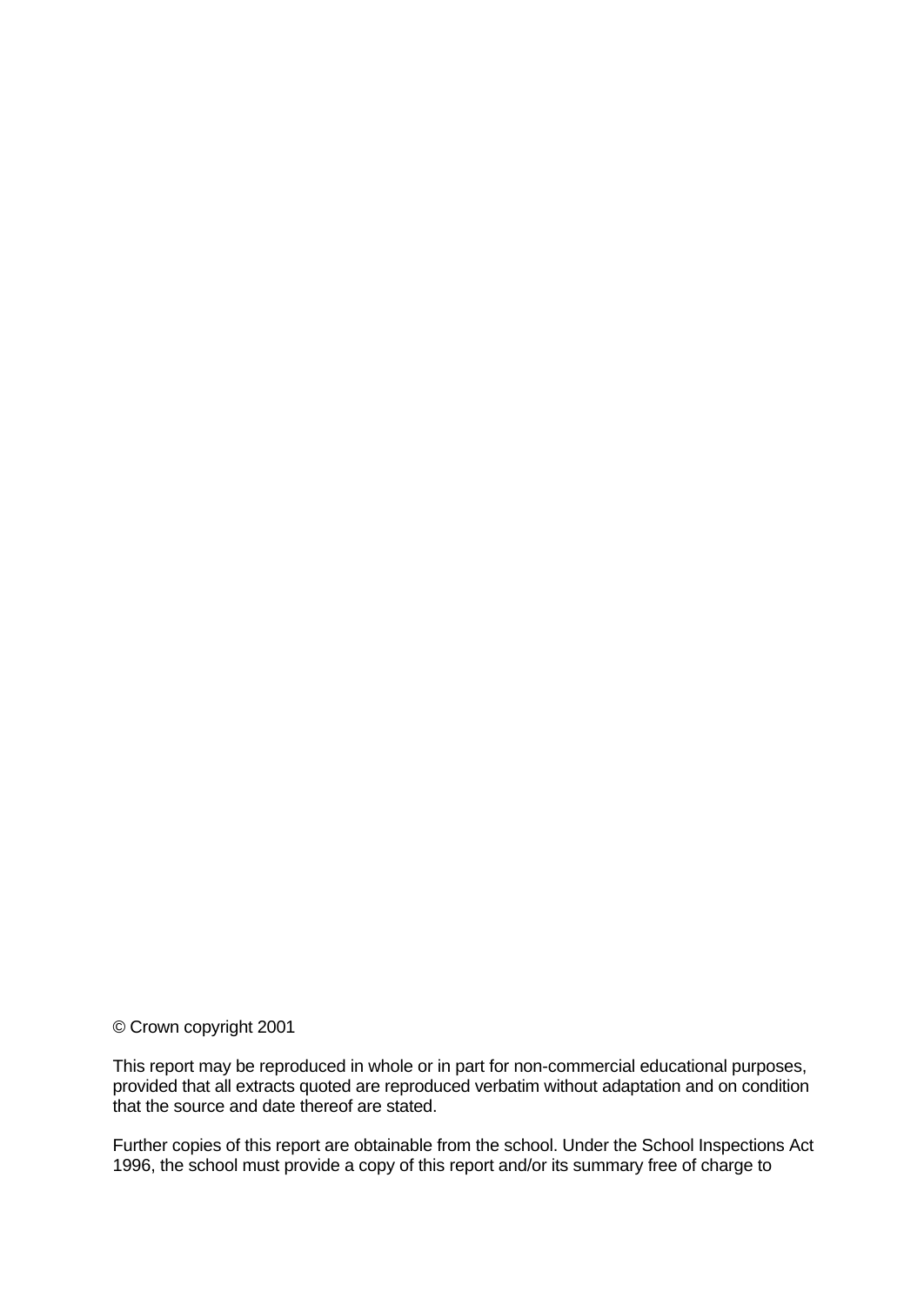© Crown copyright 2001

This report may be reproduced in whole or in part for non-commercial educational purposes, provided that all extracts quoted are reproduced verbatim without adaptation and on condition that the source and date thereof are stated.

Further copies of this report are obtainable from the school. Under the School Inspections Act 1996, the school must provide a copy of this report and/or its summary free of charge to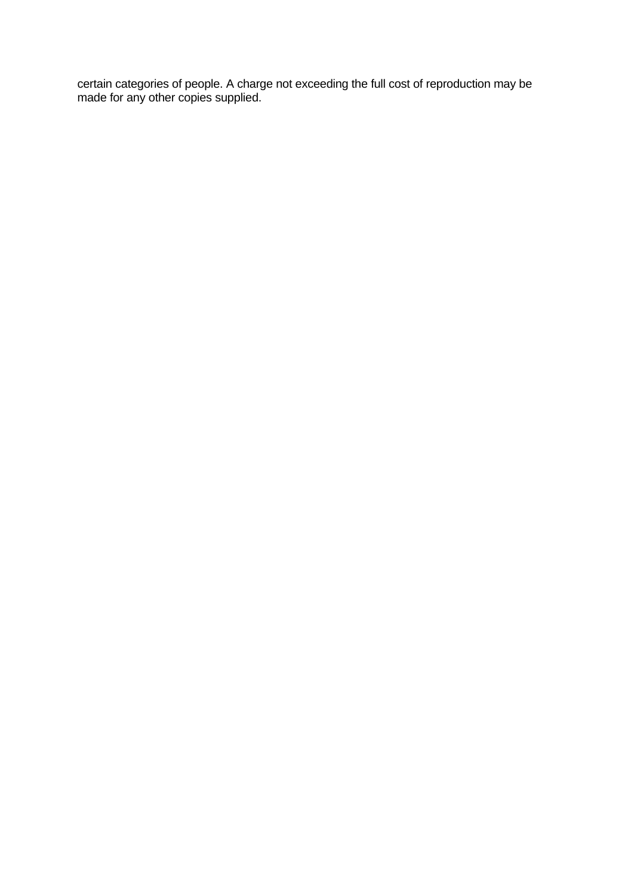certain categories of people. A charge not exceeding the full cost of reproduction may be made for any other copies supplied.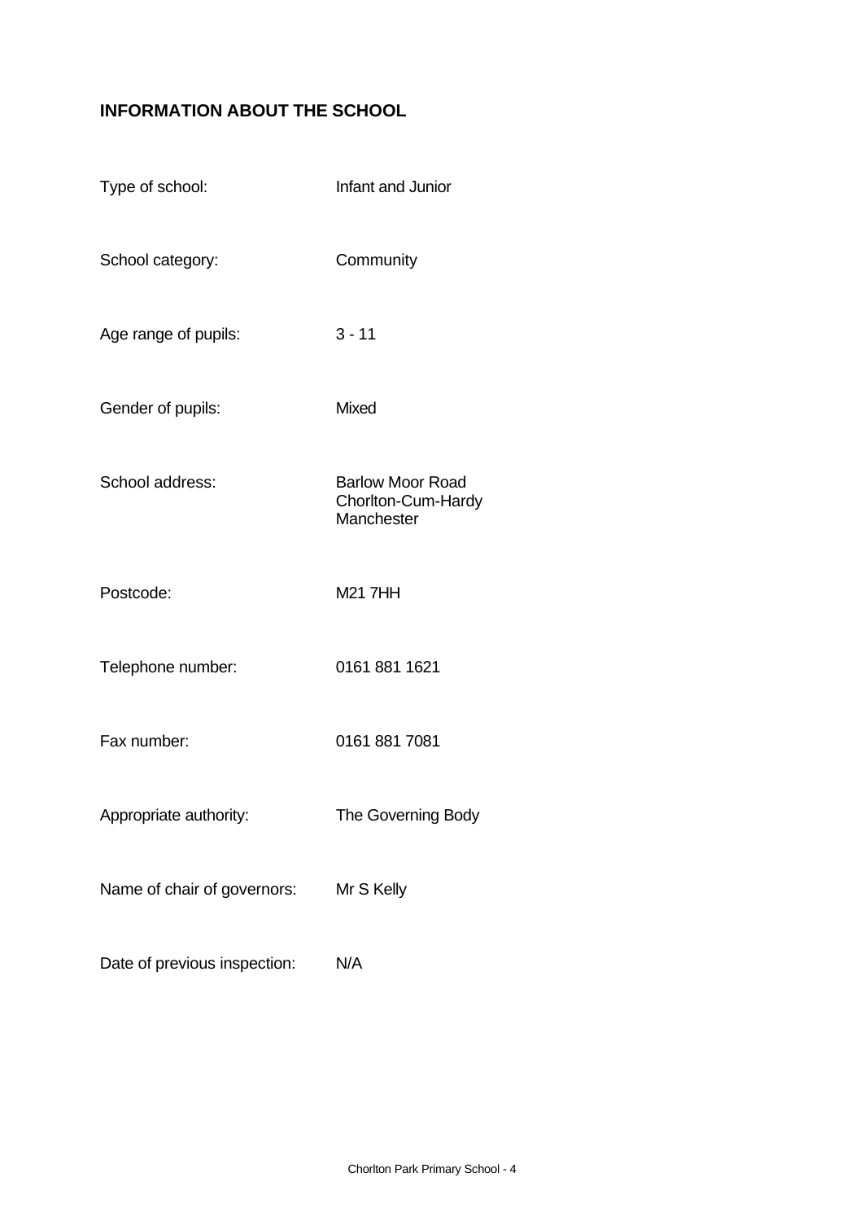## INFORMATION ABOUT THE SCHOOL

| | |
|---|---|
| Type of school: | Infant and Junior |
| School category: | Community |
| Age range of pupils: | 3 - 11 |
| Gender of pupils: | Mixed |
| School address: | Barlow Moor Road<br>Chorlton-Cum-Hardy<br>Manchester |
| Postcode: | M21 7HH |
| Telephone number: | 0161 881 1621 |
| Fax number: | 0161 881 7081 |
| Appropriate authority: | The Governing Body |
| Name of chair of governors: | Mr S Kelly |
| Date of previous inspection: | N/A |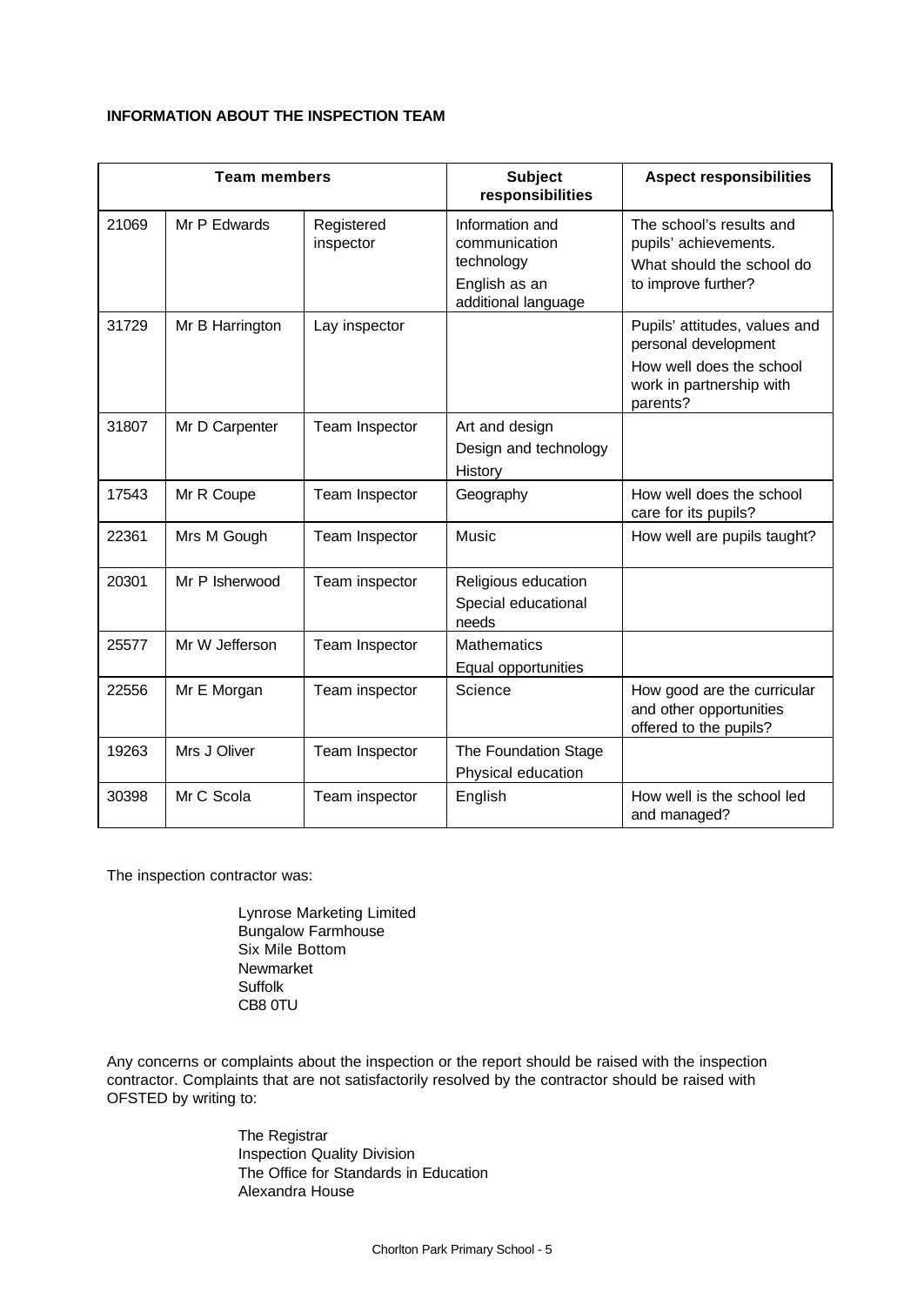**INFORMATION ABOUT THE INSPECTION TEAM**

| Team members | | | Subject responsibilities | Aspect responsibilities |
|---|---|---|---|---|
| 21069 | Mr P Edwards | Registered inspector | Information and communication technology<br>English as an additional language | The school's results and pupils' achievements.<br>What should the school do to improve further? |
| 31729 | Mr B Harrington | Lay inspector | | Pupils' attitudes, values and personal development<br>How well does the school work in partnership with parents? |
| 31807 | Mr D Carpenter | Team Inspector | Art and design<br>Design and technology<br>History | |
| 17543 | Mr R Coupe | Team Inspector | Geography | How well does the school care for its pupils? |
| 22361 | Mrs M Gough | Team Inspector | Music | How well are pupils taught? |
| 20301 | Mr P Isherwood | Team inspector | Religious education<br>Special educational needs | |
| 25577 | Mr W Jefferson | Team Inspector | Mathematics<br>Equal opportunities | |
| 22556 | Mr E Morgan | Team inspector | Science | How good are the curricular and other opportunities offered to the pupils? |
| 19263 | Mrs J Oliver | Team Inspector | The Foundation Stage<br>Physical education | |
| 30398 | Mr C Scola | Team inspector | English | How well is the school led and managed? |

The inspection contractor was:

Lynrose Marketing Limited
Bungalow Farmhouse
Six Mile Bottom
Newmarket
Suffolk
CB8 0TU

Any concerns or complaints about the inspection or the report should be raised with the inspection contractor. Complaints that are not satisfactorily resolved by the contractor should be raised with OFSTED by writing to:

The Registrar
Inspection Quality Division
The Office for Standards in Education
Alexandra House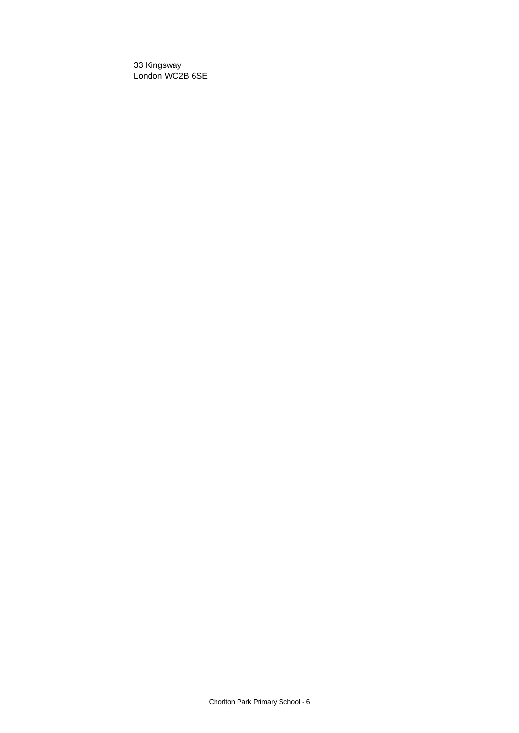33 Kingsway
London WC2B 6SE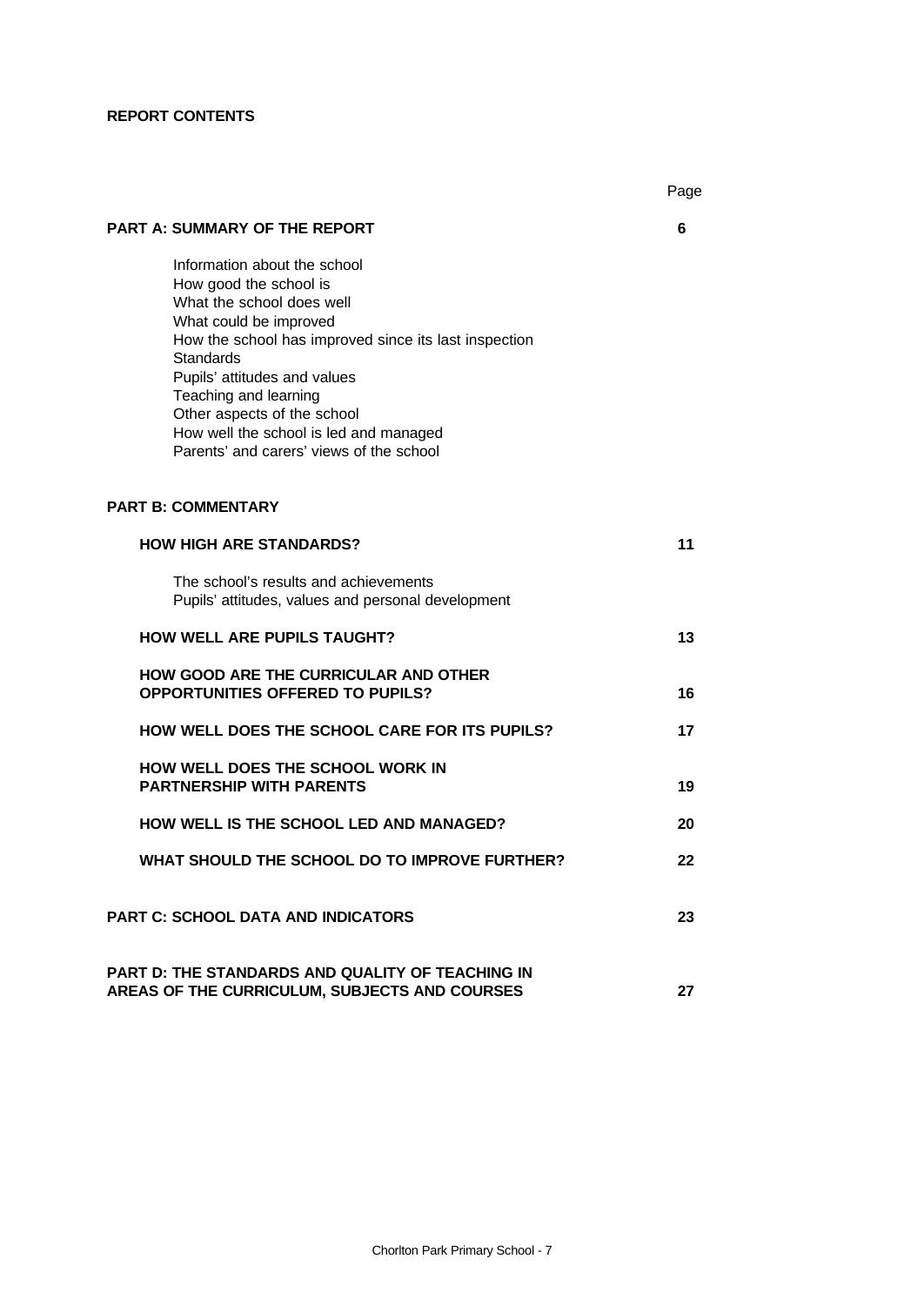**REPORT CONTENTS**

| | Page |
|---|---|
| **PART A: SUMMARY OF THE REPORT** | **6** |
| Information about the school<br>How good the school is<br>What the school does well<br>What could be improved<br>How the school has improved since its last inspection<br>Standards<br>Pupils' attitudes and values<br>Teaching and learning<br>Other aspects of the school<br>How well the school is led and managed<br>Parents' and carers' views of the school | |
| **PART B: COMMENTARY** | |
| **HOW HIGH ARE STANDARDS?** | **11** |
| The school's results and achievements<br>Pupils' attitudes, values and personal development | |
| **HOW WELL ARE PUPILS TAUGHT?** | **13** |
| **HOW GOOD ARE THE CURRICULAR AND OTHER OPPORTUNITIES OFFERED TO PUPILS?** | **16** |
| **HOW WELL DOES THE SCHOOL CARE FOR ITS PUPILS?** | **17** |
| **HOW WELL DOES THE SCHOOL WORK IN PARTNERSHIP WITH PARENTS** | **19** |
| **HOW WELL IS THE SCHOOL LED AND MANAGED?** | **20** |
| **WHAT SHOULD THE SCHOOL DO TO IMPROVE FURTHER?** | **22** |
| **PART C: SCHOOL DATA AND INDICATORS** | **23** |
| **PART D: THE STANDARDS AND QUALITY OF TEACHING IN AREAS OF THE CURRICULUM, SUBJECTS AND COURSES** | **27** |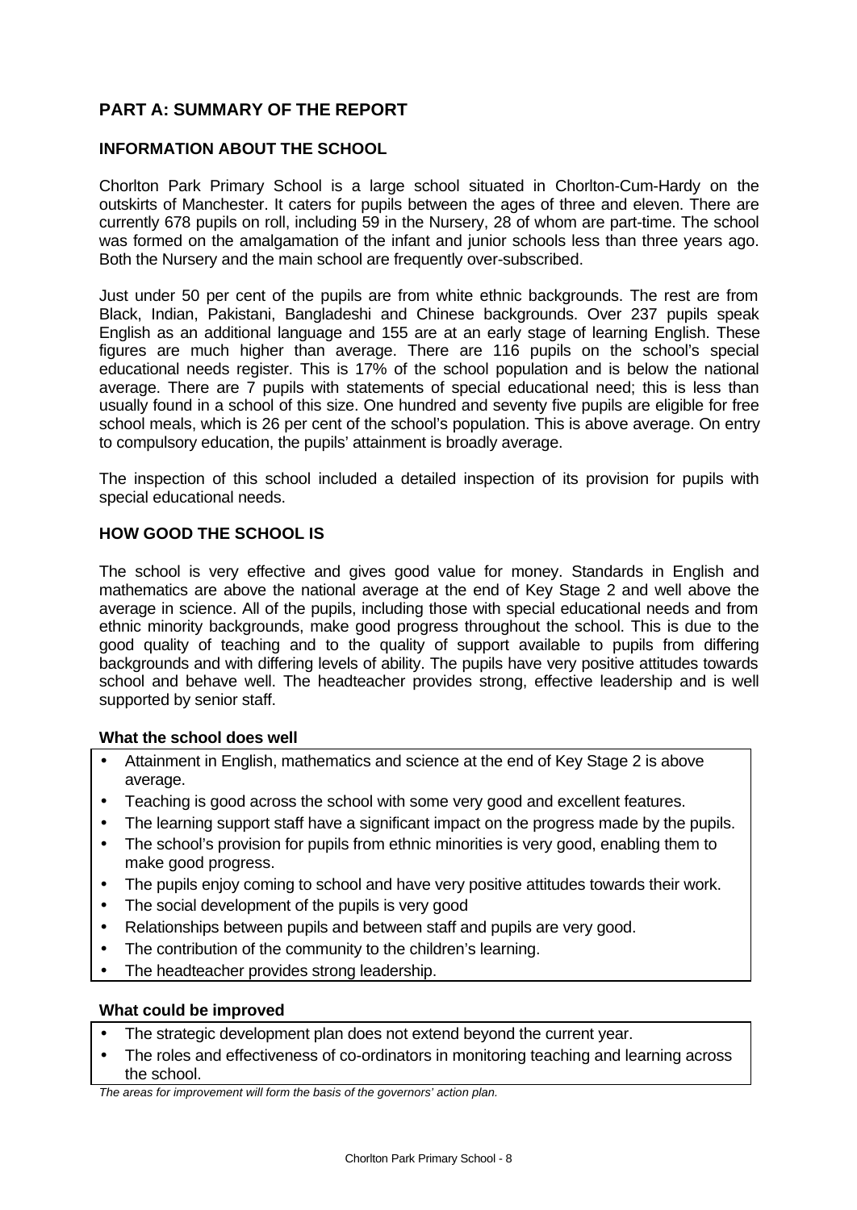## PART A: SUMMARY OF THE REPORT

### INFORMATION ABOUT THE SCHOOL

Chorlton Park Primary School is a large school situated in Chorlton-Cum-Hardy on the outskirts of Manchester. It caters for pupils between the ages of three and eleven. There are currently 678 pupils on roll, including 59 in the Nursery, 28 of whom are part-time. The school was formed on the amalgamation of the infant and junior schools less than three years ago. Both the Nursery and the main school are frequently over-subscribed.

Just under 50 per cent of the pupils are from white ethnic backgrounds. The rest are from Black, Indian, Pakistani, Bangladeshi and Chinese backgrounds. Over 237 pupils speak English as an additional language and 155 are at an early stage of learning English. These figures are much higher than average. There are 116 pupils on the school's special educational needs register. This is 17% of the school population and is below the national average. There are 7 pupils with statements of special educational need; this is less than usually found in a school of this size. One hundred and seventy five pupils are eligible for free school meals, which is 26 per cent of the school's population. This is above average. On entry to compulsory education, the pupils' attainment is broadly average.

The inspection of this school included a detailed inspection of its provision for pupils with special educational needs.

### HOW GOOD THE SCHOOL IS

The school is very effective and gives good value for money. Standards in English and mathematics are above the national average at the end of Key Stage 2 and well above the average in science. All of the pupils, including those with special educational needs and from ethnic minority backgrounds, make good progress throughout the school. This is due to the good quality of teaching and to the quality of support available to pupils from differing backgrounds and with differing levels of ability. The pupils have very positive attitudes towards school and behave well. The headteacher provides strong, effective leadership and is well supported by senior staff.

**What the school does well**

- Attainment in English, mathematics and science at the end of Key Stage 2 is above average.
- Teaching is good across the school with some very good and excellent features.
- The learning support staff have a significant impact on the progress made by the pupils.
- The school's provision for pupils from ethnic minorities is very good, enabling them to make good progress.
- The pupils enjoy coming to school and have very positive attitudes towards their work.
- The social development of the pupils is very good
- Relationships between pupils and between staff and pupils are very good.
- The contribution of the community to the children's learning.
- The headteacher provides strong leadership.

**What could be improved**

- The strategic development plan does not extend beyond the current year.
- The roles and effectiveness of co-ordinators in monitoring teaching and learning across the school.

*The areas for improvement will form the basis of the governors' action plan.*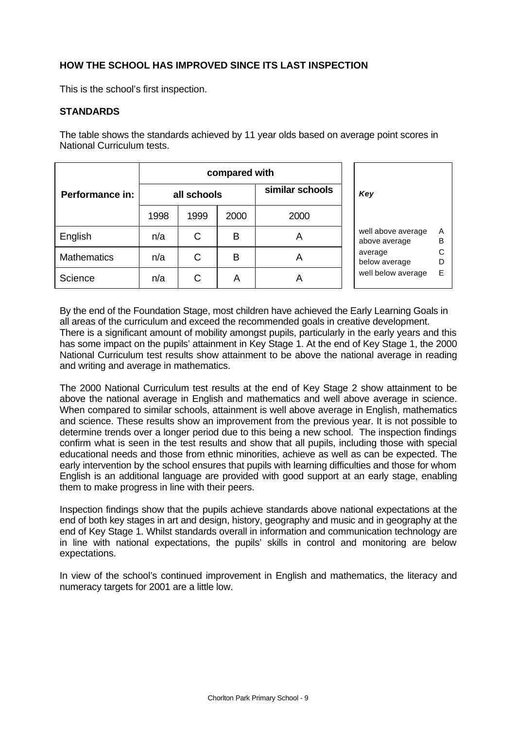**HOW THE SCHOOL HAS IMPROVED SINCE ITS LAST INSPECTION**

This is the school's first inspection.

**STANDARDS**

The table shows the standards achieved by 11 year olds based on average point scores in National Curriculum tests.

| Performance in: | compared with | | | |
|---|---|---|---|---|
| | all schools | | | similar schools |
| | 1998 | 1999 | 2000 | 2000 |
| English | n/a | C | B | A |
| Mathematics | n/a | C | B | A |
| Science | n/a | C | A | A |

| *Key* | |
|---|---|
| well above average | A |
| above average | B |
| average | C |
| below average | D |
| well below average | E |

By the end of the Foundation Stage, most children have achieved the Early Learning Goals in all areas of the curriculum and exceed the recommended goals in creative development. There is a significant amount of mobility amongst pupils, particularly in the early years and this has some impact on the pupils' attainment in Key Stage 1. At the end of Key Stage 1, the 2000 National Curriculum test results show attainment to be above the national average in reading and writing and average in mathematics.

The 2000 National Curriculum test results at the end of Key Stage 2 show attainment to be above the national average in English and mathematics and well above average in science. When compared to similar schools, attainment is well above average in English, mathematics and science. These results show an improvement from the previous year. It is not possible to determine trends over a longer period due to this being a new school. The inspection findings confirm what is seen in the test results and show that all pupils, including those with special educational needs and those from ethnic minorities, achieve as well as can be expected. The early intervention by the school ensures that pupils with learning difficulties and those for whom English is an additional language are provided with good support at an early stage, enabling them to make progress in line with their peers.

Inspection findings show that the pupils achieve standards above national expectations at the end of both key stages in art and design, history, geography and music and in geography at the end of Key Stage 1. Whilst standards overall in information and communication technology are in line with national expectations, the pupils' skills in control and monitoring are below expectations.

In view of the school's continued improvement in English and mathematics, the literacy and numeracy targets for 2001 are a little low.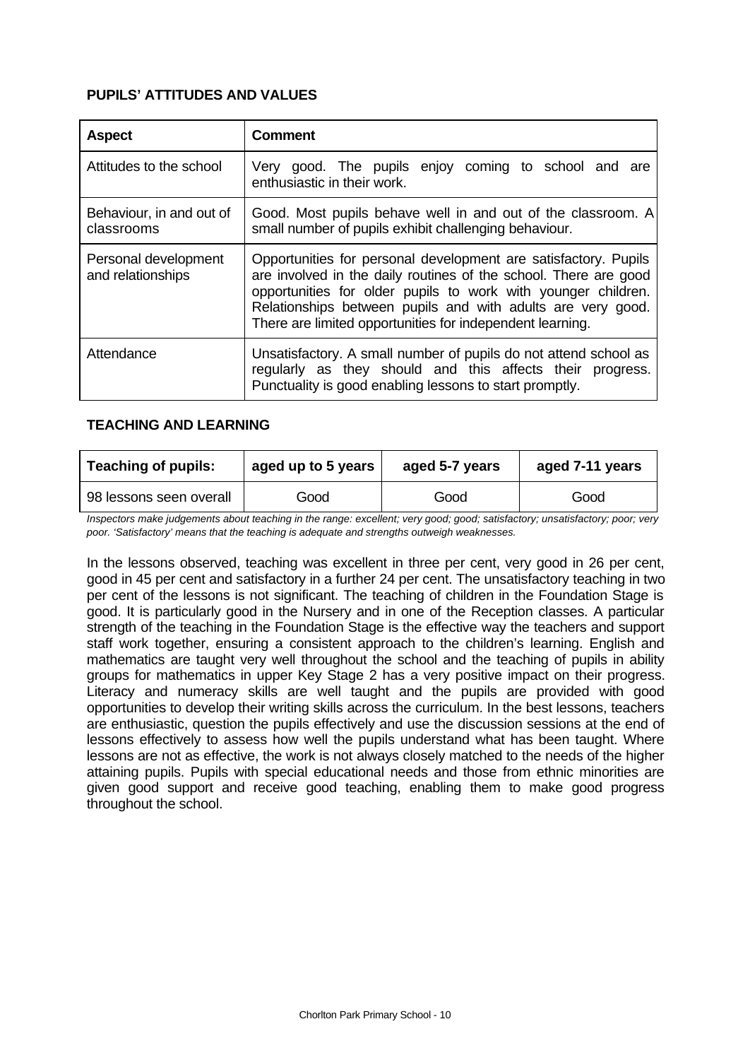**PUPILS' ATTITUDES AND VALUES**

| Aspect | Comment |
| --- | --- |
| Attitudes to the school | Very good. The pupils enjoy coming to school and are enthusiastic in their work. |
| Behaviour, in and out of classrooms | Good. Most pupils behave well in and out of the classroom. A small number of pupils exhibit challenging behaviour. |
| Personal development and relationships | Opportunities for personal development are satisfactory. Pupils are involved in the daily routines of the school. There are good opportunities for older pupils to work with younger children. Relationships between pupils and with adults are very good. There are limited opportunities for independent learning. |
| Attendance | Unsatisfactory. A small number of pupils do not attend school as regularly as they should and this affects their progress. Punctuality is good enabling lessons to start promptly. |

**TEACHING AND LEARNING**

| Teaching of pupils: | aged up to 5 years | aged 5-7 years | aged 7-11 years |
| --- | --- | --- | --- |
| 98 lessons seen overall | Good | Good | Good |

*Inspectors make judgements about teaching in the range: excellent; very good; good; satisfactory; unsatisfactory; poor; very poor. 'Satisfactory' means that the teaching is adequate and strengths outweigh weaknesses.*

In the lessons observed, teaching was excellent in three per cent, very good in 26 per cent, good in 45 per cent and satisfactory in a further 24 per cent. The unsatisfactory teaching in two per cent of the lessons is not significant. The teaching of children in the Foundation Stage is good. It is particularly good in the Nursery and in one of the Reception classes. A particular strength of the teaching in the Foundation Stage is the effective way the teachers and support staff work together, ensuring a consistent approach to the children's learning. English and mathematics are taught very well throughout the school and the teaching of pupils in ability groups for mathematics in upper Key Stage 2 has a very positive impact on their progress. Literacy and numeracy skills are well taught and the pupils are provided with good opportunities to develop their writing skills across the curriculum. In the best lessons, teachers are enthusiastic, question the pupils effectively and use the discussion sessions at the end of lessons effectively to assess how well the pupils understand what has been taught. Where lessons are not as effective, the work is not always closely matched to the needs of the higher attaining pupils. Pupils with special educational needs and those from ethnic minorities are given good support and receive good teaching, enabling them to make good progress throughout the school.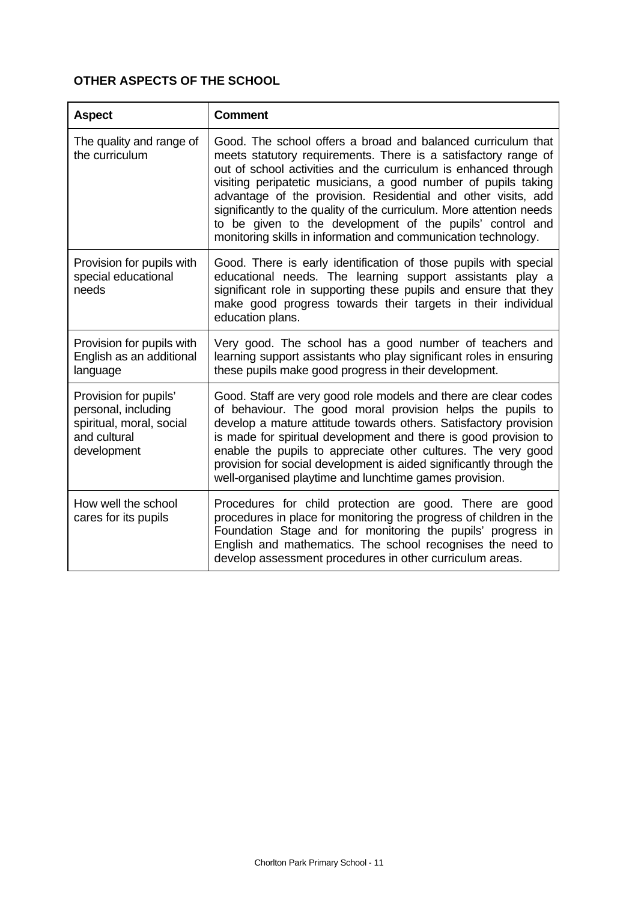**OTHER ASPECTS OF THE SCHOOL**

| Aspect | Comment |
| --- | --- |
| The quality and range of the curriculum | Good. The school offers a broad and balanced curriculum that meets statutory requirements. There is a satisfactory range of out of school activities and the curriculum is enhanced through visiting peripatetic musicians, a good number of pupils taking advantage of the provision. Residential and other visits, add significantly to the quality of the curriculum. More attention needs to be given to the development of the pupils' control and monitoring skills in information and communication technology. |
| Provision for pupils with special educational needs | Good. There is early identification of those pupils with special educational needs. The learning support assistants play a significant role in supporting these pupils and ensure that they make good progress towards their targets in their individual education plans. |
| Provision for pupils with English as an additional language | Very good. The school has a good number of teachers and learning support assistants who play significant roles in ensuring these pupils make good progress in their development. |
| Provision for pupils' personal, including spiritual, moral, social and cultural development | Good. Staff are very good role models and there are clear codes of behaviour. The good moral provision helps the pupils to develop a mature attitude towards others. Satisfactory provision is made for spiritual development and there is good provision to enable the pupils to appreciate other cultures. The very good provision for social development is aided significantly through the well-organised playtime and lunchtime games provision. |
| How well the school cares for its pupils | Procedures for child protection are good. There are good procedures in place for monitoring the progress of children in the Foundation Stage and for monitoring the pupils' progress in English and mathematics. The school recognises the need to develop assessment procedures in other curriculum areas. |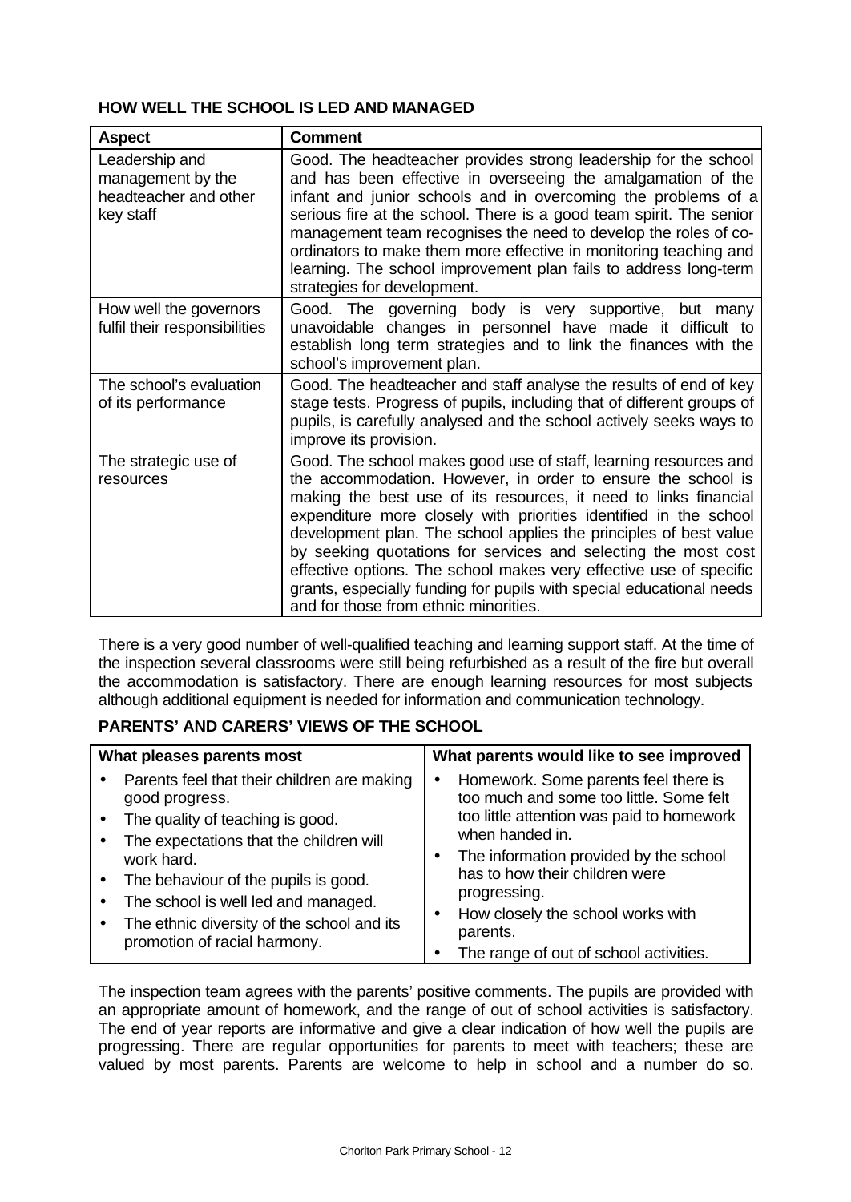### HOW WELL THE SCHOOL IS LED AND MANAGED

| Aspect | Comment |
|---|---|
| Leadership and management by the headteacher and other key staff | Good. The headteacher provides strong leadership for the school and has been effective in overseeing the amalgamation of the infant and junior schools and in overcoming the problems of a serious fire at the school. There is a good team spirit. The senior management team recognises the need to develop the roles of co-ordinators to make them more effective in monitoring teaching and learning. The school improvement plan fails to address long-term strategies for development. |
| How well the governors fulfil their responsibilities | Good. The governing body is very supportive, but many unavoidable changes in personnel have made it difficult to establish long term strategies and to link the finances with the school's improvement plan. |
| The school's evaluation of its performance | Good. The headteacher and staff analyse the results of end of key stage tests. Progress of pupils, including that of different groups of pupils, is carefully analysed and the school actively seeks ways to improve its provision. |
| The strategic use of resources | Good. The school makes good use of staff, learning resources and the accommodation. However, in order to ensure the school is making the best use of its resources, it need to links financial expenditure more closely with priorities identified in the school development plan. The school applies the principles of best value by seeking quotations for services and selecting the most cost effective options. The school makes very effective use of specific grants, especially funding for pupils with special educational needs and for those from ethnic minorities. |

There is a very good number of well-qualified teaching and learning support staff. At the time of the inspection several classrooms were still being refurbished as a result of the fire but overall the accommodation is satisfactory. There are enough learning resources for most subjects although additional equipment is needed for information and communication technology.

### PARENTS' AND CARERS' VIEWS OF THE SCHOOL

| What pleases parents most | What parents would like to see improved |
|---|---|
| • Parents feel that their children are making good progress.<br>• The quality of teaching is good.<br>• The expectations that the children will work hard.<br>• The behaviour of the pupils is good.<br>• The school is well led and managed.<br>• The ethnic diversity of the school and its promotion of racial harmony. | • Homework. Some parents feel there is too much and some too little. Some felt too little attention was paid to homework when handed in.<br>• The information provided by the school has to how their children were progressing.<br>• How closely the school works with parents.<br>• The range of out of school activities. |

The inspection team agrees with the parents' positive comments. The pupils are provided with an appropriate amount of homework, and the range of out of school activities is satisfactory. The end of year reports are informative and give a clear indication of how well the pupils are progressing. There are regular opportunities for parents to meet with teachers; these are valued by most parents. Parents are welcome to help in school and a number do so.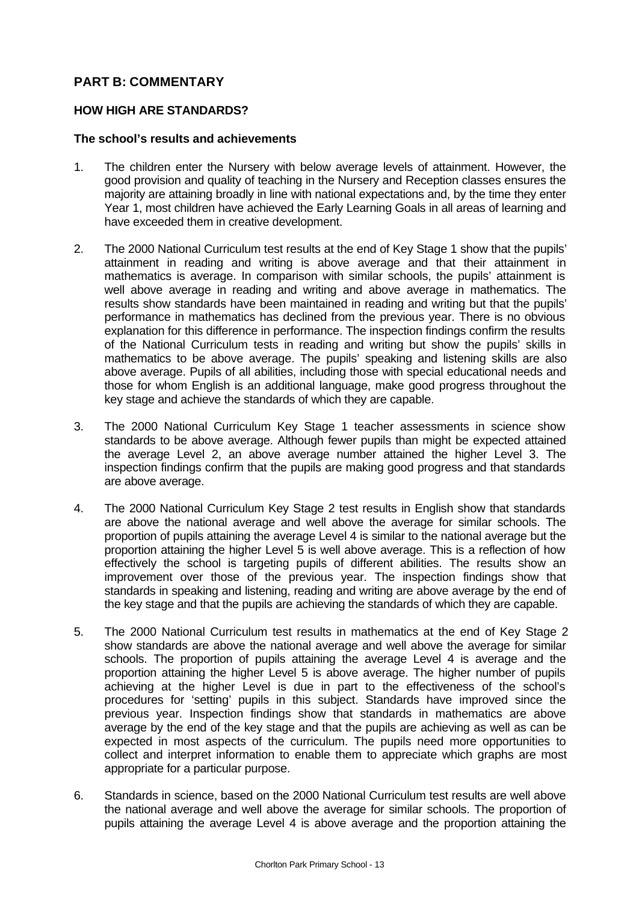## PART B: COMMENTARY

### HOW HIGH ARE STANDARDS?

#### The school's results and achievements

1. The children enter the Nursery with below average levels of attainment. However, the good provision and quality of teaching in the Nursery and Reception classes ensures the majority are attaining broadly in line with national expectations and, by the time they enter Year 1, most children have achieved the Early Learning Goals in all areas of learning and have exceeded them in creative development.

2. The 2000 National Curriculum test results at the end of Key Stage 1 show that the pupils' attainment in reading and writing is above average and that their attainment in mathematics is average. In comparison with similar schools, the pupils' attainment is well above average in reading and writing and above average in mathematics. The results show standards have been maintained in reading and writing but that the pupils' performance in mathematics has declined from the previous year. There is no obvious explanation for this difference in performance. The inspection findings confirm the results of the National Curriculum tests in reading and writing but show the pupils' skills in mathematics to be above average. The pupils' speaking and listening skills are also above average. Pupils of all abilities, including those with special educational needs and those for whom English is an additional language, make good progress throughout the key stage and achieve the standards of which they are capable.

3. The 2000 National Curriculum Key Stage 1 teacher assessments in science show standards to be above average. Although fewer pupils than might be expected attained the average Level 2, an above average number attained the higher Level 3. The inspection findings confirm that the pupils are making good progress and that standards are above average.

4. The 2000 National Curriculum Key Stage 2 test results in English show that standards are above the national average and well above the average for similar schools. The proportion of pupils attaining the average Level 4 is similar to the national average but the proportion attaining the higher Level 5 is well above average. This is a reflection of how effectively the school is targeting pupils of different abilities. The results show an improvement over those of the previous year. The inspection findings show that standards in speaking and listening, reading and writing are above average by the end of the key stage and that the pupils are achieving the standards of which they are capable.

5. The 2000 National Curriculum test results in mathematics at the end of Key Stage 2 show standards are above the national average and well above the average for similar schools. The proportion of pupils attaining the average Level 4 is average and the proportion attaining the higher Level 5 is above average. The higher number of pupils achieving at the higher Level is due in part to the effectiveness of the school's procedures for 'setting' pupils in this subject. Standards have improved since the previous year. Inspection findings show that standards in mathematics are above average by the end of the key stage and that the pupils are achieving as well as can be expected in most aspects of the curriculum. The pupils need more opportunities to collect and interpret information to enable them to appreciate which graphs are most appropriate for a particular purpose.

6. Standards in science, based on the 2000 National Curriculum test results are well above the national average and well above the average for similar schools. The proportion of pupils attaining the average Level 4 is above average and the proportion attaining the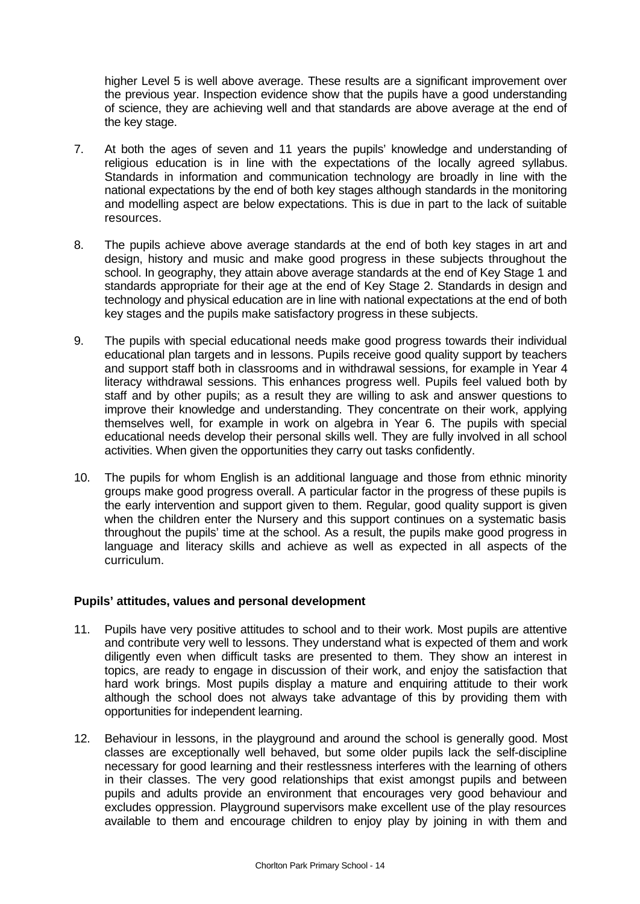higher Level 5 is well above average. These results are a significant improvement over the previous year. Inspection evidence show that the pupils have a good understanding of science, they are achieving well and that standards are above average at the end of the key stage.

7. At both the ages of seven and 11 years the pupils' knowledge and understanding of religious education is in line with the expectations of the locally agreed syllabus. Standards in information and communication technology are broadly in line with the national expectations by the end of both key stages although standards in the monitoring and modelling aspect are below expectations. This is due in part to the lack of suitable resources.

8. The pupils achieve above average standards at the end of both key stages in art and design, history and music and make good progress in these subjects throughout the school. In geography, they attain above average standards at the end of Key Stage 1 and standards appropriate for their age at the end of Key Stage 2. Standards in design and technology and physical education are in line with national expectations at the end of both key stages and the pupils make satisfactory progress in these subjects.

9. The pupils with special educational needs make good progress towards their individual educational plan targets and in lessons. Pupils receive good quality support by teachers and support staff both in classrooms and in withdrawal sessions, for example in Year 4 literacy withdrawal sessions. This enhances progress well. Pupils feel valued both by staff and by other pupils; as a result they are willing to ask and answer questions to improve their knowledge and understanding. They concentrate on their work, applying themselves well, for example in work on algebra in Year 6. The pupils with special educational needs develop their personal skills well. They are fully involved in all school activities. When given the opportunities they carry out tasks confidently.

10. The pupils for whom English is an additional language and those from ethnic minority groups make good progress overall. A particular factor in the progress of these pupils is the early intervention and support given to them. Regular, good quality support is given when the children enter the Nursery and this support continues on a systematic basis throughout the pupils' time at the school. As a result, the pupils make good progress in language and literacy skills and achieve as well as expected in all aspects of the curriculum.

### Pupils' attitudes, values and personal development

11. Pupils have very positive attitudes to school and to their work. Most pupils are attentive and contribute very well to lessons. They understand what is expected of them and work diligently even when difficult tasks are presented to them. They show an interest in topics, are ready to engage in discussion of their work, and enjoy the satisfaction that hard work brings. Most pupils display a mature and enquiring attitude to their work although the school does not always take advantage of this by providing them with opportunities for independent learning.

12. Behaviour in lessons, in the playground and around the school is generally good. Most classes are exceptionally well behaved, but some older pupils lack the self-discipline necessary for good learning and their restlessness interferes with the learning of others in their classes. The very good relationships that exist amongst pupils and between pupils and adults provide an environment that encourages very good behaviour and excludes oppression. Playground supervisors make excellent use of the play resources available to them and encourage children to enjoy play by joining in with them and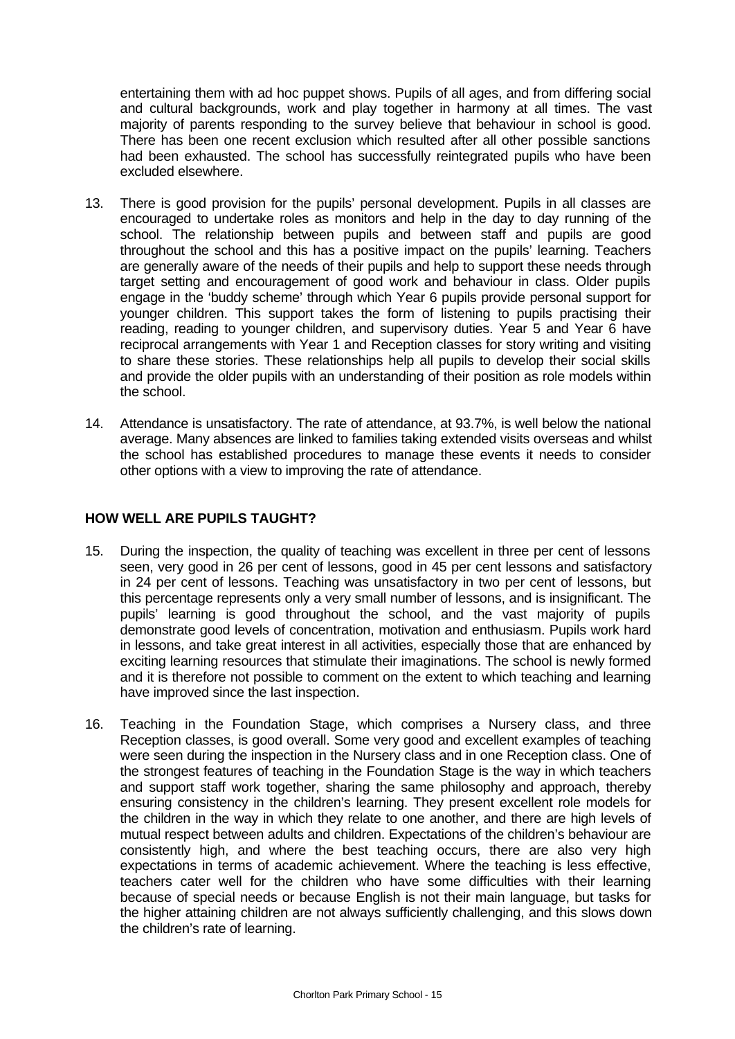entertaining them with ad hoc puppet shows. Pupils of all ages, and from differing social and cultural backgrounds, work and play together in harmony at all times. The vast majority of parents responding to the survey believe that behaviour in school is good. There has been one recent exclusion which resulted after all other possible sanctions had been exhausted. The school has successfully reintegrated pupils who have been excluded elsewhere.

13. There is good provision for the pupils' personal development. Pupils in all classes are encouraged to undertake roles as monitors and help in the day to day running of the school. The relationship between pupils and between staff and pupils are good throughout the school and this has a positive impact on the pupils' learning. Teachers are generally aware of the needs of their pupils and help to support these needs through target setting and encouragement of good work and behaviour in class. Older pupils engage in the 'buddy scheme' through which Year 6 pupils provide personal support for younger children. This support takes the form of listening to pupils practising their reading, reading to younger children, and supervisory duties. Year 5 and Year 6 have reciprocal arrangements with Year 1 and Reception classes for story writing and visiting to share these stories. These relationships help all pupils to develop their social skills and provide the older pupils with an understanding of their position as role models within the school.

14. Attendance is unsatisfactory. The rate of attendance, at 93.7%, is well below the national average. Many absences are linked to families taking extended visits overseas and whilst the school has established procedures to manage these events it needs to consider other options with a view to improving the rate of attendance.

## HOW WELL ARE PUPILS TAUGHT?

15. During the inspection, the quality of teaching was excellent in three per cent of lessons seen, very good in 26 per cent of lessons, good in 45 per cent lessons and satisfactory in 24 per cent of lessons. Teaching was unsatisfactory in two per cent of lessons, but this percentage represents only a very small number of lessons, and is insignificant. The pupils' learning is good throughout the school, and the vast majority of pupils demonstrate good levels of concentration, motivation and enthusiasm. Pupils work hard in lessons, and take great interest in all activities, especially those that are enhanced by exciting learning resources that stimulate their imaginations. The school is newly formed and it is therefore not possible to comment on the extent to which teaching and learning have improved since the last inspection.

16. Teaching in the Foundation Stage, which comprises a Nursery class, and three Reception classes, is good overall. Some very good and excellent examples of teaching were seen during the inspection in the Nursery class and in one Reception class. One of the strongest features of teaching in the Foundation Stage is the way in which teachers and support staff work together, sharing the same philosophy and approach, thereby ensuring consistency in the children's learning. They present excellent role models for the children in the way in which they relate to one another, and there are high levels of mutual respect between adults and children. Expectations of the children's behaviour are consistently high, and where the best teaching occurs, there are also very high expectations in terms of academic achievement. Where the teaching is less effective, teachers cater well for the children who have some difficulties with their learning because of special needs or because English is not their main language, but tasks for the higher attaining children are not always sufficiently challenging, and this slows down the children's rate of learning.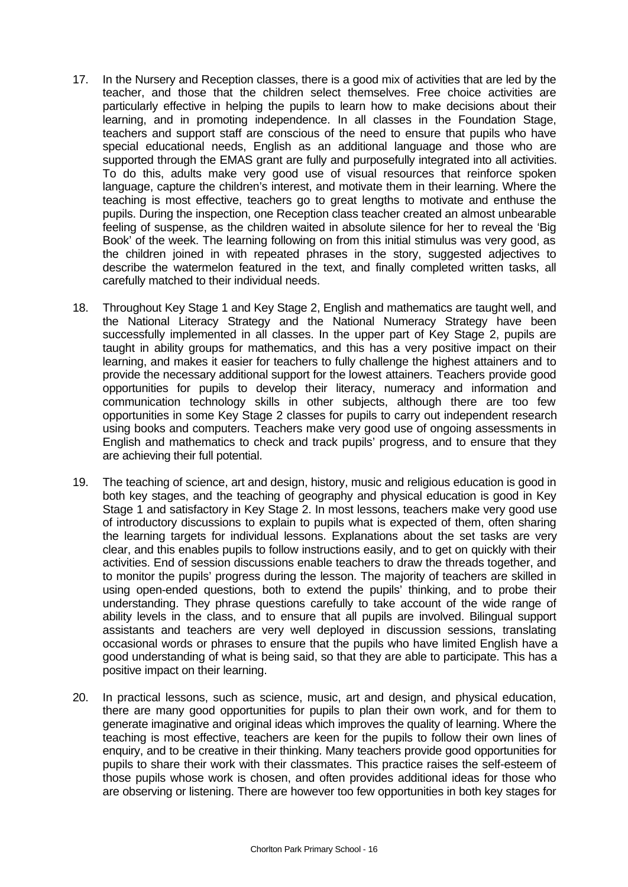17. In the Nursery and Reception classes, there is a good mix of activities that are led by the teacher, and those that the children select themselves. Free choice activities are particularly effective in helping the pupils to learn how to make decisions about their learning, and in promoting independence. In all classes in the Foundation Stage, teachers and support staff are conscious of the need to ensure that pupils who have special educational needs, English as an additional language and those who are supported through the EMAS grant are fully and purposefully integrated into all activities. To do this, adults make very good use of visual resources that reinforce spoken language, capture the children's interest, and motivate them in their learning. Where the teaching is most effective, teachers go to great lengths to motivate and enthuse the pupils. During the inspection, one Reception class teacher created an almost unbearable feeling of suspense, as the children waited in absolute silence for her to reveal the 'Big Book' of the week. The learning following on from this initial stimulus was very good, as the children joined in with repeated phrases in the story, suggested adjectives to describe the watermelon featured in the text, and finally completed written tasks, all carefully matched to their individual needs.

18. Throughout Key Stage 1 and Key Stage 2, English and mathematics are taught well, and the National Literacy Strategy and the National Numeracy Strategy have been successfully implemented in all classes. In the upper part of Key Stage 2, pupils are taught in ability groups for mathematics, and this has a very positive impact on their learning, and makes it easier for teachers to fully challenge the highest attainers and to provide the necessary additional support for the lowest attainers. Teachers provide good opportunities for pupils to develop their literacy, numeracy and information and communication technology skills in other subjects, although there are too few opportunities in some Key Stage 2 classes for pupils to carry out independent research using books and computers. Teachers make very good use of ongoing assessments in English and mathematics to check and track pupils' progress, and to ensure that they are achieving their full potential.

19. The teaching of science, art and design, history, music and religious education is good in both key stages, and the teaching of geography and physical education is good in Key Stage 1 and satisfactory in Key Stage 2. In most lessons, teachers make very good use of introductory discussions to explain to pupils what is expected of them, often sharing the learning targets for individual lessons. Explanations about the set tasks are very clear, and this enables pupils to follow instructions easily, and to get on quickly with their activities. End of session discussions enable teachers to draw the threads together, and to monitor the pupils' progress during the lesson. The majority of teachers are skilled in using open-ended questions, both to extend the pupils' thinking, and to probe their understanding. They phrase questions carefully to take account of the wide range of ability levels in the class, and to ensure that all pupils are involved. Bilingual support assistants and teachers are very well deployed in discussion sessions, translating occasional words or phrases to ensure that the pupils who have limited English have a good understanding of what is being said, so that they are able to participate. This has a positive impact on their learning.

20. In practical lessons, such as science, music, art and design, and physical education, there are many good opportunities for pupils to plan their own work, and for them to generate imaginative and original ideas which improves the quality of learning. Where the teaching is most effective, teachers are keen for the pupils to follow their own lines of enquiry, and to be creative in their thinking. Many teachers provide good opportunities for pupils to share their work with their classmates. This practice raises the self-esteem of those pupils whose work is chosen, and often provides additional ideas for those who are observing or listening. There are however too few opportunities in both key stages for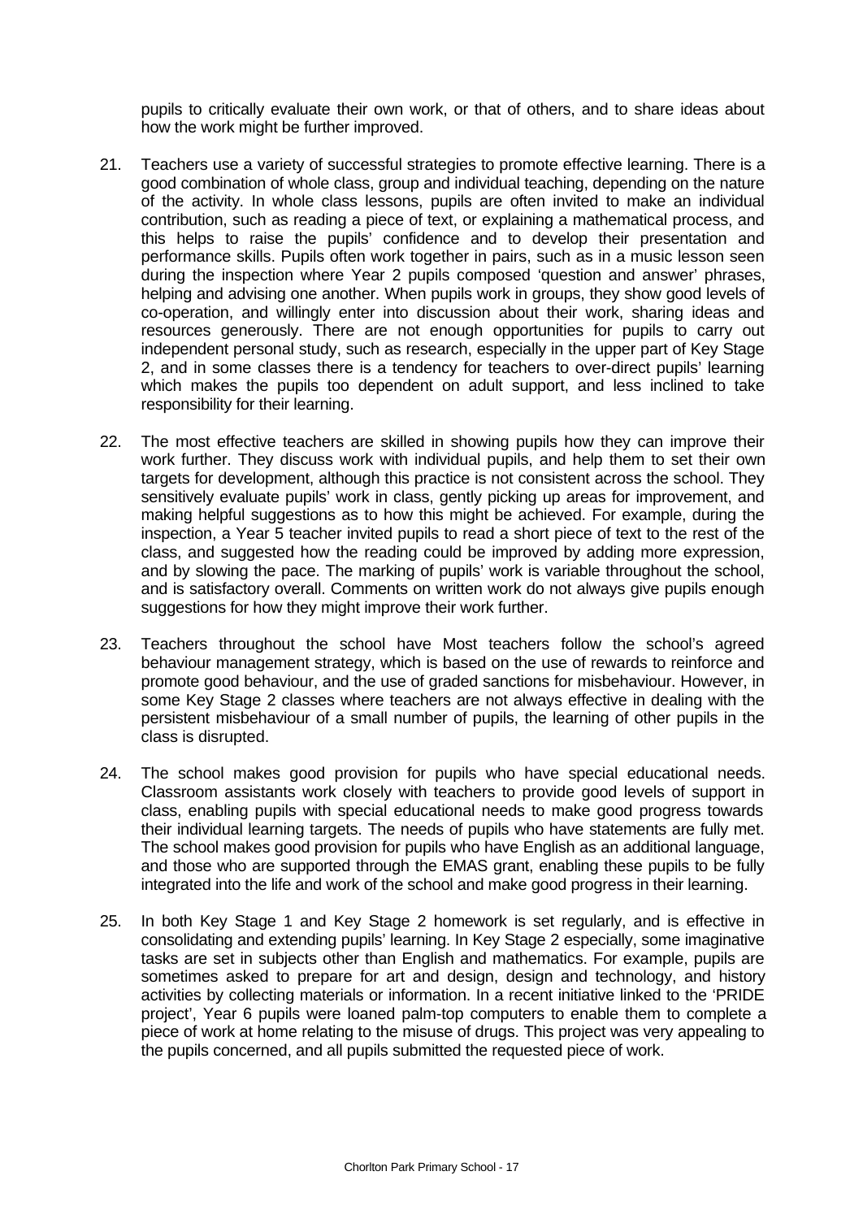pupils to critically evaluate their own work, or that of others, and to share ideas about how the work might be further improved.

21. Teachers use a variety of successful strategies to promote effective learning. There is a good combination of whole class, group and individual teaching, depending on the nature of the activity. In whole class lessons, pupils are often invited to make an individual contribution, such as reading a piece of text, or explaining a mathematical process, and this helps to raise the pupils' confidence and to develop their presentation and performance skills. Pupils often work together in pairs, such as in a music lesson seen during the inspection where Year 2 pupils composed 'question and answer' phrases, helping and advising one another. When pupils work in groups, they show good levels of co-operation, and willingly enter into discussion about their work, sharing ideas and resources generously. There are not enough opportunities for pupils to carry out independent personal study, such as research, especially in the upper part of Key Stage 2, and in some classes there is a tendency for teachers to over-direct pupils' learning which makes the pupils too dependent on adult support, and less inclined to take responsibility for their learning.

22. The most effective teachers are skilled in showing pupils how they can improve their work further. They discuss work with individual pupils, and help them to set their own targets for development, although this practice is not consistent across the school. They sensitively evaluate pupils' work in class, gently picking up areas for improvement, and making helpful suggestions as to how this might be achieved. For example, during the inspection, a Year 5 teacher invited pupils to read a short piece of text to the rest of the class, and suggested how the reading could be improved by adding more expression, and by slowing the pace. The marking of pupils' work is variable throughout the school, and is satisfactory overall. Comments on written work do not always give pupils enough suggestions for how they might improve their work further.

23. Teachers throughout the school have Most teachers follow the school's agreed behaviour management strategy, which is based on the use of rewards to reinforce and promote good behaviour, and the use of graded sanctions for misbehaviour. However, in some Key Stage 2 classes where teachers are not always effective in dealing with the persistent misbehaviour of a small number of pupils, the learning of other pupils in the class is disrupted.

24. The school makes good provision for pupils who have special educational needs. Classroom assistants work closely with teachers to provide good levels of support in class, enabling pupils with special educational needs to make good progress towards their individual learning targets. The needs of pupils who have statements are fully met. The school makes good provision for pupils who have English as an additional language, and those who are supported through the EMAS grant, enabling these pupils to be fully integrated into the life and work of the school and make good progress in their learning.

25. In both Key Stage 1 and Key Stage 2 homework is set regularly, and is effective in consolidating and extending pupils' learning. In Key Stage 2 especially, some imaginative tasks are set in subjects other than English and mathematics. For example, pupils are sometimes asked to prepare for art and design, design and technology, and history activities by collecting materials or information. In a recent initiative linked to the 'PRIDE project', Year 6 pupils were loaned palm-top computers to enable them to complete a piece of work at home relating to the misuse of drugs. This project was very appealing to the pupils concerned, and all pupils submitted the requested piece of work.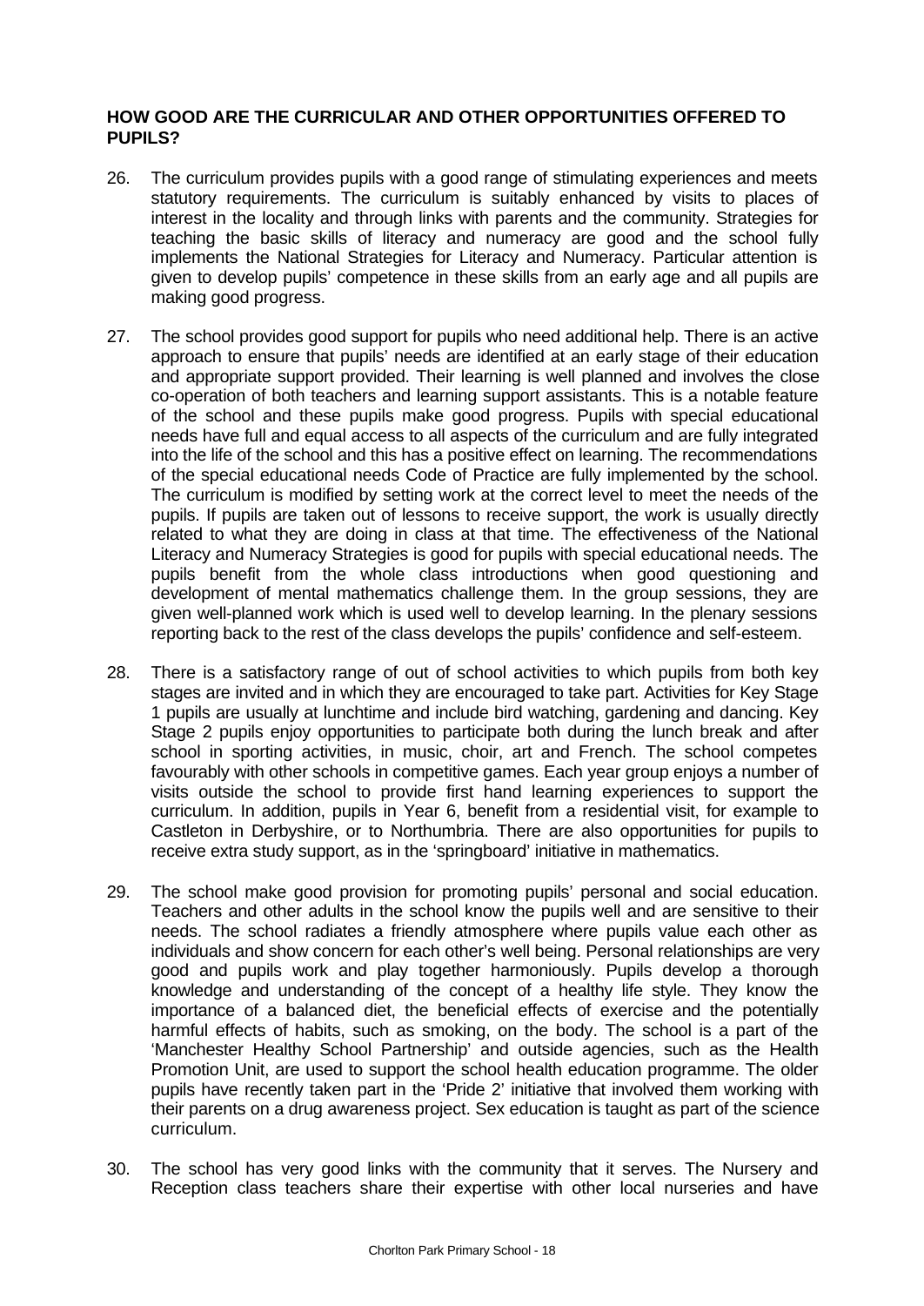## HOW GOOD ARE THE CURRICULAR AND OTHER OPPORTUNITIES OFFERED TO PUPILS?

26. The curriculum provides pupils with a good range of stimulating experiences and meets statutory requirements. The curriculum is suitably enhanced by visits to places of interest in the locality and through links with parents and the community. Strategies for teaching the basic skills of literacy and numeracy are good and the school fully implements the National Strategies for Literacy and Numeracy. Particular attention is given to develop pupils' competence in these skills from an early age and all pupils are making good progress.

27. The school provides good support for pupils who need additional help. There is an active approach to ensure that pupils' needs are identified at an early stage of their education and appropriate support provided. Their learning is well planned and involves the close co-operation of both teachers and learning support assistants. This is a notable feature of the school and these pupils make good progress. Pupils with special educational needs have full and equal access to all aspects of the curriculum and are fully integrated into the life of the school and this has a positive effect on learning. The recommendations of the special educational needs Code of Practice are fully implemented by the school. The curriculum is modified by setting work at the correct level to meet the needs of the pupils. If pupils are taken out of lessons to receive support, the work is usually directly related to what they are doing in class at that time. The effectiveness of the National Literacy and Numeracy Strategies is good for pupils with special educational needs. The pupils benefit from the whole class introductions when good questioning and development of mental mathematics challenge them. In the group sessions, they are given well-planned work which is used well to develop learning. In the plenary sessions reporting back to the rest of the class develops the pupils' confidence and self-esteem.

28. There is a satisfactory range of out of school activities to which pupils from both key stages are invited and in which they are encouraged to take part. Activities for Key Stage 1 pupils are usually at lunchtime and include bird watching, gardening and dancing. Key Stage 2 pupils enjoy opportunities to participate both during the lunch break and after school in sporting activities, in music, choir, art and French. The school competes favourably with other schools in competitive games. Each year group enjoys a number of visits outside the school to provide first hand learning experiences to support the curriculum. In addition, pupils in Year 6, benefit from a residential visit, for example to Castleton in Derbyshire, or to Northumbria. There are also opportunities for pupils to receive extra study support, as in the 'springboard' initiative in mathematics.

29. The school make good provision for promoting pupils' personal and social education. Teachers and other adults in the school know the pupils well and are sensitive to their needs. The school radiates a friendly atmosphere where pupils value each other as individuals and show concern for each other's well being. Personal relationships are very good and pupils work and play together harmoniously. Pupils develop a thorough knowledge and understanding of the concept of a healthy life style. They know the importance of a balanced diet, the beneficial effects of exercise and the potentially harmful effects of habits, such as smoking, on the body. The school is a part of the 'Manchester Healthy School Partnership' and outside agencies, such as the Health Promotion Unit, are used to support the school health education programme. The older pupils have recently taken part in the 'Pride 2' initiative that involved them working with their parents on a drug awareness project. Sex education is taught as part of the science curriculum.

30. The school has very good links with the community that it serves. The Nursery and Reception class teachers share their expertise with other local nurseries and have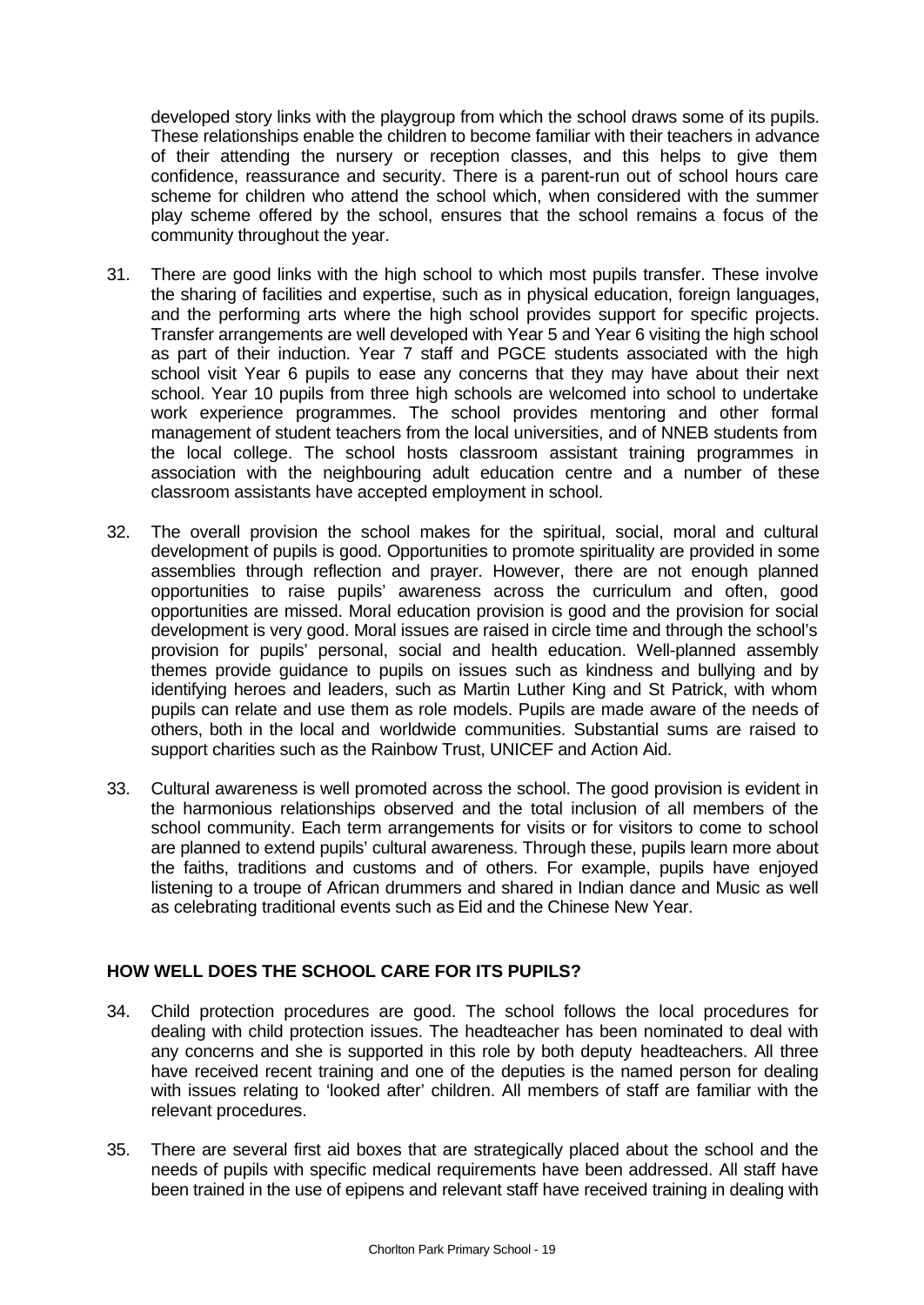developed story links with the playgroup from which the school draws some of its pupils. These relationships enable the children to become familiar with their teachers in advance of their attending the nursery or reception classes, and this helps to give them confidence, reassurance and security. There is a parent-run out of school hours care scheme for children who attend the school which, when considered with the summer play scheme offered by the school, ensures that the school remains a focus of the community throughout the year.

31. There are good links with the high school to which most pupils transfer. These involve the sharing of facilities and expertise, such as in physical education, foreign languages, and the performing arts where the high school provides support for specific projects. Transfer arrangements are well developed with Year 5 and Year 6 visiting the high school as part of their induction. Year 7 staff and PGCE students associated with the high school visit Year 6 pupils to ease any concerns that they may have about their next school. Year 10 pupils from three high schools are welcomed into school to undertake work experience programmes. The school provides mentoring and other formal management of student teachers from the local universities, and of NNEB students from the local college. The school hosts classroom assistant training programmes in association with the neighbouring adult education centre and a number of these classroom assistants have accepted employment in school.

32. The overall provision the school makes for the spiritual, social, moral and cultural development of pupils is good. Opportunities to promote spirituality are provided in some assemblies through reflection and prayer. However, there are not enough planned opportunities to raise pupils' awareness across the curriculum and often, good opportunities are missed. Moral education provision is good and the provision for social development is very good. Moral issues are raised in circle time and through the school's provision for pupils' personal, social and health education. Well-planned assembly themes provide guidance to pupils on issues such as kindness and bullying and by identifying heroes and leaders, such as Martin Luther King and St Patrick, with whom pupils can relate and use them as role models. Pupils are made aware of the needs of others, both in the local and worldwide communities. Substantial sums are raised to support charities such as the Rainbow Trust, UNICEF and Action Aid.

33. Cultural awareness is well promoted across the school. The good provision is evident in the harmonious relationships observed and the total inclusion of all members of the school community. Each term arrangements for visits or for visitors to come to school are planned to extend pupils' cultural awareness. Through these, pupils learn more about the faiths, traditions and customs and of others. For example, pupils have enjoyed listening to a troupe of African drummers and shared in Indian dance and Music as well as celebrating traditional events such as Eid and the Chinese New Year.

## HOW WELL DOES THE SCHOOL CARE FOR ITS PUPILS?

34. Child protection procedures are good. The school follows the local procedures for dealing with child protection issues. The headteacher has been nominated to deal with any concerns and she is supported in this role by both deputy headteachers. All three have received recent training and one of the deputies is the named person for dealing with issues relating to 'looked after' children. All members of staff are familiar with the relevant procedures.

35. There are several first aid boxes that are strategically placed about the school and the needs of pupils with specific medical requirements have been addressed. All staff have been trained in the use of epipens and relevant staff have received training in dealing with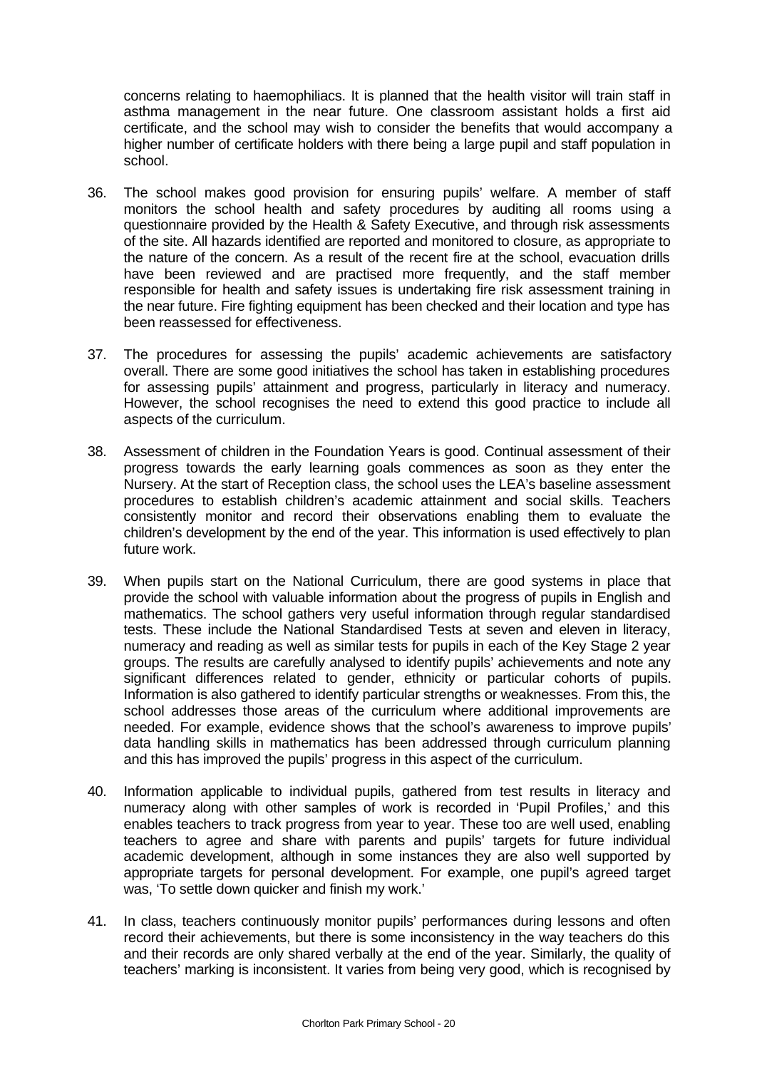concerns relating to haemophiliacs. It is planned that the health visitor will train staff in asthma management in the near future. One classroom assistant holds a first aid certificate, and the school may wish to consider the benefits that would accompany a higher number of certificate holders with there being a large pupil and staff population in school.

36. The school makes good provision for ensuring pupils' welfare. A member of staff monitors the school health and safety procedures by auditing all rooms using a questionnaire provided by the Health & Safety Executive, and through risk assessments of the site. All hazards identified are reported and monitored to closure, as appropriate to the nature of the concern. As a result of the recent fire at the school, evacuation drills have been reviewed and are practised more frequently, and the staff member responsible for health and safety issues is undertaking fire risk assessment training in the near future. Fire fighting equipment has been checked and their location and type has been reassessed for effectiveness.

37. The procedures for assessing the pupils' academic achievements are satisfactory overall. There are some good initiatives the school has taken in establishing procedures for assessing pupils' attainment and progress, particularly in literacy and numeracy. However, the school recognises the need to extend this good practice to include all aspects of the curriculum.

38. Assessment of children in the Foundation Years is good. Continual assessment of their progress towards the early learning goals commences as soon as they enter the Nursery. At the start of Reception class, the school uses the LEA's baseline assessment procedures to establish children's academic attainment and social skills. Teachers consistently monitor and record their observations enabling them to evaluate the children's development by the end of the year. This information is used effectively to plan future work.

39. When pupils start on the National Curriculum, there are good systems in place that provide the school with valuable information about the progress of pupils in English and mathematics. The school gathers very useful information through regular standardised tests. These include the National Standardised Tests at seven and eleven in literacy, numeracy and reading as well as similar tests for pupils in each of the Key Stage 2 year groups. The results are carefully analysed to identify pupils' achievements and note any significant differences related to gender, ethnicity or particular cohorts of pupils. Information is also gathered to identify particular strengths or weaknesses. From this, the school addresses those areas of the curriculum where additional improvements are needed. For example, evidence shows that the school's awareness to improve pupils' data handling skills in mathematics has been addressed through curriculum planning and this has improved the pupils' progress in this aspect of the curriculum.

40. Information applicable to individual pupils, gathered from test results in literacy and numeracy along with other samples of work is recorded in 'Pupil Profiles,' and this enables teachers to track progress from year to year. These too are well used, enabling teachers to agree and share with parents and pupils' targets for future individual academic development, although in some instances they are also well supported by appropriate targets for personal development. For example, one pupil's agreed target was, 'To settle down quicker and finish my work.'

41. In class, teachers continuously monitor pupils' performances during lessons and often record their achievements, but there is some inconsistency in the way teachers do this and their records are only shared verbally at the end of the year. Similarly, the quality of teachers' marking is inconsistent. It varies from being very good, which is recognised by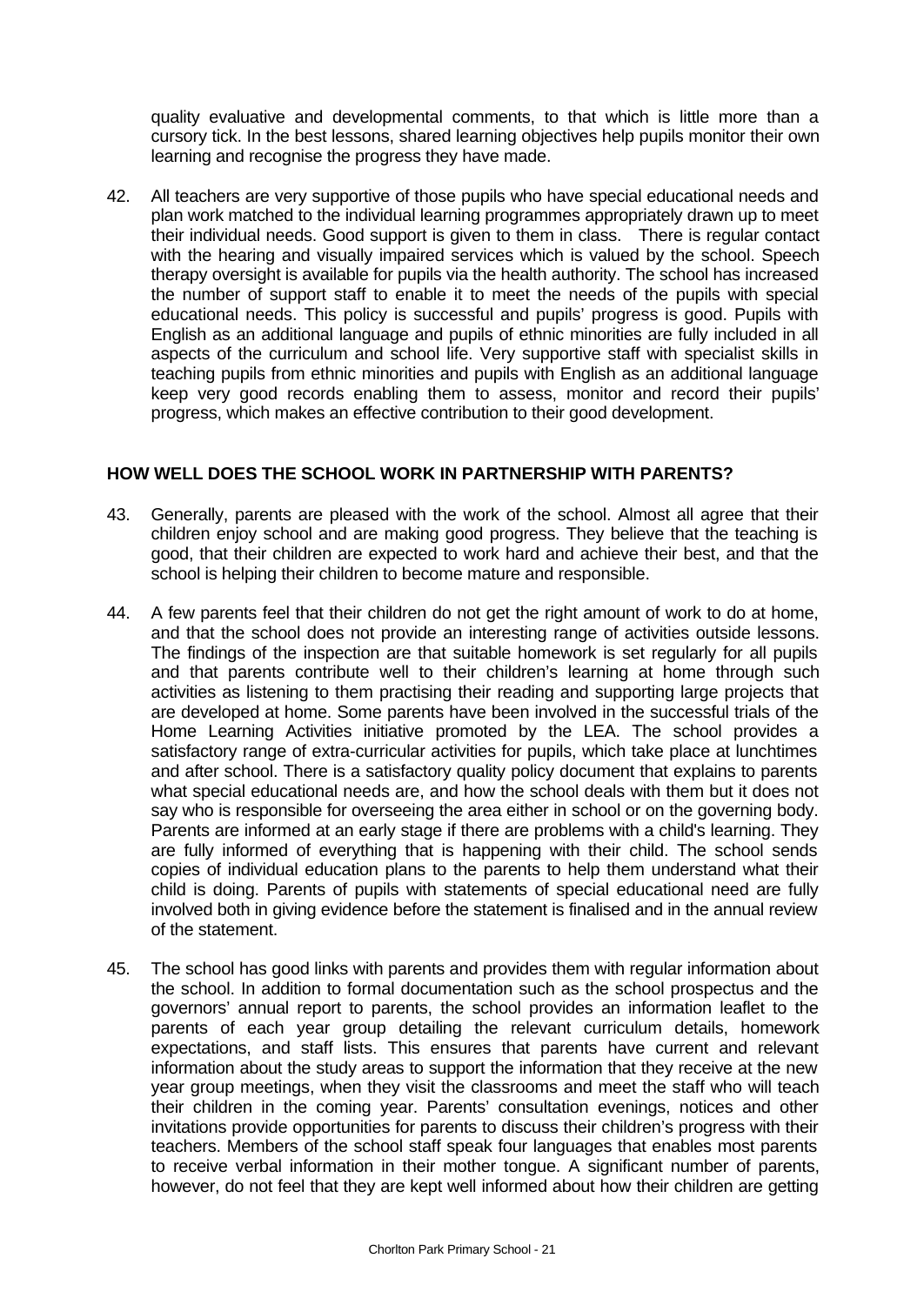quality evaluative and developmental comments, to that which is little more than a cursory tick. In the best lessons, shared learning objectives help pupils monitor their own learning and recognise the progress they have made.

42. All teachers are very supportive of those pupils who have special educational needs and plan work matched to the individual learning programmes appropriately drawn up to meet their individual needs. Good support is given to them in class. There is regular contact with the hearing and visually impaired services which is valued by the school. Speech therapy oversight is available for pupils via the health authority. The school has increased the number of support staff to enable it to meet the needs of the pupils with special educational needs. This policy is successful and pupils' progress is good. Pupils with English as an additional language and pupils of ethnic minorities are fully included in all aspects of the curriculum and school life. Very supportive staff with specialist skills in teaching pupils from ethnic minorities and pupils with English as an additional language keep very good records enabling them to assess, monitor and record their pupils' progress, which makes an effective contribution to their good development.

## HOW WELL DOES THE SCHOOL WORK IN PARTNERSHIP WITH PARENTS?

43. Generally, parents are pleased with the work of the school. Almost all agree that their children enjoy school and are making good progress. They believe that the teaching is good, that their children are expected to work hard and achieve their best, and that the school is helping their children to become mature and responsible.

44. A few parents feel that their children do not get the right amount of work to do at home, and that the school does not provide an interesting range of activities outside lessons. The findings of the inspection are that suitable homework is set regularly for all pupils and that parents contribute well to their children's learning at home through such activities as listening to them practising their reading and supporting large projects that are developed at home. Some parents have been involved in the successful trials of the Home Learning Activities initiative promoted by the LEA. The school provides a satisfactory range of extra-curricular activities for pupils, which take place at lunchtimes and after school. There is a satisfactory quality policy document that explains to parents what special educational needs are, and how the school deals with them but it does not say who is responsible for overseeing the area either in school or on the governing body. Parents are informed at an early stage if there are problems with a child's learning. They are fully informed of everything that is happening with their child. The school sends copies of individual education plans to the parents to help them understand what their child is doing. Parents of pupils with statements of special educational need are fully involved both in giving evidence before the statement is finalised and in the annual review of the statement.

45. The school has good links with parents and provides them with regular information about the school. In addition to formal documentation such as the school prospectus and the governors' annual report to parents, the school provides an information leaflet to the parents of each year group detailing the relevant curriculum details, homework expectations, and staff lists. This ensures that parents have current and relevant information about the study areas to support the information that they receive at the new year group meetings, when they visit the classrooms and meet the staff who will teach their children in the coming year. Parents' consultation evenings, notices and other invitations provide opportunities for parents to discuss their children's progress with their teachers. Members of the school staff speak four languages that enables most parents to receive verbal information in their mother tongue. A significant number of parents, however, do not feel that they are kept well informed about how their children are getting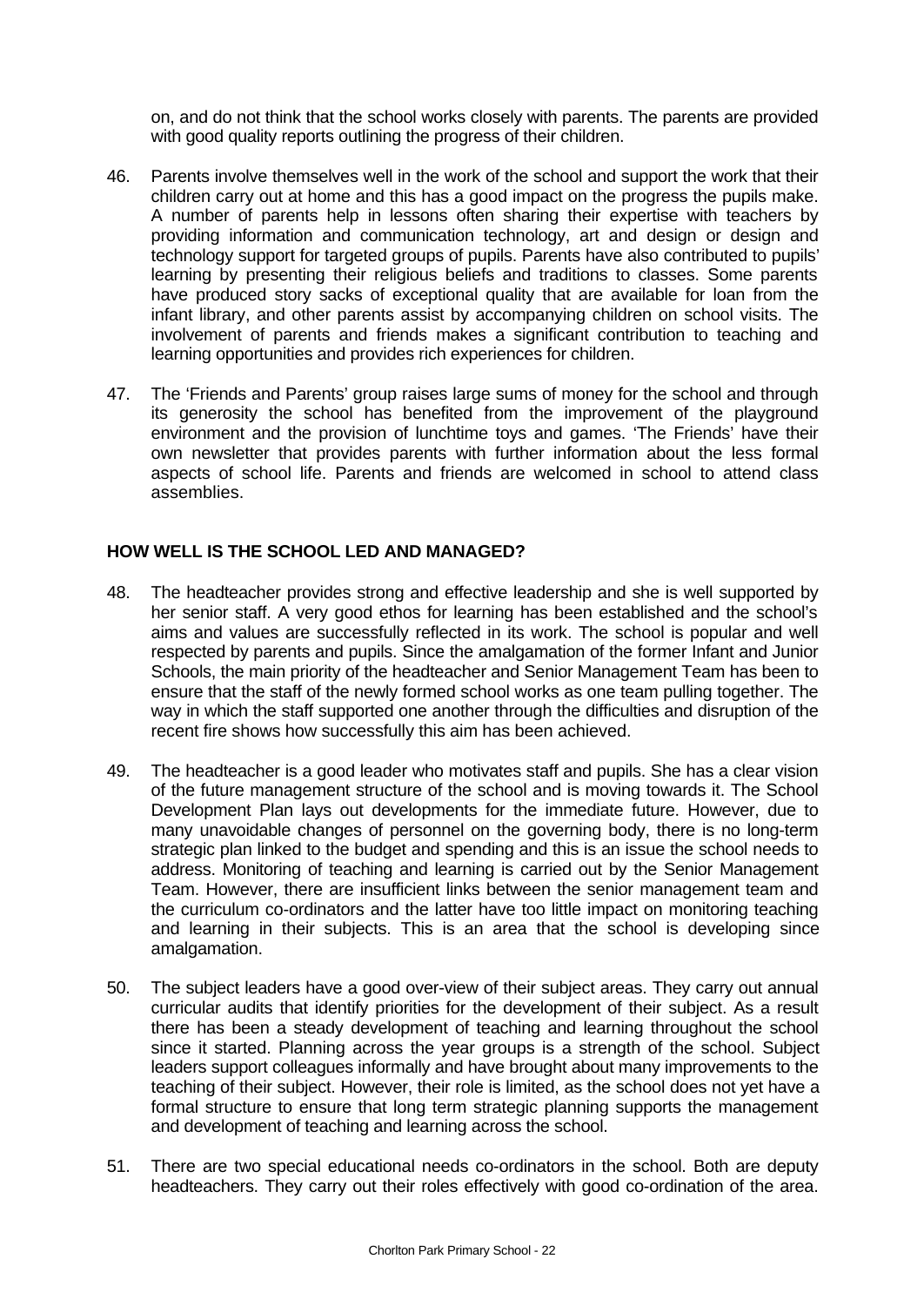on, and do not think that the school works closely with parents. The parents are provided with good quality reports outlining the progress of their children.

46. Parents involve themselves well in the work of the school and support the work that their children carry out at home and this has a good impact on the progress the pupils make. A number of parents help in lessons often sharing their expertise with teachers by providing information and communication technology, art and design or design and technology support for targeted groups of pupils. Parents have also contributed to pupils' learning by presenting their religious beliefs and traditions to classes. Some parents have produced story sacks of exceptional quality that are available for loan from the infant library, and other parents assist by accompanying children on school visits. The involvement of parents and friends makes a significant contribution to teaching and learning opportunities and provides rich experiences for children.

47. The 'Friends and Parents' group raises large sums of money for the school and through its generosity the school has benefited from the improvement of the playground environment and the provision of lunchtime toys and games. 'The Friends' have their own newsletter that provides parents with further information about the less formal aspects of school life. Parents and friends are welcomed in school to attend class assemblies.

## HOW WELL IS THE SCHOOL LED AND MANAGED?

48. The headteacher provides strong and effective leadership and she is well supported by her senior staff. A very good ethos for learning has been established and the school's aims and values are successfully reflected in its work. The school is popular and well respected by parents and pupils. Since the amalgamation of the former Infant and Junior Schools, the main priority of the headteacher and Senior Management Team has been to ensure that the staff of the newly formed school works as one team pulling together. The way in which the staff supported one another through the difficulties and disruption of the recent fire shows how successfully this aim has been achieved.

49. The headteacher is a good leader who motivates staff and pupils. She has a clear vision of the future management structure of the school and is moving towards it. The School Development Plan lays out developments for the immediate future. However, due to many unavoidable changes of personnel on the governing body, there is no long-term strategic plan linked to the budget and spending and this is an issue the school needs to address. Monitoring of teaching and learning is carried out by the Senior Management Team. However, there are insufficient links between the senior management team and the curriculum co-ordinators and the latter have too little impact on monitoring teaching and learning in their subjects. This is an area that the school is developing since amalgamation.

50. The subject leaders have a good over-view of their subject areas. They carry out annual curricular audits that identify priorities for the development of their subject. As a result there has been a steady development of teaching and learning throughout the school since it started. Planning across the year groups is a strength of the school. Subject leaders support colleagues informally and have brought about many improvements to the teaching of their subject. However, their role is limited, as the school does not yet have a formal structure to ensure that long term strategic planning supports the management and development of teaching and learning across the school.

51. There are two special educational needs co-ordinators in the school. Both are deputy headteachers. They carry out their roles effectively with good co-ordination of the area.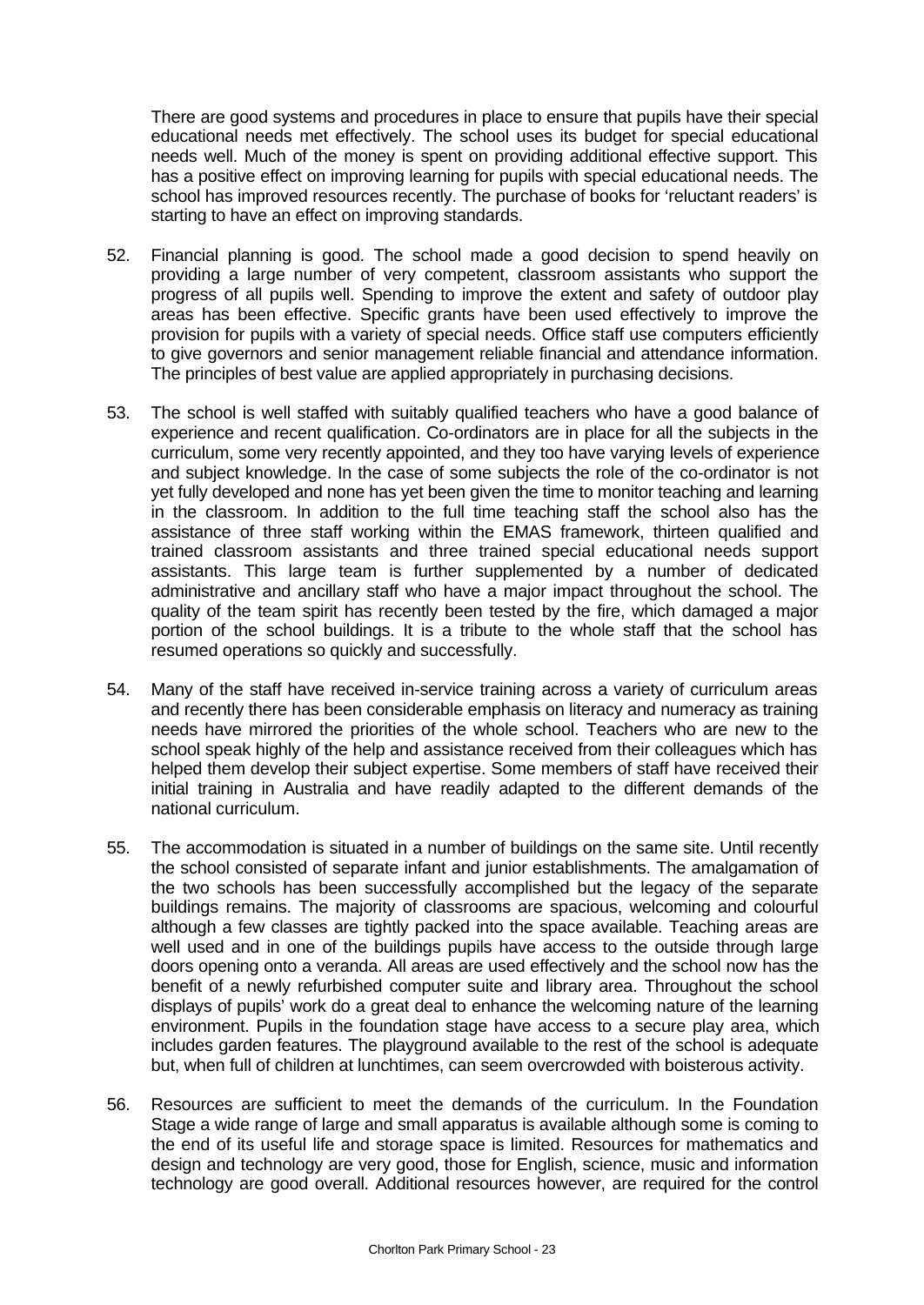There are good systems and procedures in place to ensure that pupils have their special educational needs met effectively. The school uses its budget for special educational needs well. Much of the money is spent on providing additional effective support. This has a positive effect on improving learning for pupils with special educational needs. The school has improved resources recently. The purchase of books for 'reluctant readers' is starting to have an effect on improving standards.

52. Financial planning is good. The school made a good decision to spend heavily on providing a large number of very competent, classroom assistants who support the progress of all pupils well. Spending to improve the extent and safety of outdoor play areas has been effective. Specific grants have been used effectively to improve the provision for pupils with a variety of special needs. Office staff use computers efficiently to give governors and senior management reliable financial and attendance information. The principles of best value are applied appropriately in purchasing decisions.

53. The school is well staffed with suitably qualified teachers who have a good balance of experience and recent qualification. Co-ordinators are in place for all the subjects in the curriculum, some very recently appointed, and they too have varying levels of experience and subject knowledge. In the case of some subjects the role of the co-ordinator is not yet fully developed and none has yet been given the time to monitor teaching and learning in the classroom. In addition to the full time teaching staff the school also has the assistance of three staff working within the EMAS framework, thirteen qualified and trained classroom assistants and three trained special educational needs support assistants. This large team is further supplemented by a number of dedicated administrative and ancillary staff who have a major impact throughout the school. The quality of the team spirit has recently been tested by the fire, which damaged a major portion of the school buildings. It is a tribute to the whole staff that the school has resumed operations so quickly and successfully.

54. Many of the staff have received in-service training across a variety of curriculum areas and recently there has been considerable emphasis on literacy and numeracy as training needs have mirrored the priorities of the whole school. Teachers who are new to the school speak highly of the help and assistance received from their colleagues which has helped them develop their subject expertise. Some members of staff have received their initial training in Australia and have readily adapted to the different demands of the national curriculum.

55. The accommodation is situated in a number of buildings on the same site. Until recently the school consisted of separate infant and junior establishments. The amalgamation of the two schools has been successfully accomplished but the legacy of the separate buildings remains. The majority of classrooms are spacious, welcoming and colourful although a few classes are tightly packed into the space available. Teaching areas are well used and in one of the buildings pupils have access to the outside through large doors opening onto a veranda. All areas are used effectively and the school now has the benefit of a newly refurbished computer suite and library area. Throughout the school displays of pupils' work do a great deal to enhance the welcoming nature of the learning environment. Pupils in the foundation stage have access to a secure play area, which includes garden features. The playground available to the rest of the school is adequate but, when full of children at lunchtimes, can seem overcrowded with boisterous activity.

56. Resources are sufficient to meet the demands of the curriculum. In the Foundation Stage a wide range of large and small apparatus is available although some is coming to the end of its useful life and storage space is limited. Resources for mathematics and design and technology are very good, those for English, science, music and information technology are good overall. Additional resources however, are required for the control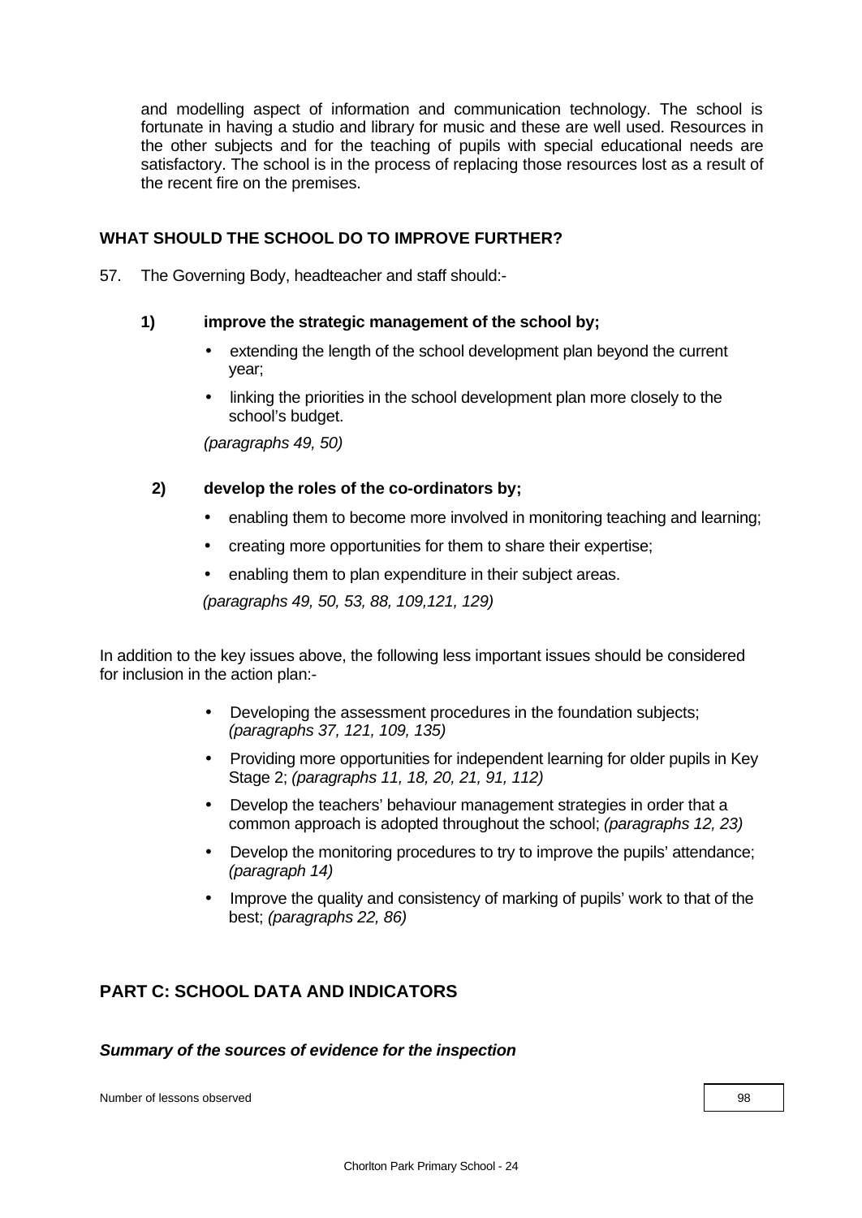and modelling aspect of information and communication technology. The school is fortunate in having a studio and library for music and these are well used. Resources in the other subjects and for the teaching of pupils with special educational needs are satisfactory. The school is in the process of replacing those resources lost as a result of the recent fire on the premises.

## WHAT SHOULD THE SCHOOL DO TO IMPROVE FURTHER?

57. The Governing Body, headteacher and staff should:-

**1) improve the strategic management of the school by;**

- extending the length of the school development plan beyond the current year;
- linking the priorities in the school development plan more closely to the school's budget.

*(paragraphs 49, 50)*

**2) develop the roles of the co-ordinators by;**

- enabling them to become more involved in monitoring teaching and learning;
- creating more opportunities for them to share their expertise;
- enabling them to plan expenditure in their subject areas.

*(paragraphs 49, 50, 53, 88, 109,121, 129)*

In addition to the key issues above, the following less important issues should be considered for inclusion in the action plan:-

- Developing the assessment procedures in the foundation subjects; *(paragraphs 37, 121, 109, 135)*
- Providing more opportunities for independent learning for older pupils in Key Stage 2; *(paragraphs 11, 18, 20, 21, 91, 112)*
- Develop the teachers' behaviour management strategies in order that a common approach is adopted throughout the school; *(paragraphs 12, 23)*
- Develop the monitoring procedures to try to improve the pupils' attendance; *(paragraph 14)*
- Improve the quality and consistency of marking of pupils' work to that of the best; *(paragraphs 22, 86)*

## PART C: SCHOOL DATA AND INDICATORS

***Summary of the sources of evidence for the inspection***

| Number of lessons observed | 98 |
|---|---|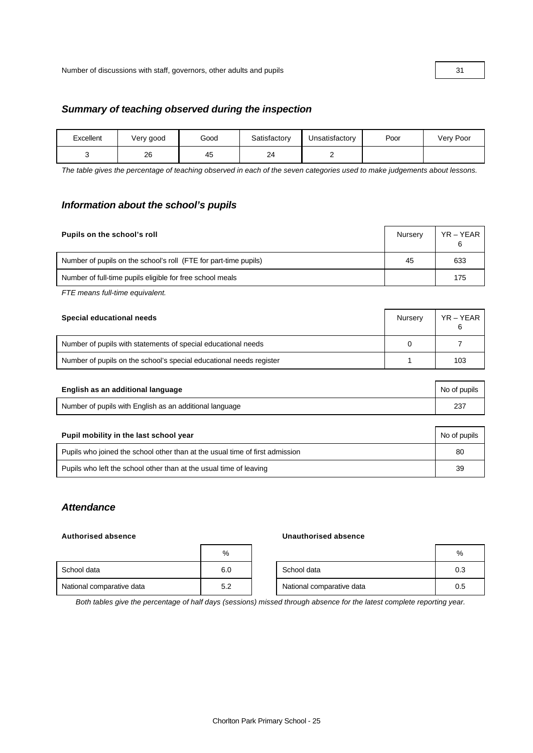| Number of discussions with staff, governors, other adults and pupils | 31 |
|---|---|

### *Summary of teaching observed during the inspection*

| Excellent | Very good | Good | Satisfactory | Unsatisfactory | Poor | Very Poor |
|---|---|---|---|---|---|---|
| 3 | 26 | 45 | 24 | 2 | | |

*The table gives the percentage of teaching observed in each of the seven categories used to make judgements about lessons.*

### *Information about the school's pupils*

| **Pupils on the school's roll** | Nursery | YR – YEAR 6 |
|---|---|---|
| Number of pupils on the school's roll (FTE for part-time pupils) | 45 | 633 |
| Number of full-time pupils eligible for free school meals | | 175 |

*FTE means full-time equivalent.*

| **Special educational needs** | Nursery | YR – YEAR 6 |
|---|---|---|
| Number of pupils with statements of special educational needs | 0 | 7 |
| Number of pupils on the school's special educational needs register | 1 | 103 |

| **English as an additional language** | No of pupils |
|---|---|
| Number of pupils with English as an additional language | 237 |

| **Pupil mobility in the last school year** | No of pupils |
|---|---|
| Pupils who joined the school other than at the usual time of first admission | 80 |
| Pupils who left the school other than at the usual time of leaving | 39 |

### *Attendance*

**Authorised absence**

| | % |
|---|---|
| School data | 6.0 |
| National comparative data | 5.2 |

**Unauthorised absence**

| | % |
|---|---|
| School data | 0.3 |
| National comparative data | 0.5 |

*Both tables give the percentage of half days (sessions) missed through absence for the latest complete reporting year.*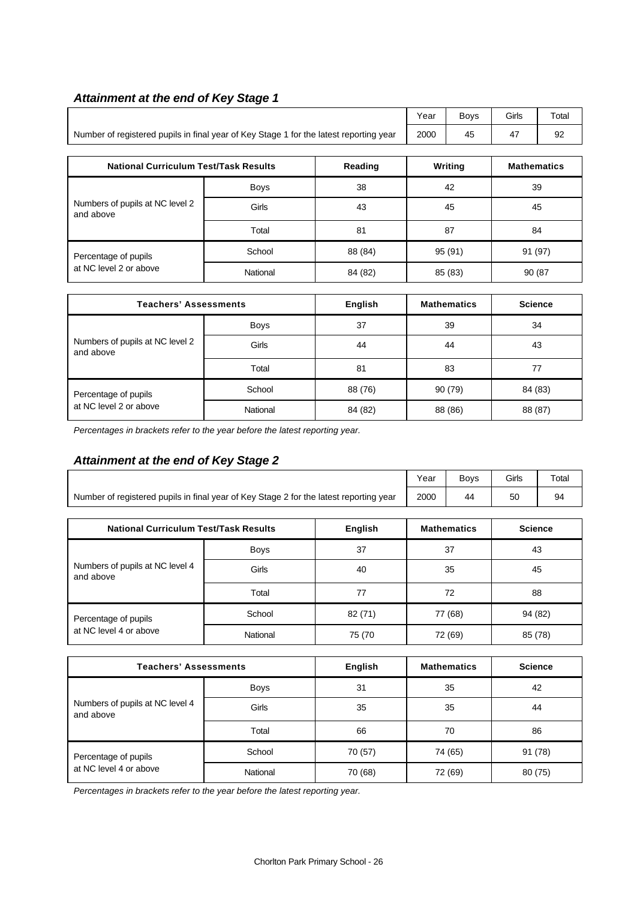### *Attainment at the end of Key Stage 1*

| | Year | Boys | Girls | Total |
|---|---|---|---|---|
| Number of registered pupils in final year of Key Stage 1 for the latest reporting year | 2000 | 45 | 47 | 92 |

| National Curriculum Test/Task Results | | Reading | Writing | Mathematics |
|---|---|---|---|---|
| Numbers of pupils at NC level 2 and above | Boys | 38 | 42 | 39 |
| | Girls | 43 | 45 | 45 |
| | Total | 81 | 87 | 84 |
| Percentage of pupils at NC level 2 or above | School | 88 (84) | 95 (91) | 91 (97) |
| | National | 84 (82) | 85 (83) | 90 (87 |

| Teachers' Assessments | | English | Mathematics | Science |
|---|---|---|---|---|
| Numbers of pupils at NC level 2 and above | Boys | 37 | 39 | 34 |
| | Girls | 44 | 44 | 43 |
| | Total | 81 | 83 | 77 |
| Percentage of pupils at NC level 2 or above | School | 88 (76) | 90 (79) | 84 (83) |
| | National | 84 (82) | 88 (86) | 88 (87) |

*Percentages in brackets refer to the year before the latest reporting year.*

### *Attainment at the end of Key Stage 2*

| | Year | Boys | Girls | Total |
|---|---|---|---|---|
| Number of registered pupils in final year of Key Stage 2 for the latest reporting year | 2000 | 44 | 50 | 94 |

| National Curriculum Test/Task Results | | English | Mathematics | Science |
|---|---|---|---|---|
| Numbers of pupils at NC level 4 and above | Boys | 37 | 37 | 43 |
| | Girls | 40 | 35 | 45 |
| | Total | 77 | 72 | 88 |
| Percentage of pupils at NC level 4 or above | School | 82 (71) | 77 (68) | 94 (82) |
| | National | 75 (70 | 72 (69) | 85 (78) |

| Teachers' Assessments | | English | Mathematics | Science |
|---|---|---|---|---|
| Numbers of pupils at NC level 4 and above | Boys | 31 | 35 | 42 |
| | Girls | 35 | 35 | 44 |
| | Total | 66 | 70 | 86 |
| Percentage of pupils at NC level 4 or above | School | 70 (57) | 74 (65) | 91 (78) |
| | National | 70 (68) | 72 (69) | 80 (75) |

*Percentages in brackets refer to the year before the latest reporting year.*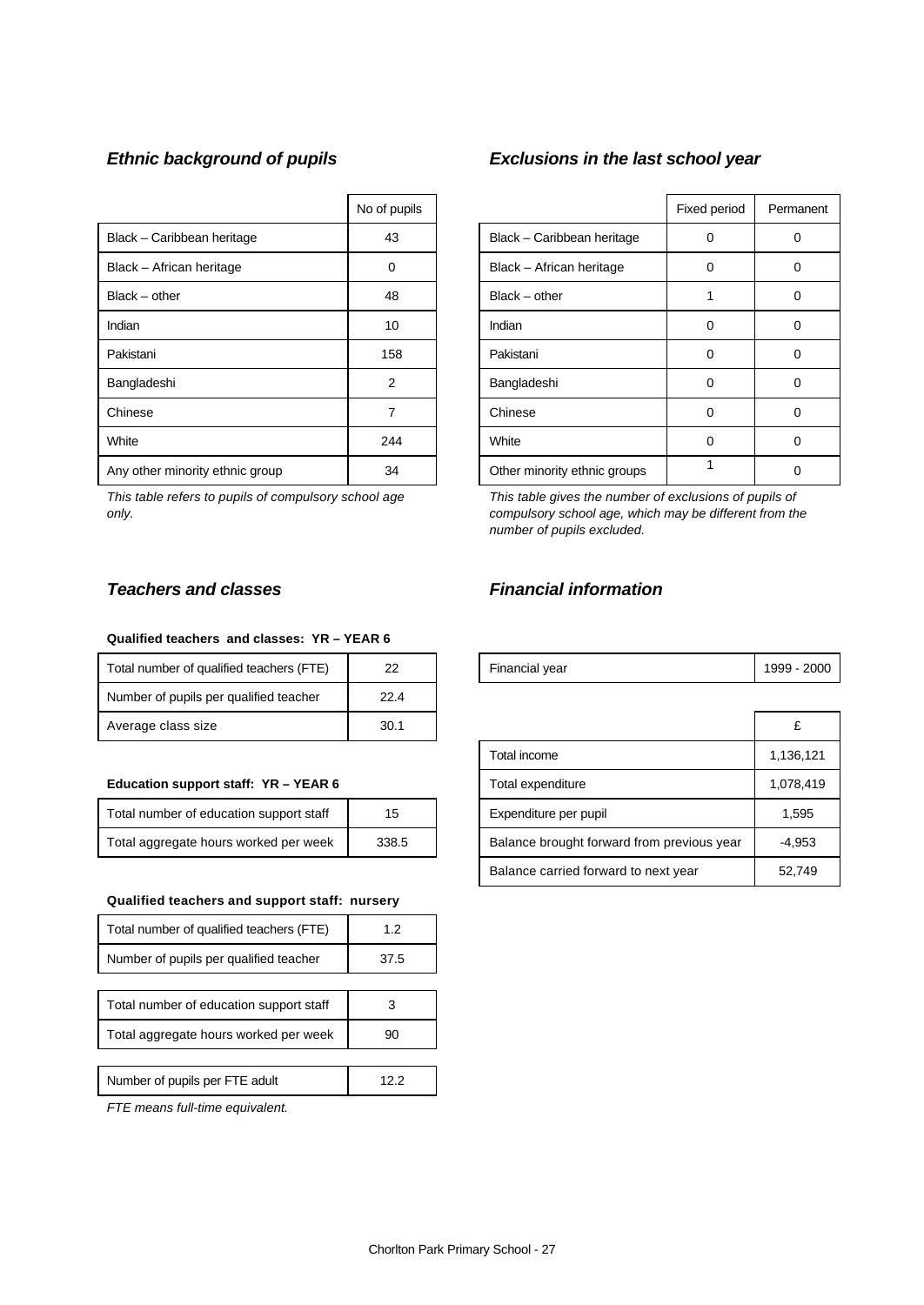### *Ethnic background of pupils*

| | No of pupils |
|---|---|
| Black – Caribbean heritage | 43 |
| Black – African heritage | 0 |
| Black – other | 48 |
| Indian | 10 |
| Pakistani | 158 |
| Bangladeshi | 2 |
| Chinese | 7 |
| White | 244 |
| Any other minority ethnic group | 34 |

*This table refers to pupils of compulsory school age only.*

### *Exclusions in the last school year*

| | Fixed period | Permanent |
|---|---|---|
| Black – Caribbean heritage | 0 | 0 |
| Black – African heritage | 0 | 0 |
| Black – other | 1 | 0 |
| Indian | 0 | 0 |
| Pakistani | 0 | 0 |
| Bangladeshi | 0 | 0 |
| Chinese | 0 | 0 |
| White | 0 | 0 |
| Other minority ethnic groups | 1 | 0 |

*This table gives the number of exclusions of pupils of compulsory school age, which may be different from the number of pupils excluded.*

### *Teachers and classes*

**Qualified teachers and classes: YR – YEAR 6**

| | |
|---|---|
| Total number of qualified teachers (FTE) | 22 |
| Number of pupils per qualified teacher | 22.4 |
| Average class size | 30.1 |

**Education support staff: YR – YEAR 6**

| | |
|---|---|
| Total number of education support staff | 15 |
| Total aggregate hours worked per week | 338.5 |

**Qualified teachers and support staff: nursery**

| | |
|---|---|
| Total number of qualified teachers (FTE) | 1.2 |
| Number of pupils per qualified teacher | 37.5 |
| Total number of education support staff | 3 |
| Total aggregate hours worked per week | 90 |
| Number of pupils per FTE adult | 12.2 |

*FTE means full-time equivalent.*

### *Financial information*

| Financial year | 1999 - 2000 |
|---|---|

| | £ |
|---|---|
| Total income | 1,136,121 |
| Total expenditure | 1,078,419 |
| Expenditure per pupil | 1,595 |
| Balance brought forward from previous year | -4,953 |
| Balance carried forward to next year | 52,749 |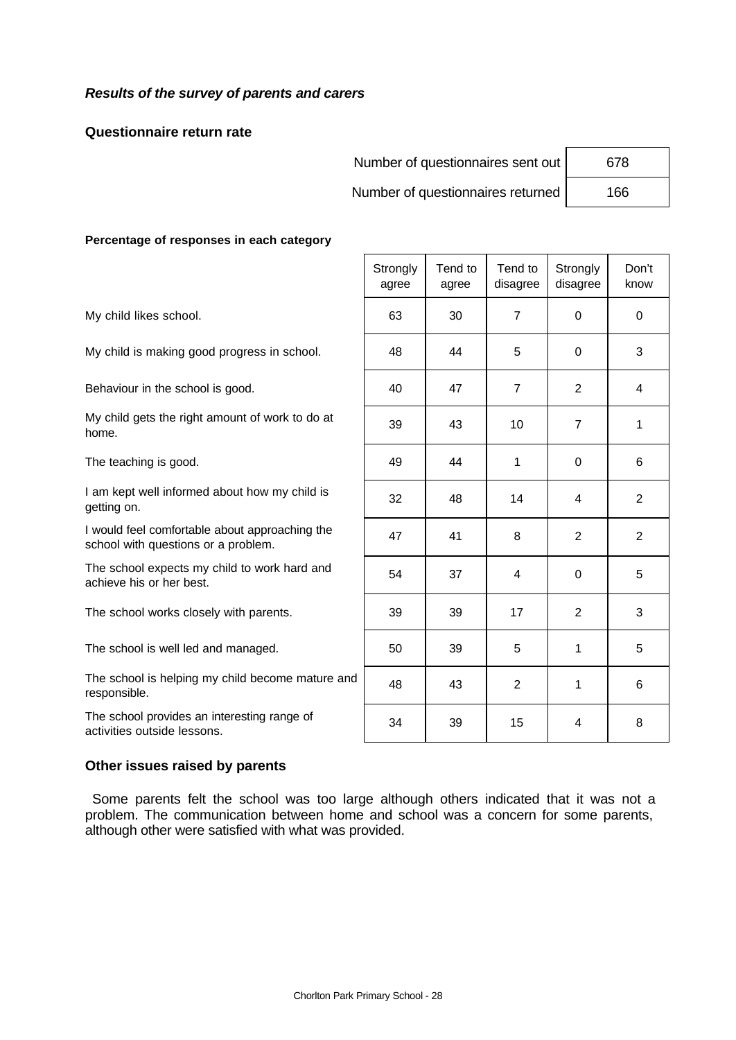***Results of the survey of parents and carers***

**Questionnaire return rate**

| | |
|---|---|
| Number of questionnaires sent out | 678 |
| Number of questionnaires returned | 166 |

**Percentage of responses in each category**

| | Strongly agree | Tend to agree | Tend to disagree | Strongly disagree | Don't know |
|---|---|---|---|---|---|
| My child likes school. | 63 | 30 | 7 | 0 | 0 |
| My child is making good progress in school. | 48 | 44 | 5 | 0 | 3 |
| Behaviour in the school is good. | 40 | 47 | 7 | 2 | 4 |
| My child gets the right amount of work to do at home. | 39 | 43 | 10 | 7 | 1 |
| The teaching is good. | 49 | 44 | 1 | 0 | 6 |
| I am kept well informed about how my child is getting on. | 32 | 48 | 14 | 4 | 2 |
| I would feel comfortable about approaching the school with questions or a problem. | 47 | 41 | 8 | 2 | 2 |
| The school expects my child to work hard and achieve his or her best. | 54 | 37 | 4 | 0 | 5 |
| The school works closely with parents. | 39 | 39 | 17 | 2 | 3 |
| The school is well led and managed. | 50 | 39 | 5 | 1 | 5 |
| The school is helping my child become mature and responsible. | 48 | 43 | 2 | 1 | 6 |
| The school provides an interesting range of activities outside lessons. | 34 | 39 | 15 | 4 | 8 |

**Other issues raised by parents**

Some parents felt the school was too large although others indicated that it was not a problem. The communication between home and school was a concern for some parents, although other were satisfied with what was provided.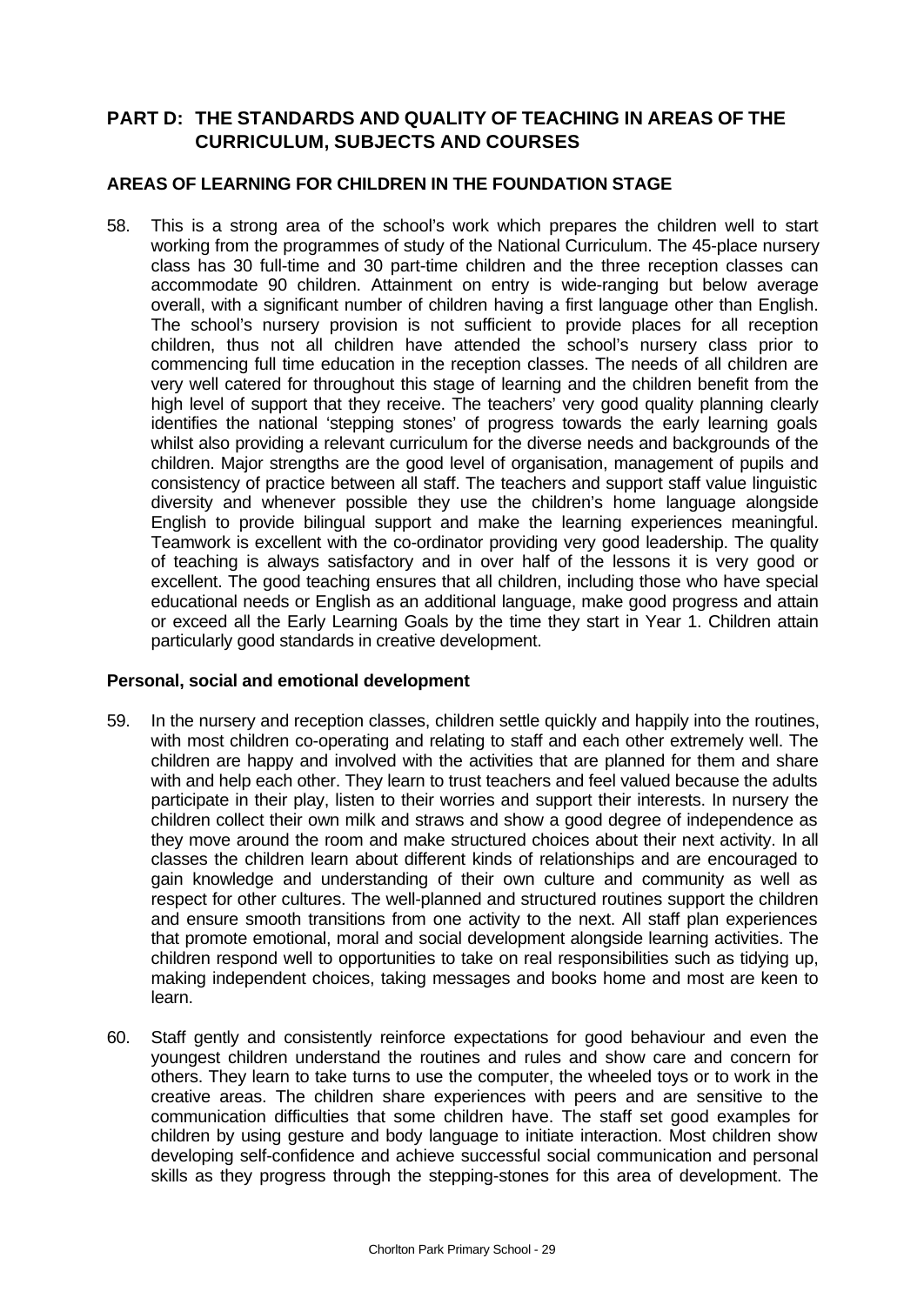## PART D: THE STANDARDS AND QUALITY OF TEACHING IN AREAS OF THE CURRICULUM, SUBJECTS AND COURSES

### AREAS OF LEARNING FOR CHILDREN IN THE FOUNDATION STAGE

58. This is a strong area of the school's work which prepares the children well to start working from the programmes of study of the National Curriculum. The 45-place nursery class has 30 full-time and 30 part-time children and the three reception classes can accommodate 90 children. Attainment on entry is wide-ranging but below average overall, with a significant number of children having a first language other than English. The school's nursery provision is not sufficient to provide places for all reception children, thus not all children have attended the school's nursery class prior to commencing full time education in the reception classes. The needs of all children are very well catered for throughout this stage of learning and the children benefit from the high level of support that they receive. The teachers' very good quality planning clearly identifies the national 'stepping stones' of progress towards the early learning goals whilst also providing a relevant curriculum for the diverse needs and backgrounds of the children. Major strengths are the good level of organisation, management of pupils and consistency of practice between all staff. The teachers and support staff value linguistic diversity and whenever possible they use the children's home language alongside English to provide bilingual support and make the learning experiences meaningful. Teamwork is excellent with the co-ordinator providing very good leadership. The quality of teaching is always satisfactory and in over half of the lessons it is very good or excellent. The good teaching ensures that all children, including those who have special educational needs or English as an additional language, make good progress and attain or exceed all the Early Learning Goals by the time they start in Year 1. Children attain particularly good standards in creative development.

**Personal, social and emotional development**

59. In the nursery and reception classes, children settle quickly and happily into the routines, with most children co-operating and relating to staff and each other extremely well. The children are happy and involved with the activities that are planned for them and share with and help each other. They learn to trust teachers and feel valued because the adults participate in their play, listen to their worries and support their interests. In nursery the children collect their own milk and straws and show a good degree of independence as they move around the room and make structured choices about their next activity. In all classes the children learn about different kinds of relationships and are encouraged to gain knowledge and understanding of their own culture and community as well as respect for other cultures. The well-planned and structured routines support the children and ensure smooth transitions from one activity to the next. All staff plan experiences that promote emotional, moral and social development alongside learning activities. The children respond well to opportunities to take on real responsibilities such as tidying up, making independent choices, taking messages and books home and most are keen to learn.

60. Staff gently and consistently reinforce expectations for good behaviour and even the youngest children understand the routines and rules and show care and concern for others. They learn to take turns to use the computer, the wheeled toys or to work in the creative areas. The children share experiences with peers and are sensitive to the communication difficulties that some children have. The staff set good examples for children by using gesture and body language to initiate interaction. Most children show developing self-confidence and achieve successful social communication and personal skills as they progress through the stepping-stones for this area of development. The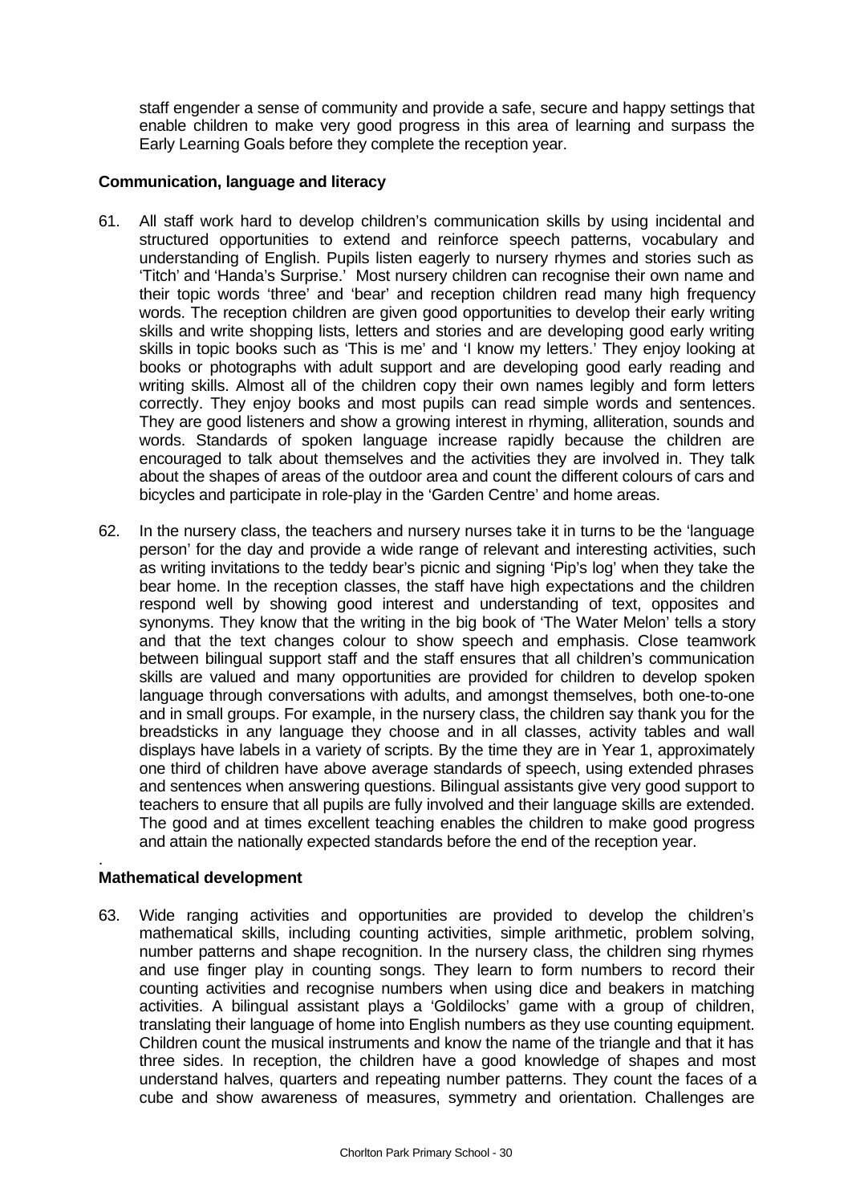staff engender a sense of community and provide a safe, secure and happy settings that enable children to make very good progress in this area of learning and surpass the Early Learning Goals before they complete the reception year.

**Communication, language and literacy**

61. All staff work hard to develop children's communication skills by using incidental and structured opportunities to extend and reinforce speech patterns, vocabulary and understanding of English. Pupils listen eagerly to nursery rhymes and stories such as 'Titch' and 'Handa's Surprise.' Most nursery children can recognise their own name and their topic words 'three' and 'bear' and reception children read many high frequency words. The reception children are given good opportunities to develop their early writing skills and write shopping lists, letters and stories and are developing good early writing skills in topic books such as 'This is me' and 'I know my letters.' They enjoy looking at books or photographs with adult support and are developing good early reading and writing skills. Almost all of the children copy their own names legibly and form letters correctly. They enjoy books and most pupils can read simple words and sentences. They are good listeners and show a growing interest in rhyming, alliteration, sounds and words. Standards of spoken language increase rapidly because the children are encouraged to talk about themselves and the activities they are involved in. They talk about the shapes of areas of the outdoor area and count the different colours of cars and bicycles and participate in role-play in the 'Garden Centre' and home areas.

62. In the nursery class, the teachers and nursery nurses take it in turns to be the 'language person' for the day and provide a wide range of relevant and interesting activities, such as writing invitations to the teddy bear's picnic and signing 'Pip's log' when they take the bear home. In the reception classes, the staff have high expectations and the children respond well by showing good interest and understanding of text, opposites and synonyms. They know that the writing in the big book of 'The Water Melon' tells a story and that the text changes colour to show speech and emphasis. Close teamwork between bilingual support staff and the staff ensures that all children's communication skills are valued and many opportunities are provided for children to develop spoken language through conversations with adults, and amongst themselves, both one-to-one and in small groups. For example, in the nursery class, the children say thank you for the breadsticks in any language they choose and in all classes, activity tables and wall displays have labels in a variety of scripts. By the time they are in Year 1, approximately one third of children have above average standards of speech, using extended phrases and sentences when answering questions. Bilingual assistants give very good support to teachers to ensure that all pupils are fully involved and their language skills are extended. The good and at times excellent teaching enables the children to make good progress and attain the nationally expected standards before the end of the reception year.

**Mathematical development**

63. Wide ranging activities and opportunities are provided to develop the children's mathematical skills, including counting activities, simple arithmetic, problem solving, number patterns and shape recognition. In the nursery class, the children sing rhymes and use finger play in counting songs. They learn to form numbers to record their counting activities and recognise numbers when using dice and beakers in matching activities. A bilingual assistant plays a 'Goldilocks' game with a group of children, translating their language of home into English numbers as they use counting equipment. Children count the musical instruments and know the name of the triangle and that it has three sides. In reception, the children have a good knowledge of shapes and most understand halves, quarters and repeating number patterns. They count the faces of a cube and show awareness of measures, symmetry and orientation. Challenges are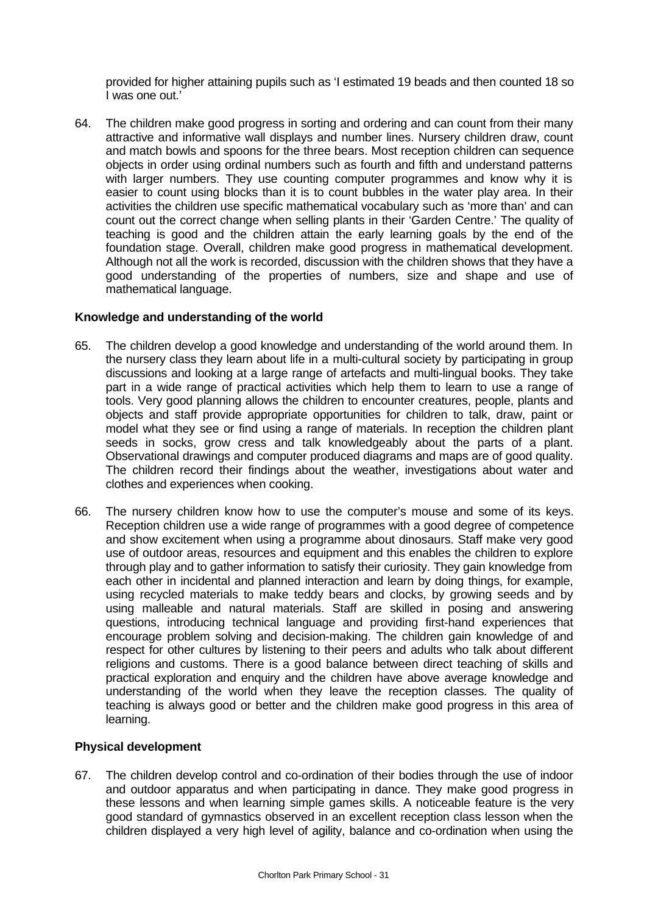provided for higher attaining pupils such as 'I estimated 19 beads and then counted 18 so I was one out.'

64. The children make good progress in sorting and ordering and can count from their many attractive and informative wall displays and number lines. Nursery children draw, count and match bowls and spoons for the three bears. Most reception children can sequence objects in order using ordinal numbers such as fourth and fifth and understand patterns with larger numbers. They use counting computer programmes and know why it is easier to count using blocks than it is to count bubbles in the water play area. In their activities the children use specific mathematical vocabulary such as 'more than' and can count out the correct change when selling plants in their 'Garden Centre.' The quality of teaching is good and the children attain the early learning goals by the end of the foundation stage. Overall, children make good progress in mathematical development. Although not all the work is recorded, discussion with the children shows that they have a good understanding of the properties of numbers, size and shape and use of mathematical language.

**Knowledge and understanding of the world**

65. The children develop a good knowledge and understanding of the world around them. In the nursery class they learn about life in a multi-cultural society by participating in group discussions and looking at a large range of artefacts and multi-lingual books. They take part in a wide range of practical activities which help them to learn to use a range of tools. Very good planning allows the children to encounter creatures, people, plants and objects and staff provide appropriate opportunities for children to talk, draw, paint or model what they see or find using a range of materials. In reception the children plant seeds in socks, grow cress and talk knowledgeably about the parts of a plant. Observational drawings and computer produced diagrams and maps are of good quality. The children record their findings about the weather, investigations about water and clothes and experiences when cooking.

66. The nursery children know how to use the computer's mouse and some of its keys. Reception children use a wide range of programmes with a good degree of competence and show excitement when using a programme about dinosaurs. Staff make very good use of outdoor areas, resources and equipment and this enables the children to explore through play and to gather information to satisfy their curiosity. They gain knowledge from each other in incidental and planned interaction and learn by doing things, for example, using recycled materials to make teddy bears and clocks, by growing seeds and by using malleable and natural materials. Staff are skilled in posing and answering questions, introducing technical language and providing first-hand experiences that encourage problem solving and decision-making. The children gain knowledge of and respect for other cultures by listening to their peers and adults who talk about different religions and customs. There is a good balance between direct teaching of skills and practical exploration and enquiry and the children have above average knowledge and understanding of the world when they leave the reception classes. The quality of teaching is always good or better and the children make good progress in this area of learning.

**Physical development**

67. The children develop control and co-ordination of their bodies through the use of indoor and outdoor apparatus and when participating in dance. They make good progress in these lessons and when learning simple games skills. A noticeable feature is the very good standard of gymnastics observed in an excellent reception class lesson when the children displayed a very high level of agility, balance and co-ordination when using the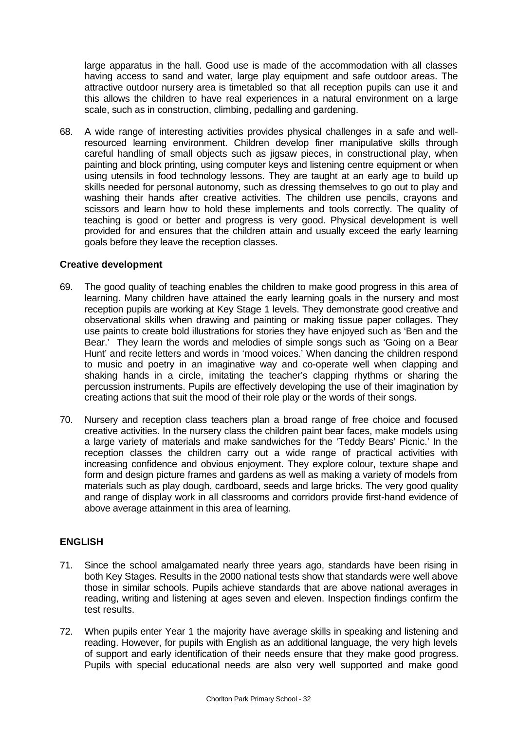large apparatus in the hall. Good use is made of the accommodation with all classes having access to sand and water, large play equipment and safe outdoor areas. The attractive outdoor nursery area is timetabled so that all reception pupils can use it and this allows the children to have real experiences in a natural environment on a large scale, such as in construction, climbing, pedalling and gardening.

68. A wide range of interesting activities provides physical challenges in a safe and well-resourced learning environment. Children develop finer manipulative skills through careful handling of small objects such as jigsaw pieces, in constructional play, when painting and block printing, using computer keys and listening centre equipment or when using utensils in food technology lessons. They are taught at an early age to build up skills needed for personal autonomy, such as dressing themselves to go out to play and washing their hands after creative activities. The children use pencils, crayons and scissors and learn how to hold these implements and tools correctly. The quality of teaching is good or better and progress is very good. Physical development is well provided for and ensures that the children attain and usually exceed the early learning goals before they leave the reception classes.

### Creative development

69. The good quality of teaching enables the children to make good progress in this area of learning. Many children have attained the early learning goals in the nursery and most reception pupils are working at Key Stage 1 levels. They demonstrate good creative and observational skills when drawing and painting or making tissue paper collages. They use paints to create bold illustrations for stories they have enjoyed such as 'Ben and the Bear.' They learn the words and melodies of simple songs such as 'Going on a Bear Hunt' and recite letters and words in 'mood voices.' When dancing the children respond to music and poetry in an imaginative way and co-operate well when clapping and shaking hands in a circle, imitating the teacher's clapping rhythms or sharing the percussion instruments. Pupils are effectively developing the use of their imagination by creating actions that suit the mood of their role play or the words of their songs.

70. Nursery and reception class teachers plan a broad range of free choice and focused creative activities. In the nursery class the children paint bear faces, make models using a large variety of materials and make sandwiches for the 'Teddy Bears' Picnic.' In the reception classes the children carry out a wide range of practical activities with increasing confidence and obvious enjoyment. They explore colour, texture shape and form and design picture frames and gardens as well as making a variety of models from materials such as play dough, cardboard, seeds and large bricks. The very good quality and range of display work in all classrooms and corridors provide first-hand evidence of above average attainment in this area of learning.

## ENGLISH

71. Since the school amalgamated nearly three years ago, standards have been rising in both Key Stages. Results in the 2000 national tests show that standards were well above those in similar schools. Pupils achieve standards that are above national averages in reading, writing and listening at ages seven and eleven. Inspection findings confirm the test results.

72. When pupils enter Year 1 the majority have average skills in speaking and listening and reading. However, for pupils with English as an additional language, the very high levels of support and early identification of their needs ensure that they make good progress. Pupils with special educational needs are also very well supported and make good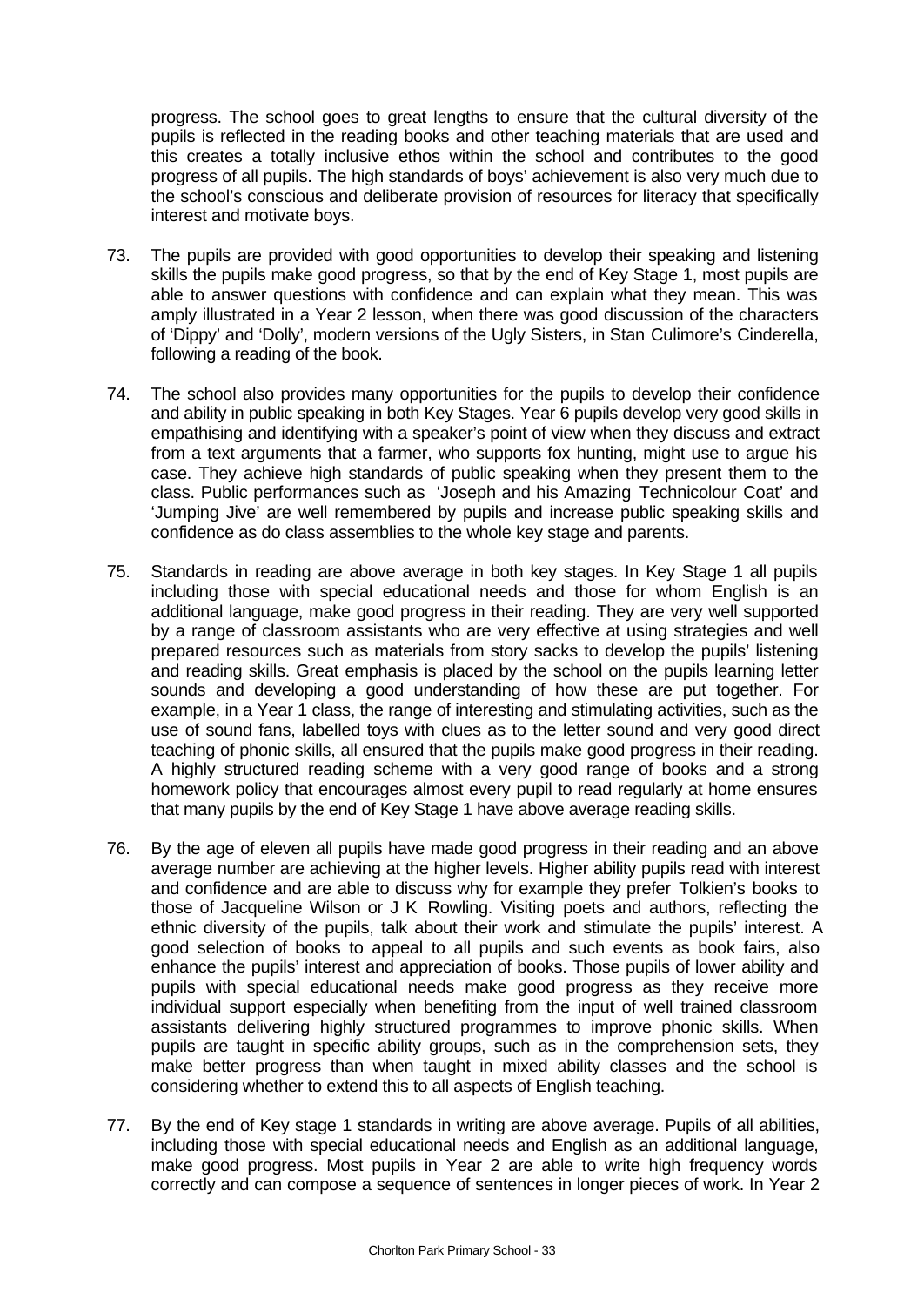progress. The school goes to great lengths to ensure that the cultural diversity of the pupils is reflected in the reading books and other teaching materials that are used and this creates a totally inclusive ethos within the school and contributes to the good progress of all pupils. The high standards of boys' achievement is also very much due to the school's conscious and deliberate provision of resources for literacy that specifically interest and motivate boys.

73. The pupils are provided with good opportunities to develop their speaking and listening skills the pupils make good progress, so that by the end of Key Stage 1, most pupils are able to answer questions with confidence and can explain what they mean. This was amply illustrated in a Year 2 lesson, when there was good discussion of the characters of 'Dippy' and 'Dolly', modern versions of the Ugly Sisters, in Stan Culimore's Cinderella, following a reading of the book.

74. The school also provides many opportunities for the pupils to develop their confidence and ability in public speaking in both Key Stages. Year 6 pupils develop very good skills in empathising and identifying with a speaker's point of view when they discuss and extract from a text arguments that a farmer, who supports fox hunting, might use to argue his case. They achieve high standards of public speaking when they present them to the class. Public performances such as 'Joseph and his Amazing Technicolour Coat' and 'Jumping Jive' are well remembered by pupils and increase public speaking skills and confidence as do class assemblies to the whole key stage and parents.

75. Standards in reading are above average in both key stages. In Key Stage 1 all pupils including those with special educational needs and those for whom English is an additional language, make good progress in their reading. They are very well supported by a range of classroom assistants who are very effective at using strategies and well prepared resources such as materials from story sacks to develop the pupils' listening and reading skills. Great emphasis is placed by the school on the pupils learning letter sounds and developing a good understanding of how these are put together. For example, in a Year 1 class, the range of interesting and stimulating activities, such as the use of sound fans, labelled toys with clues as to the letter sound and very good direct teaching of phonic skills, all ensured that the pupils make good progress in their reading. A highly structured reading scheme with a very good range of books and a strong homework policy that encourages almost every pupil to read regularly at home ensures that many pupils by the end of Key Stage 1 have above average reading skills.

76. By the age of eleven all pupils have made good progress in their reading and an above average number are achieving at the higher levels. Higher ability pupils read with interest and confidence and are able to discuss why for example they prefer Tolkien's books to those of Jacqueline Wilson or J K Rowling. Visiting poets and authors, reflecting the ethnic diversity of the pupils, talk about their work and stimulate the pupils' interest. A good selection of books to appeal to all pupils and such events as book fairs, also enhance the pupils' interest and appreciation of books. Those pupils of lower ability and pupils with special educational needs make good progress as they receive more individual support especially when benefiting from the input of well trained classroom assistants delivering highly structured programmes to improve phonic skills. When pupils are taught in specific ability groups, such as in the comprehension sets, they make better progress than when taught in mixed ability classes and the school is considering whether to extend this to all aspects of English teaching.

77. By the end of Key stage 1 standards in writing are above average. Pupils of all abilities, including those with special educational needs and English as an additional language, make good progress. Most pupils in Year 2 are able to write high frequency words correctly and can compose a sequence of sentences in longer pieces of work. In Year 2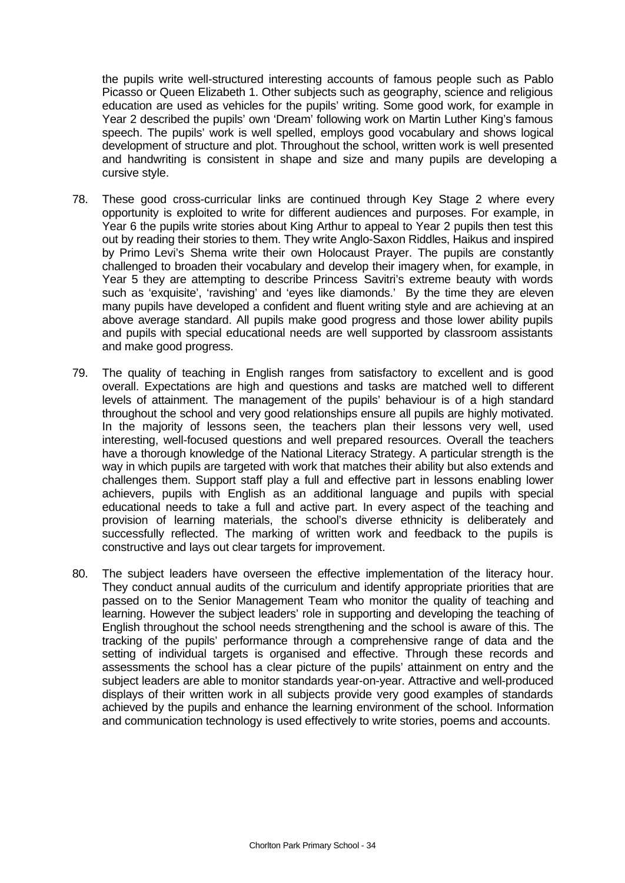the pupils write well-structured interesting accounts of famous people such as Pablo Picasso or Queen Elizabeth 1. Other subjects such as geography, science and religious education are used as vehicles for the pupils' writing. Some good work, for example in Year 2 described the pupils' own 'Dream' following work on Martin Luther King's famous speech. The pupils' work is well spelled, employs good vocabulary and shows logical development of structure and plot. Throughout the school, written work is well presented and handwriting is consistent in shape and size and many pupils are developing a cursive style.

78. These good cross-curricular links are continued through Key Stage 2 where every opportunity is exploited to write for different audiences and purposes. For example, in Year 6 the pupils write stories about King Arthur to appeal to Year 2 pupils then test this out by reading their stories to them. They write Anglo-Saxon Riddles, Haikus and inspired by Primo Levi's Shema write their own Holocaust Prayer. The pupils are constantly challenged to broaden their vocabulary and develop their imagery when, for example, in Year 5 they are attempting to describe Princess Savitri's extreme beauty with words such as 'exquisite', 'ravishing' and 'eyes like diamonds.' By the time they are eleven many pupils have developed a confident and fluent writing style and are achieving at an above average standard. All pupils make good progress and those lower ability pupils and pupils with special educational needs are well supported by classroom assistants and make good progress.

79. The quality of teaching in English ranges from satisfactory to excellent and is good overall. Expectations are high and questions and tasks are matched well to different levels of attainment. The management of the pupils' behaviour is of a high standard throughout the school and very good relationships ensure all pupils are highly motivated. In the majority of lessons seen, the teachers plan their lessons very well, used interesting, well-focused questions and well prepared resources. Overall the teachers have a thorough knowledge of the National Literacy Strategy. A particular strength is the way in which pupils are targeted with work that matches their ability but also extends and challenges them. Support staff play a full and effective part in lessons enabling lower achievers, pupils with English as an additional language and pupils with special educational needs to take a full and active part. In every aspect of the teaching and provision of learning materials, the school's diverse ethnicity is deliberately and successfully reflected. The marking of written work and feedback to the pupils is constructive and lays out clear targets for improvement.

80. The subject leaders have overseen the effective implementation of the literacy hour. They conduct annual audits of the curriculum and identify appropriate priorities that are passed on to the Senior Management Team who monitor the quality of teaching and learning. However the subject leaders' role in supporting and developing the teaching of English throughout the school needs strengthening and the school is aware of this. The tracking of the pupils' performance through a comprehensive range of data and the setting of individual targets is organised and effective. Through these records and assessments the school has a clear picture of the pupils' attainment on entry and the subject leaders are able to monitor standards year-on-year. Attractive and well-produced displays of their written work in all subjects provide very good examples of standards achieved by the pupils and enhance the learning environment of the school. Information and communication technology is used effectively to write stories, poems and accounts.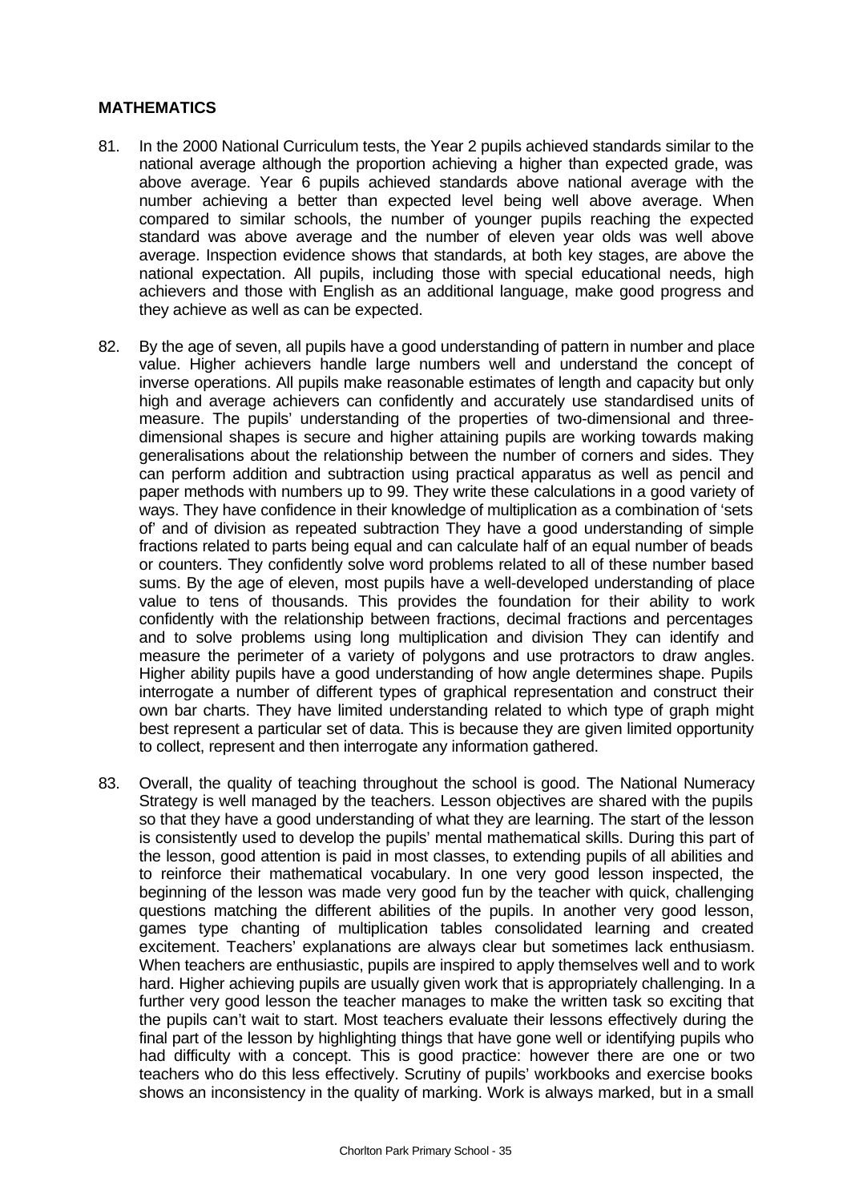**MATHEMATICS**

81. In the 2000 National Curriculum tests, the Year 2 pupils achieved standards similar to the national average although the proportion achieving a higher than expected grade, was above average. Year 6 pupils achieved standards above national average with the number achieving a better than expected level being well above average. When compared to similar schools, the number of younger pupils reaching the expected standard was above average and the number of eleven year olds was well above average. Inspection evidence shows that standards, at both key stages, are above the national expectation. All pupils, including those with special educational needs, high achievers and those with English as an additional language, make good progress and they achieve as well as can be expected.

82. By the age of seven, all pupils have a good understanding of pattern in number and place value. Higher achievers handle large numbers well and understand the concept of inverse operations. All pupils make reasonable estimates of length and capacity but only high and average achievers can confidently and accurately use standardised units of measure. The pupils' understanding of the properties of two-dimensional and three-dimensional shapes is secure and higher attaining pupils are working towards making generalisations about the relationship between the number of corners and sides. They can perform addition and subtraction using practical apparatus as well as pencil and paper methods with numbers up to 99. They write these calculations in a good variety of ways. They have confidence in their knowledge of multiplication as a combination of 'sets of' and of division as repeated subtraction They have a good understanding of simple fractions related to parts being equal and can calculate half of an equal number of beads or counters. They confidently solve word problems related to all of these number based sums. By the age of eleven, most pupils have a well-developed understanding of place value to tens of thousands. This provides the foundation for their ability to work confidently with the relationship between fractions, decimal fractions and percentages and to solve problems using long multiplication and division They can identify and measure the perimeter of a variety of polygons and use protractors to draw angles. Higher ability pupils have a good understanding of how angle determines shape. Pupils interrogate a number of different types of graphical representation and construct their own bar charts. They have limited understanding related to which type of graph might best represent a particular set of data. This is because they are given limited opportunity to collect, represent and then interrogate any information gathered.

83. Overall, the quality of teaching throughout the school is good. The National Numeracy Strategy is well managed by the teachers. Lesson objectives are shared with the pupils so that they have a good understanding of what they are learning. The start of the lesson is consistently used to develop the pupils' mental mathematical skills. During this part of the lesson, good attention is paid in most classes, to extending pupils of all abilities and to reinforce their mathematical vocabulary. In one very good lesson inspected, the beginning of the lesson was made very good fun by the teacher with quick, challenging questions matching the different abilities of the pupils. In another very good lesson, games type chanting of multiplication tables consolidated learning and created excitement. Teachers' explanations are always clear but sometimes lack enthusiasm. When teachers are enthusiastic, pupils are inspired to apply themselves well and to work hard. Higher achieving pupils are usually given work that is appropriately challenging. In a further very good lesson the teacher manages to make the written task so exciting that the pupils can't wait to start. Most teachers evaluate their lessons effectively during the final part of the lesson by highlighting things that have gone well or identifying pupils who had difficulty with a concept. This is good practice: however there are one or two teachers who do this less effectively. Scrutiny of pupils' workbooks and exercise books shows an inconsistency in the quality of marking. Work is always marked, but in a small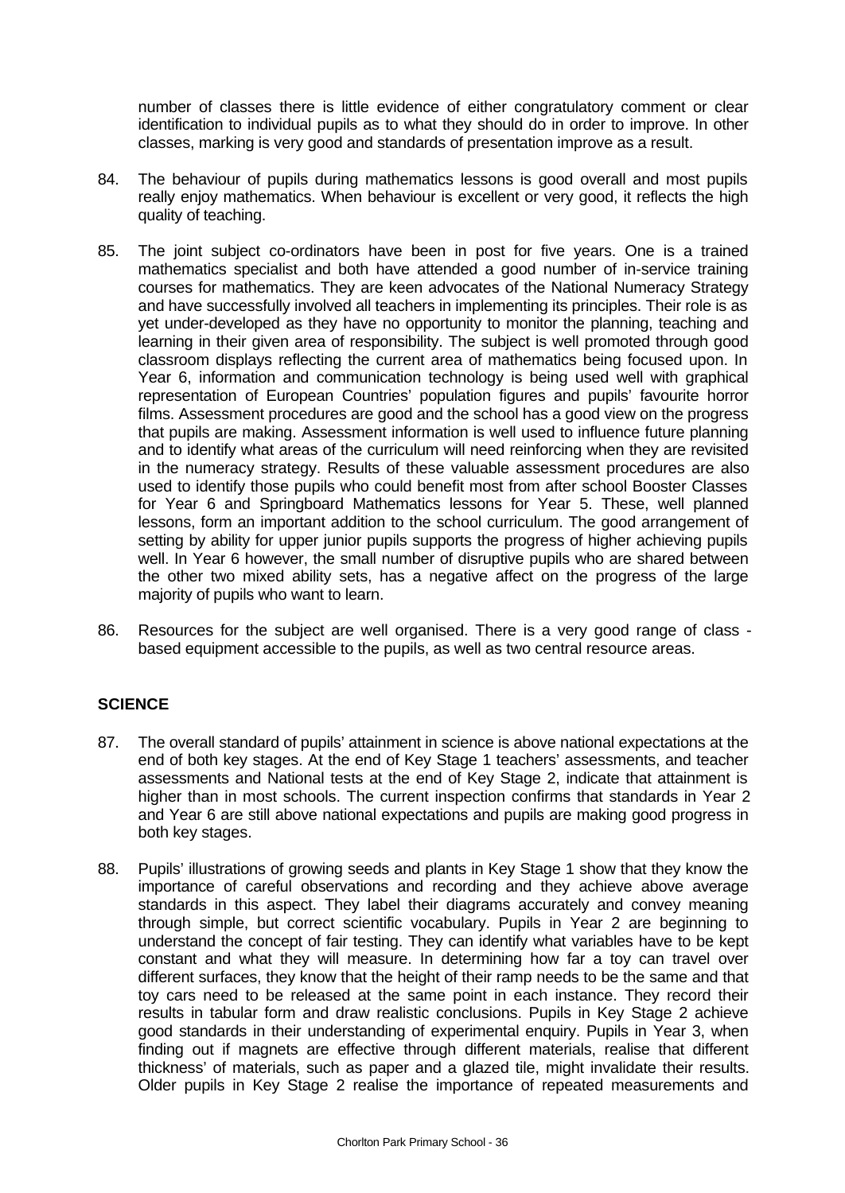number of classes there is little evidence of either congratulatory comment or clear identification to individual pupils as to what they should do in order to improve. In other classes, marking is very good and standards of presentation improve as a result.

84. The behaviour of pupils during mathematics lessons is good overall and most pupils really enjoy mathematics. When behaviour is excellent or very good, it reflects the high quality of teaching.

85. The joint subject co-ordinators have been in post for five years. One is a trained mathematics specialist and both have attended a good number of in-service training courses for mathematics. They are keen advocates of the National Numeracy Strategy and have successfully involved all teachers in implementing its principles. Their role is as yet under-developed as they have no opportunity to monitor the planning, teaching and learning in their given area of responsibility. The subject is well promoted through good classroom displays reflecting the current area of mathematics being focused upon. In Year 6, information and communication technology is being used well with graphical representation of European Countries' population figures and pupils' favourite horror films. Assessment procedures are good and the school has a good view on the progress that pupils are making. Assessment information is well used to influence future planning and to identify what areas of the curriculum will need reinforcing when they are revisited in the numeracy strategy. Results of these valuable assessment procedures are also used to identify those pupils who could benefit most from after school Booster Classes for Year 6 and Springboard Mathematics lessons for Year 5. These, well planned lessons, form an important addition to the school curriculum. The good arrangement of setting by ability for upper junior pupils supports the progress of higher achieving pupils well. In Year 6 however, the small number of disruptive pupils who are shared between the other two mixed ability sets, has a negative affect on the progress of the large majority of pupils who want to learn.

86. Resources for the subject are well organised. There is a very good range of class - based equipment accessible to the pupils, as well as two central resource areas.

## SCIENCE

87. The overall standard of pupils' attainment in science is above national expectations at the end of both key stages. At the end of Key Stage 1 teachers' assessments, and teacher assessments and National tests at the end of Key Stage 2, indicate that attainment is higher than in most schools. The current inspection confirms that standards in Year 2 and Year 6 are still above national expectations and pupils are making good progress in both key stages.

88. Pupils' illustrations of growing seeds and plants in Key Stage 1 show that they know the importance of careful observations and recording and they achieve above average standards in this aspect. They label their diagrams accurately and convey meaning through simple, but correct scientific vocabulary. Pupils in Year 2 are beginning to understand the concept of fair testing. They can identify what variables have to be kept constant and what they will measure. In determining how far a toy can travel over different surfaces, they know that the height of their ramp needs to be the same and that toy cars need to be released at the same point in each instance. They record their results in tabular form and draw realistic conclusions. Pupils in Key Stage 2 achieve good standards in their understanding of experimental enquiry. Pupils in Year 3, when finding out if magnets are effective through different materials, realise that different thickness' of materials, such as paper and a glazed tile, might invalidate their results. Older pupils in Key Stage 2 realise the importance of repeated measurements and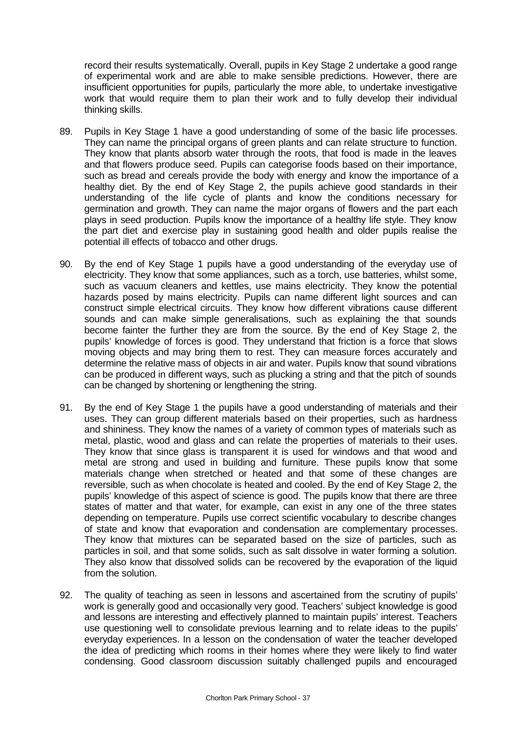record their results systematically. Overall, pupils in Key Stage 2 undertake a good range of experimental work and are able to make sensible predictions. However, there are insufficient opportunities for pupils, particularly the more able, to undertake investigative work that would require them to plan their work and to fully develop their individual thinking skills.

89. Pupils in Key Stage 1 have a good understanding of some of the basic life processes. They can name the principal organs of green plants and can relate structure to function. They know that plants absorb water through the roots, that food is made in the leaves and that flowers produce seed. Pupils can categorise foods based on their importance, such as bread and cereals provide the body with energy and know the importance of a healthy diet. By the end of Key Stage 2, the pupils achieve good standards in their understanding of the life cycle of plants and know the conditions necessary for germination and growth. They can name the major organs of flowers and the part each plays in seed production. Pupils know the importance of a healthy life style. They know the part diet and exercise play in sustaining good health and older pupils realise the potential ill effects of tobacco and other drugs.

90. By the end of Key Stage 1 pupils have a good understanding of the everyday use of electricity. They know that some appliances, such as a torch, use batteries, whilst some, such as vacuum cleaners and kettles, use mains electricity. They know the potential hazards posed by mains electricity. Pupils can name different light sources and can construct simple electrical circuits. They know how different vibrations cause different sounds and can make simple generalisations, such as explaining the that sounds become fainter the further they are from the source. By the end of Key Stage 2, the pupils' knowledge of forces is good. They understand that friction is a force that slows moving objects and may bring them to rest. They can measure forces accurately and determine the relative mass of objects in air and water. Pupils know that sound vibrations can be produced in different ways, such as plucking a string and that the pitch of sounds can be changed by shortening or lengthening the string.

91. By the end of Key Stage 1 the pupils have a good understanding of materials and their uses. They can group different materials based on their properties, such as hardness and shininess. They know the names of a variety of common types of materials such as metal, plastic, wood and glass and can relate the properties of materials to their uses. They know that since glass is transparent it is used for windows and that wood and metal are strong and used in building and furniture. These pupils know that some materials change when stretched or heated and that some of these changes are reversible, such as when chocolate is heated and cooled. By the end of Key Stage 2, the pupils' knowledge of this aspect of science is good. The pupils know that there are three states of matter and that water, for example, can exist in any one of the three states depending on temperature. Pupils use correct scientific vocabulary to describe changes of state and know that evaporation and condensation are complementary processes. They know that mixtures can be separated based on the size of particles, such as particles in soil, and that some solids, such as salt dissolve in water forming a solution. They also know that dissolved solids can be recovered by the evaporation of the liquid from the solution.

92. The quality of teaching as seen in lessons and ascertained from the scrutiny of pupils' work is generally good and occasionally very good. Teachers' subject knowledge is good and lessons are interesting and effectively planned to maintain pupils' interest. Teachers use questioning well to consolidate previous learning and to relate ideas to the pupils' everyday experiences. In a lesson on the condensation of water the teacher developed the idea of predicting which rooms in their homes where they were likely to find water condensing. Good classroom discussion suitably challenged pupils and encouraged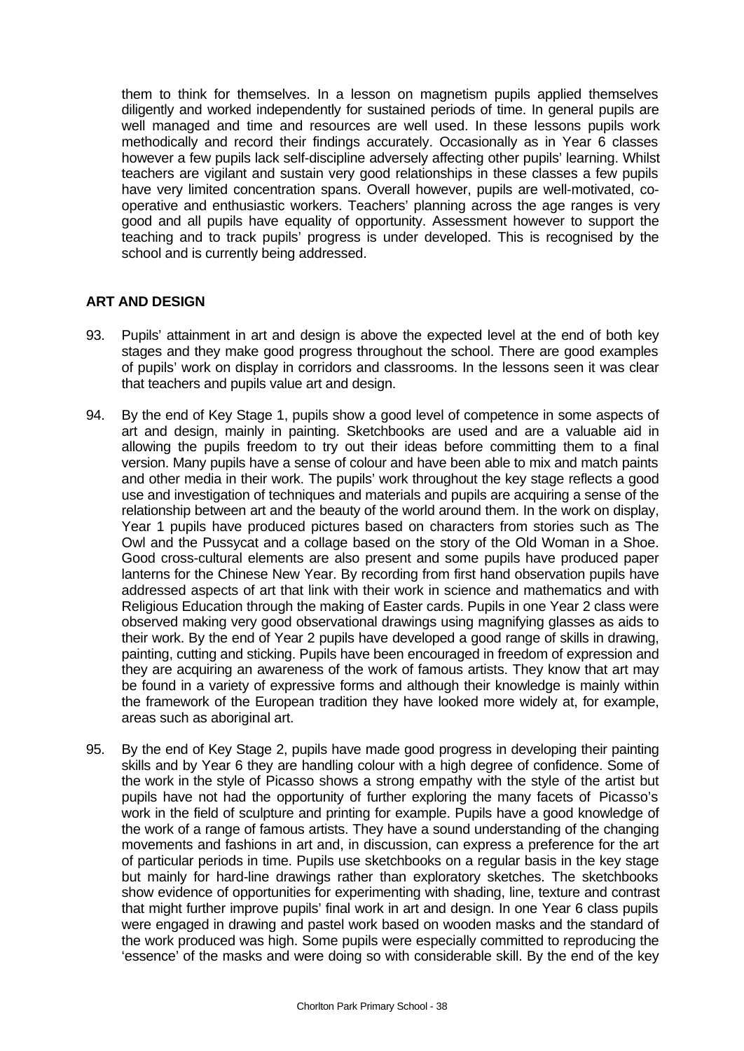them to think for themselves. In a lesson on magnetism pupils applied themselves diligently and worked independently for sustained periods of time. In general pupils are well managed and time and resources are well used. In these lessons pupils work methodically and record their findings accurately. Occasionally as in Year 6 classes however a few pupils lack self-discipline adversely affecting other pupils' learning. Whilst teachers are vigilant and sustain very good relationships in these classes a few pupils have very limited concentration spans. Overall however, pupils are well-motivated, co-operative and enthusiastic workers. Teachers' planning across the age ranges is very good and all pupils have equality of opportunity. Assessment however to support the teaching and to track pupils' progress is under developed. This is recognised by the school and is currently being addressed.

## ART AND DESIGN

93. Pupils' attainment in art and design is above the expected level at the end of both key stages and they make good progress throughout the school. There are good examples of pupils' work on display in corridors and classrooms. In the lessons seen it was clear that teachers and pupils value art and design.

94. By the end of Key Stage 1, pupils show a good level of competence in some aspects of art and design, mainly in painting. Sketchbooks are used and are a valuable aid in allowing the pupils freedom to try out their ideas before committing them to a final version. Many pupils have a sense of colour and have been able to mix and match paints and other media in their work. The pupils' work throughout the key stage reflects a good use and investigation of techniques and materials and pupils are acquiring a sense of the relationship between art and the beauty of the world around them. In the work on display, Year 1 pupils have produced pictures based on characters from stories such as The Owl and the Pussycat and a collage based on the story of the Old Woman in a Shoe. Good cross-cultural elements are also present and some pupils have produced paper lanterns for the Chinese New Year. By recording from first hand observation pupils have addressed aspects of art that link with their work in science and mathematics and with Religious Education through the making of Easter cards. Pupils in one Year 2 class were observed making very good observational drawings using magnifying glasses as aids to their work. By the end of Year 2 pupils have developed a good range of skills in drawing, painting, cutting and sticking. Pupils have been encouraged in freedom of expression and they are acquiring an awareness of the work of famous artists. They know that art may be found in a variety of expressive forms and although their knowledge is mainly within the framework of the European tradition they have looked more widely at, for example, areas such as aboriginal art.

95. By the end of Key Stage 2, pupils have made good progress in developing their painting skills and by Year 6 they are handling colour with a high degree of confidence. Some of the work in the style of Picasso shows a strong empathy with the style of the artist but pupils have not had the opportunity of further exploring the many facets of Picasso's work in the field of sculpture and printing for example. Pupils have a good knowledge of the work of a range of famous artists. They have a sound understanding of the changing movements and fashions in art and, in discussion, can express a preference for the art of particular periods in time. Pupils use sketchbooks on a regular basis in the key stage but mainly for hard-line drawings rather than exploratory sketches. The sketchbooks show evidence of opportunities for experimenting with shading, line, texture and contrast that might further improve pupils' final work in art and design. In one Year 6 class pupils were engaged in drawing and pastel work based on wooden masks and the standard of the work produced was high. Some pupils were especially committed to reproducing the 'essence' of the masks and were doing so with considerable skill. By the end of the key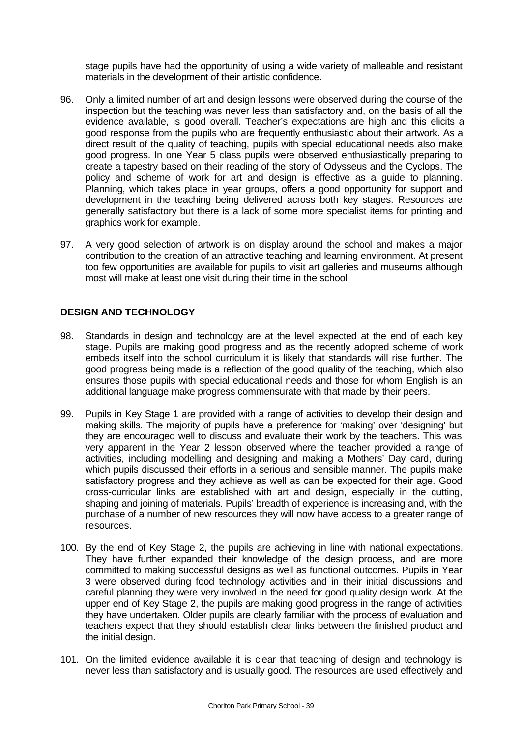stage pupils have had the opportunity of using a wide variety of malleable and resistant materials in the development of their artistic confidence.

96. Only a limited number of art and design lessons were observed during the course of the inspection but the teaching was never less than satisfactory and, on the basis of all the evidence available, is good overall. Teacher's expectations are high and this elicits a good response from the pupils who are frequently enthusiastic about their artwork. As a direct result of the quality of teaching, pupils with special educational needs also make good progress. In one Year 5 class pupils were observed enthusiastically preparing to create a tapestry based on their reading of the story of Odysseus and the Cyclops. The policy and scheme of work for art and design is effective as a guide to planning. Planning, which takes place in year groups, offers a good opportunity for support and development in the teaching being delivered across both key stages. Resources are generally satisfactory but there is a lack of some more specialist items for printing and graphics work for example.

97. A very good selection of artwork is on display around the school and makes a major contribution to the creation of an attractive teaching and learning environment. At present too few opportunities are available for pupils to visit art galleries and museums although most will make at least one visit during their time in the school

**DESIGN AND TECHNOLOGY**

98. Standards in design and technology are at the level expected at the end of each key stage. Pupils are making good progress and as the recently adopted scheme of work embeds itself into the school curriculum it is likely that standards will rise further. The good progress being made is a reflection of the good quality of the teaching, which also ensures those pupils with special educational needs and those for whom English is an additional language make progress commensurate with that made by their peers.

99. Pupils in Key Stage 1 are provided with a range of activities to develop their design and making skills. The majority of pupils have a preference for 'making' over 'designing' but they are encouraged well to discuss and evaluate their work by the teachers. This was very apparent in the Year 2 lesson observed where the teacher provided a range of activities, including modelling and designing and making a Mothers' Day card, during which pupils discussed their efforts in a serious and sensible manner. The pupils make satisfactory progress and they achieve as well as can be expected for their age. Good cross-curricular links are established with art and design, especially in the cutting, shaping and joining of materials. Pupils' breadth of experience is increasing and, with the purchase of a number of new resources they will now have access to a greater range of resources.

100. By the end of Key Stage 2, the pupils are achieving in line with national expectations. They have further expanded their knowledge of the design process, and are more committed to making successful designs as well as functional outcomes. Pupils in Year 3 were observed during food technology activities and in their initial discussions and careful planning they were very involved in the need for good quality design work. At the upper end of Key Stage 2, the pupils are making good progress in the range of activities they have undertaken. Older pupils are clearly familiar with the process of evaluation and teachers expect that they should establish clear links between the finished product and the initial design.

101. On the limited evidence available it is clear that teaching of design and technology is never less than satisfactory and is usually good. The resources are used effectively and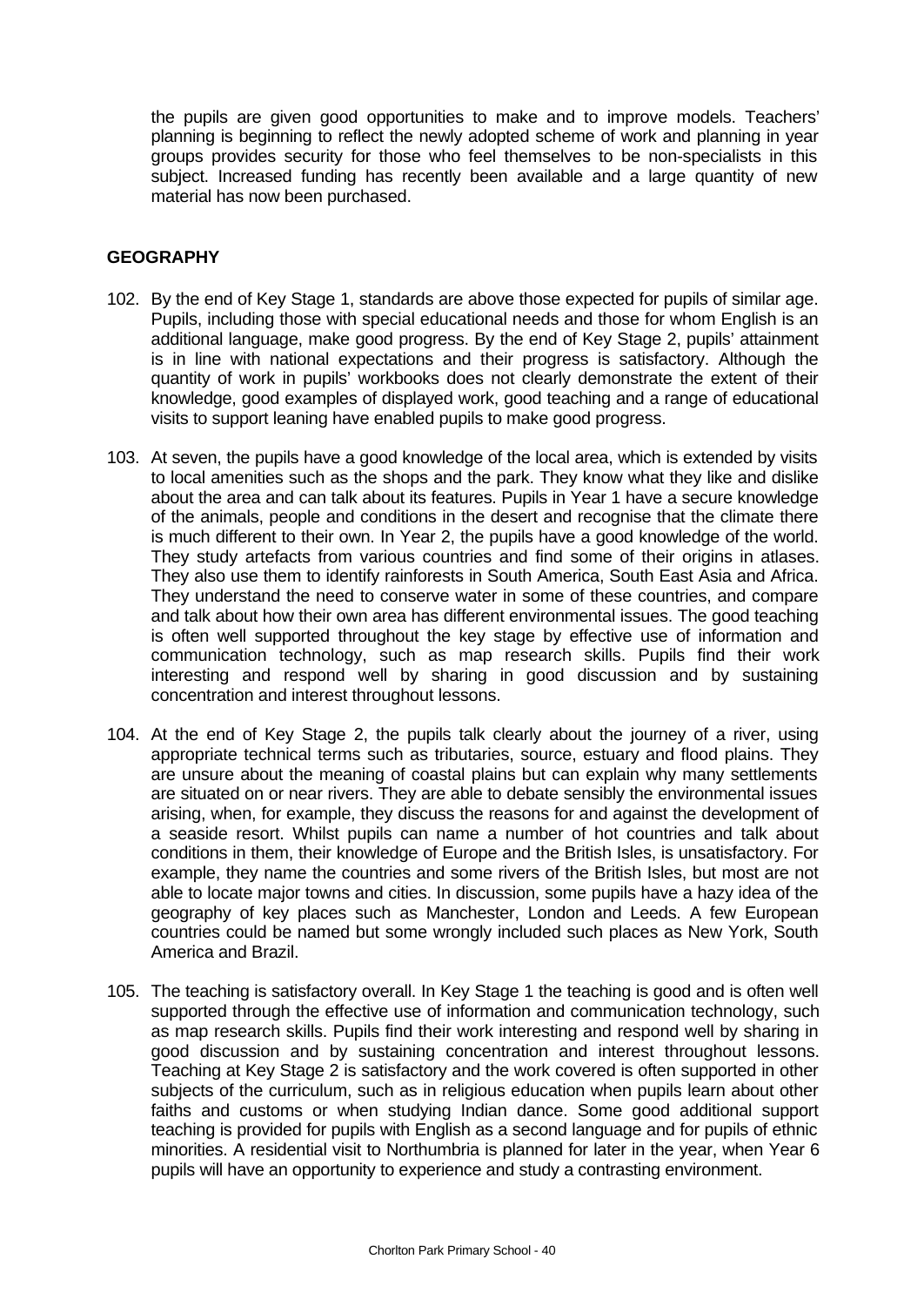the pupils are given good opportunities to make and to improve models. Teachers' planning is beginning to reflect the newly adopted scheme of work and planning in year groups provides security for those who feel themselves to be non-specialists in this subject. Increased funding has recently been available and a large quantity of new material has now been purchased.

## GEOGRAPHY

102. By the end of Key Stage 1, standards are above those expected for pupils of similar age. Pupils, including those with special educational needs and those for whom English is an additional language, make good progress. By the end of Key Stage 2, pupils' attainment is in line with national expectations and their progress is satisfactory. Although the quantity of work in pupils' workbooks does not clearly demonstrate the extent of their knowledge, good examples of displayed work, good teaching and a range of educational visits to support leaning have enabled pupils to make good progress.

103. At seven, the pupils have a good knowledge of the local area, which is extended by visits to local amenities such as the shops and the park. They know what they like and dislike about the area and can talk about its features. Pupils in Year 1 have a secure knowledge of the animals, people and conditions in the desert and recognise that the climate there is much different to their own. In Year 2, the pupils have a good knowledge of the world. They study artefacts from various countries and find some of their origins in atlases. They also use them to identify rainforests in South America, South East Asia and Africa. They understand the need to conserve water in some of these countries, and compare and talk about how their own area has different environmental issues. The good teaching is often well supported throughout the key stage by effective use of information and communication technology, such as map research skills. Pupils find their work interesting and respond well by sharing in good discussion and by sustaining concentration and interest throughout lessons.

104. At the end of Key Stage 2, the pupils talk clearly about the journey of a river, using appropriate technical terms such as tributaries, source, estuary and flood plains. They are unsure about the meaning of coastal plains but can explain why many settlements are situated on or near rivers. They are able to debate sensibly the environmental issues arising, when, for example, they discuss the reasons for and against the development of a seaside resort. Whilst pupils can name a number of hot countries and talk about conditions in them, their knowledge of Europe and the British Isles, is unsatisfactory. For example, they name the countries and some rivers of the British Isles, but most are not able to locate major towns and cities. In discussion, some pupils have a hazy idea of the geography of key places such as Manchester, London and Leeds. A few European countries could be named but some wrongly included such places as New York, South America and Brazil.

105. The teaching is satisfactory overall. In Key Stage 1 the teaching is good and is often well supported through the effective use of information and communication technology, such as map research skills. Pupils find their work interesting and respond well by sharing in good discussion and by sustaining concentration and interest throughout lessons. Teaching at Key Stage 2 is satisfactory and the work covered is often supported in other subjects of the curriculum, such as in religious education when pupils learn about other faiths and customs or when studying Indian dance. Some good additional support teaching is provided for pupils with English as a second language and for pupils of ethnic minorities. A residential visit to Northumbria is planned for later in the year, when Year 6 pupils will have an opportunity to experience and study a contrasting environment.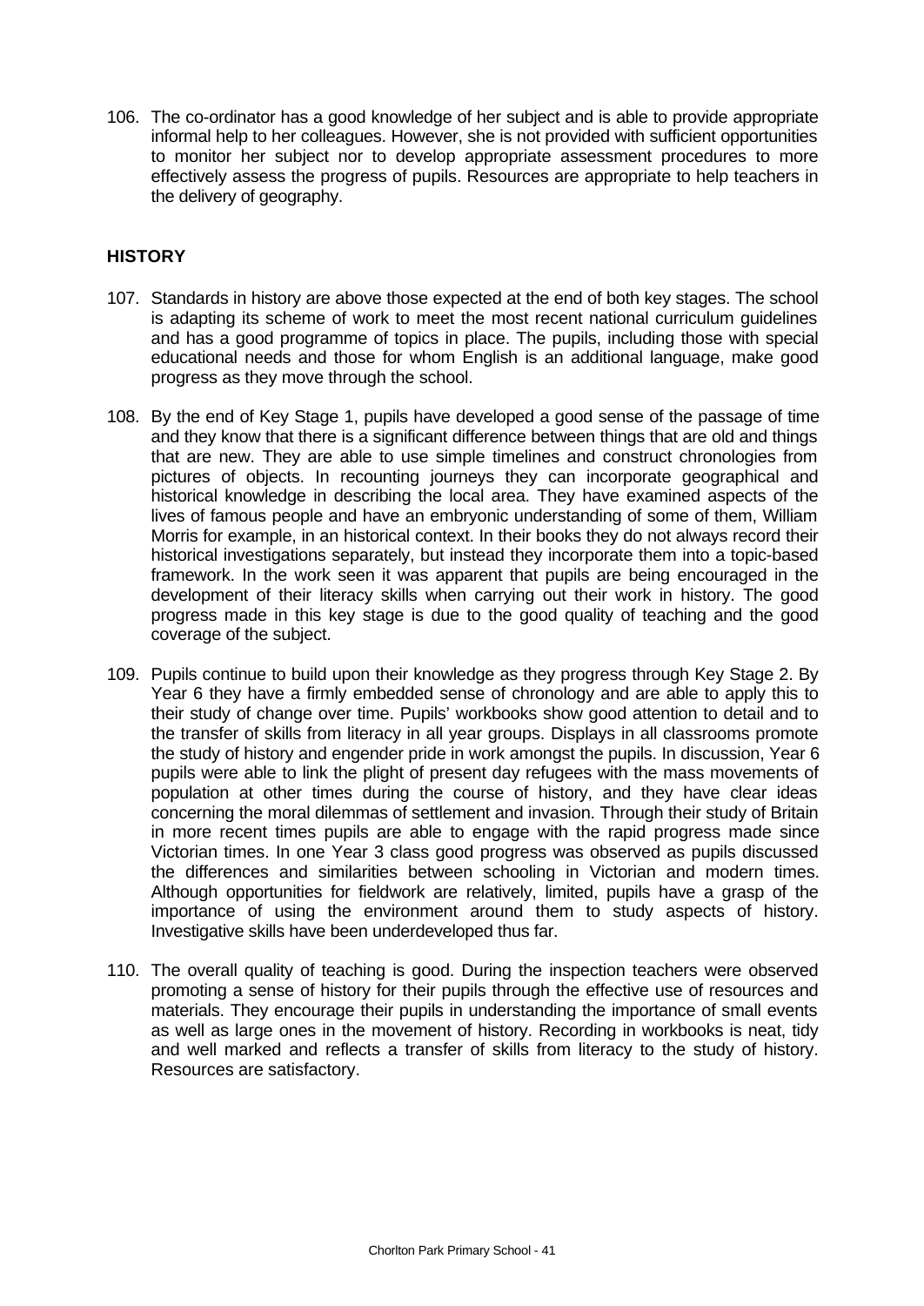106. The co-ordinator has a good knowledge of her subject and is able to provide appropriate informal help to her colleagues. However, she is not provided with sufficient opportunities to monitor her subject nor to develop appropriate assessment procedures to more effectively assess the progress of pupils. Resources are appropriate to help teachers in the delivery of geography.

## HISTORY

107. Standards in history are above those expected at the end of both key stages. The school is adapting its scheme of work to meet the most recent national curriculum guidelines and has a good programme of topics in place. The pupils, including those with special educational needs and those for whom English is an additional language, make good progress as they move through the school.

108. By the end of Key Stage 1, pupils have developed a good sense of the passage of time and they know that there is a significant difference between things that are old and things that are new. They are able to use simple timelines and construct chronologies from pictures of objects. In recounting journeys they can incorporate geographical and historical knowledge in describing the local area. They have examined aspects of the lives of famous people and have an embryonic understanding of some of them, William Morris for example, in an historical context. In their books they do not always record their historical investigations separately, but instead they incorporate them into a topic-based framework. In the work seen it was apparent that pupils are being encouraged in the development of their literacy skills when carrying out their work in history. The good progress made in this key stage is due to the good quality of teaching and the good coverage of the subject.

109. Pupils continue to build upon their knowledge as they progress through Key Stage 2. By Year 6 they have a firmly embedded sense of chronology and are able to apply this to their study of change over time. Pupils' workbooks show good attention to detail and to the transfer of skills from literacy in all year groups. Displays in all classrooms promote the study of history and engender pride in work amongst the pupils. In discussion, Year 6 pupils were able to link the plight of present day refugees with the mass movements of population at other times during the course of history, and they have clear ideas concerning the moral dilemmas of settlement and invasion. Through their study of Britain in more recent times pupils are able to engage with the rapid progress made since Victorian times. In one Year 3 class good progress was observed as pupils discussed the differences and similarities between schooling in Victorian and modern times. Although opportunities for fieldwork are relatively, limited, pupils have a grasp of the importance of using the environment around them to study aspects of history. Investigative skills have been underdeveloped thus far.

110. The overall quality of teaching is good. During the inspection teachers were observed promoting a sense of history for their pupils through the effective use of resources and materials. They encourage their pupils in understanding the importance of small events as well as large ones in the movement of history. Recording in workbooks is neat, tidy and well marked and reflects a transfer of skills from literacy to the study of history. Resources are satisfactory.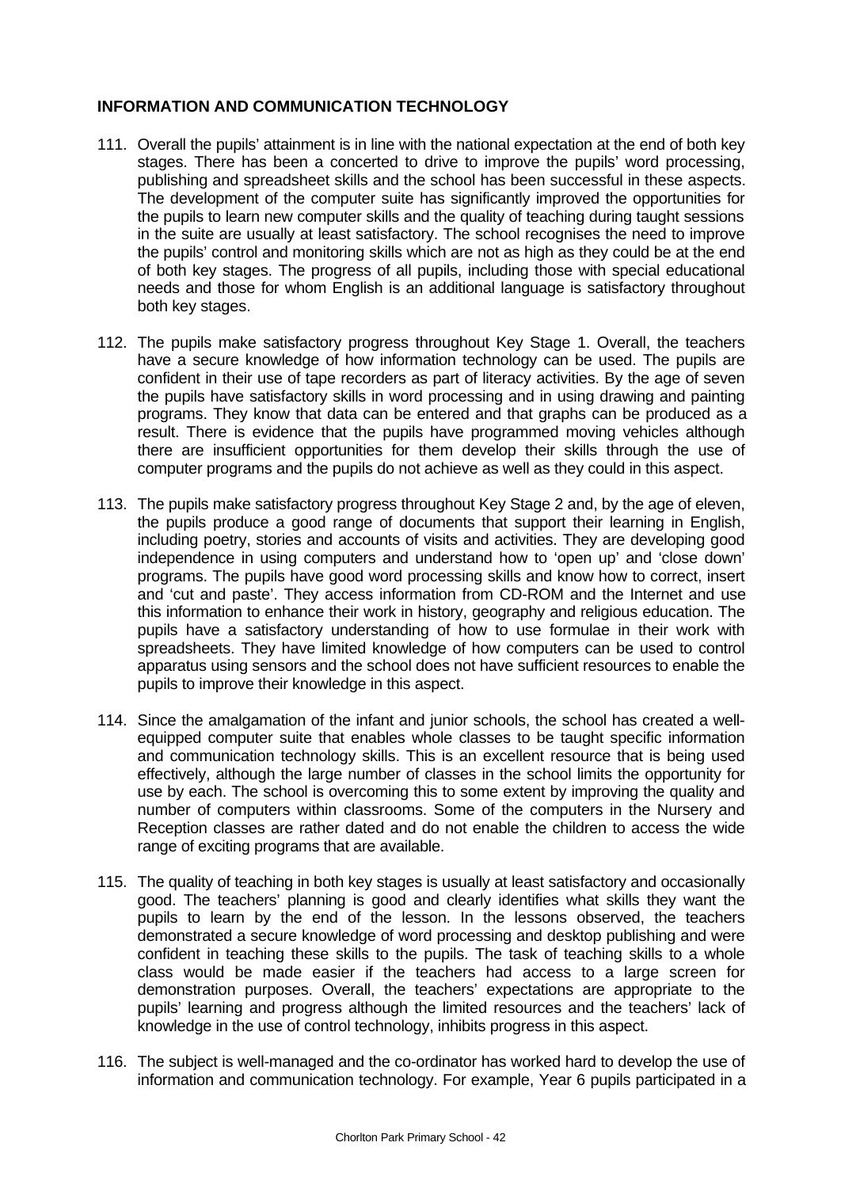## INFORMATION AND COMMUNICATION TECHNOLOGY

111. Overall the pupils' attainment is in line with the national expectation at the end of both key stages. There has been a concerted to drive to improve the pupils' word processing, publishing and spreadsheet skills and the school has been successful in these aspects. The development of the computer suite has significantly improved the opportunities for the pupils to learn new computer skills and the quality of teaching during taught sessions in the suite are usually at least satisfactory. The school recognises the need to improve the pupils' control and monitoring skills which are not as high as they could be at the end of both key stages. The progress of all pupils, including those with special educational needs and those for whom English is an additional language is satisfactory throughout both key stages.

112. The pupils make satisfactory progress throughout Key Stage 1. Overall, the teachers have a secure knowledge of how information technology can be used. The pupils are confident in their use of tape recorders as part of literacy activities. By the age of seven the pupils have satisfactory skills in word processing and in using drawing and painting programs. They know that data can be entered and that graphs can be produced as a result. There is evidence that the pupils have programmed moving vehicles although there are insufficient opportunities for them develop their skills through the use of computer programs and the pupils do not achieve as well as they could in this aspect.

113. The pupils make satisfactory progress throughout Key Stage 2 and, by the age of eleven, the pupils produce a good range of documents that support their learning in English, including poetry, stories and accounts of visits and activities. They are developing good independence in using computers and understand how to 'open up' and 'close down' programs. The pupils have good word processing skills and know how to correct, insert and 'cut and paste'. They access information from CD-ROM and the Internet and use this information to enhance their work in history, geography and religious education. The pupils have a satisfactory understanding of how to use formulae in their work with spreadsheets. They have limited knowledge of how computers can be used to control apparatus using sensors and the school does not have sufficient resources to enable the pupils to improve their knowledge in this aspect.

114. Since the amalgamation of the infant and junior schools, the school has created a well-equipped computer suite that enables whole classes to be taught specific information and communication technology skills. This is an excellent resource that is being used effectively, although the large number of classes in the school limits the opportunity for use by each. The school is overcoming this to some extent by improving the quality and number of computers within classrooms. Some of the computers in the Nursery and Reception classes are rather dated and do not enable the children to access the wide range of exciting programs that are available.

115. The quality of teaching in both key stages is usually at least satisfactory and occasionally good. The teachers' planning is good and clearly identifies what skills they want the pupils to learn by the end of the lesson. In the lessons observed, the teachers demonstrated a secure knowledge of word processing and desktop publishing and were confident in teaching these skills to the pupils. The task of teaching skills to a whole class would be made easier if the teachers had access to a large screen for demonstration purposes. Overall, the teachers' expectations are appropriate to the pupils' learning and progress although the limited resources and the teachers' lack of knowledge in the use of control technology, inhibits progress in this aspect.

116. The subject is well-managed and the co-ordinator has worked hard to develop the use of information and communication technology. For example, Year 6 pupils participated in a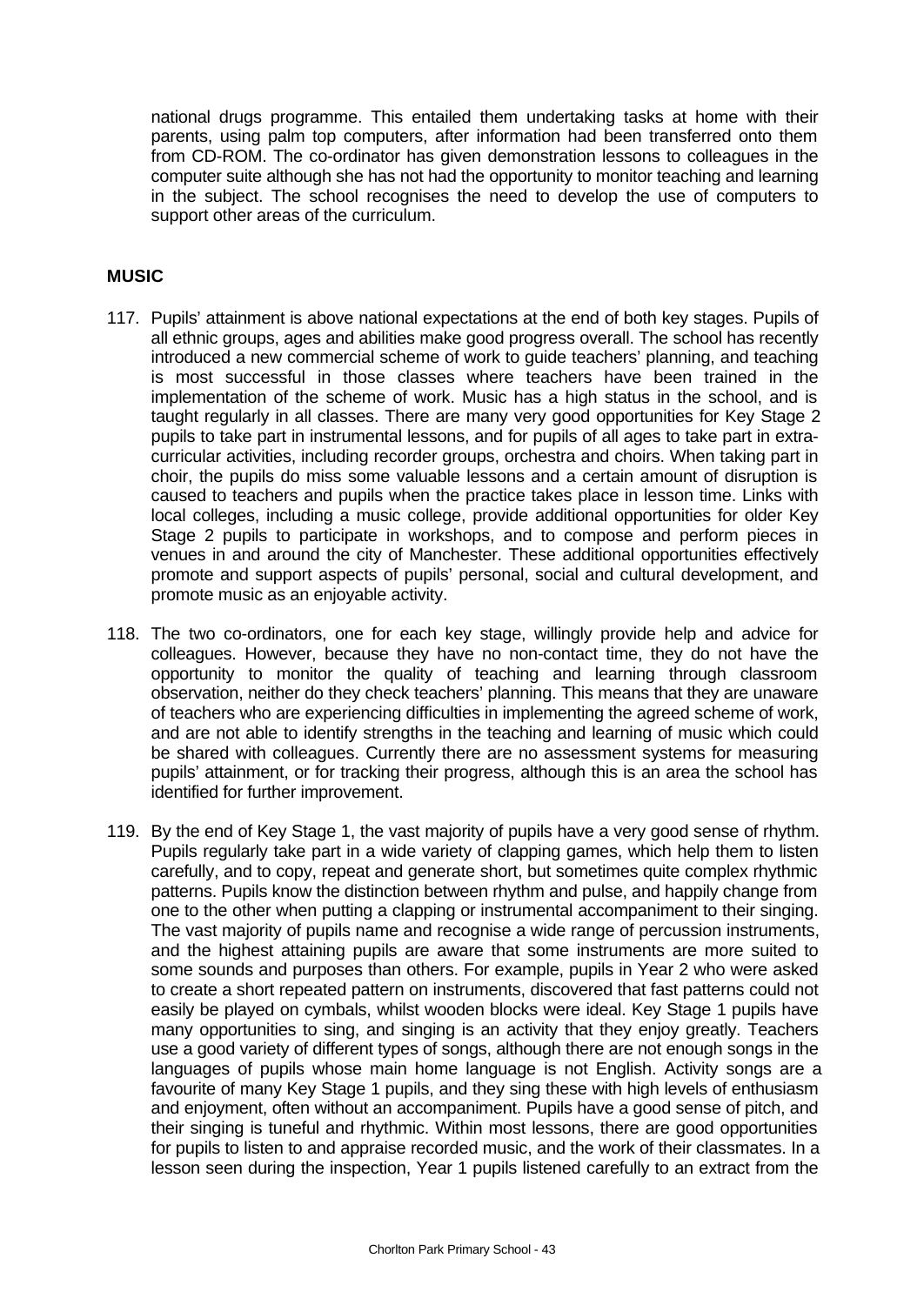national drugs programme. This entailed them undertaking tasks at home with their parents, using palm top computers, after information had been transferred onto them from CD-ROM. The co-ordinator has given demonstration lessons to colleagues in the computer suite although she has not had the opportunity to monitor teaching and learning in the subject. The school recognises the need to develop the use of computers to support other areas of the curriculum.

## MUSIC

117. Pupils' attainment is above national expectations at the end of both key stages. Pupils of all ethnic groups, ages and abilities make good progress overall. The school has recently introduced a new commercial scheme of work to guide teachers' planning, and teaching is most successful in those classes where teachers have been trained in the implementation of the scheme of work. Music has a high status in the school, and is taught regularly in all classes. There are many very good opportunities for Key Stage 2 pupils to take part in instrumental lessons, and for pupils of all ages to take part in extra-curricular activities, including recorder groups, orchestra and choirs. When taking part in choir, the pupils do miss some valuable lessons and a certain amount of disruption is caused to teachers and pupils when the practice takes place in lesson time. Links with local colleges, including a music college, provide additional opportunities for older Key Stage 2 pupils to participate in workshops, and to compose and perform pieces in venues in and around the city of Manchester. These additional opportunities effectively promote and support aspects of pupils' personal, social and cultural development, and promote music as an enjoyable activity.

118. The two co-ordinators, one for each key stage, willingly provide help and advice for colleagues. However, because they have no non-contact time, they do not have the opportunity to monitor the quality of teaching and learning through classroom observation, neither do they check teachers' planning. This means that they are unaware of teachers who are experiencing difficulties in implementing the agreed scheme of work, and are not able to identify strengths in the teaching and learning of music which could be shared with colleagues. Currently there are no assessment systems for measuring pupils' attainment, or for tracking their progress, although this is an area the school has identified for further improvement.

119. By the end of Key Stage 1, the vast majority of pupils have a very good sense of rhythm. Pupils regularly take part in a wide variety of clapping games, which help them to listen carefully, and to copy, repeat and generate short, but sometimes quite complex rhythmic patterns. Pupils know the distinction between rhythm and pulse, and happily change from one to the other when putting a clapping or instrumental accompaniment to their singing. The vast majority of pupils name and recognise a wide range of percussion instruments, and the highest attaining pupils are aware that some instruments are more suited to some sounds and purposes than others. For example, pupils in Year 2 who were asked to create a short repeated pattern on instruments, discovered that fast patterns could not easily be played on cymbals, whilst wooden blocks were ideal. Key Stage 1 pupils have many opportunities to sing, and singing is an activity that they enjoy greatly. Teachers use a good variety of different types of songs, although there are not enough songs in the languages of pupils whose main home language is not English. Activity songs are a favourite of many Key Stage 1 pupils, and they sing these with high levels of enthusiasm and enjoyment, often without an accompaniment. Pupils have a good sense of pitch, and their singing is tuneful and rhythmic. Within most lessons, there are good opportunities for pupils to listen to and appraise recorded music, and the work of their classmates. In a lesson seen during the inspection, Year 1 pupils listened carefully to an extract from the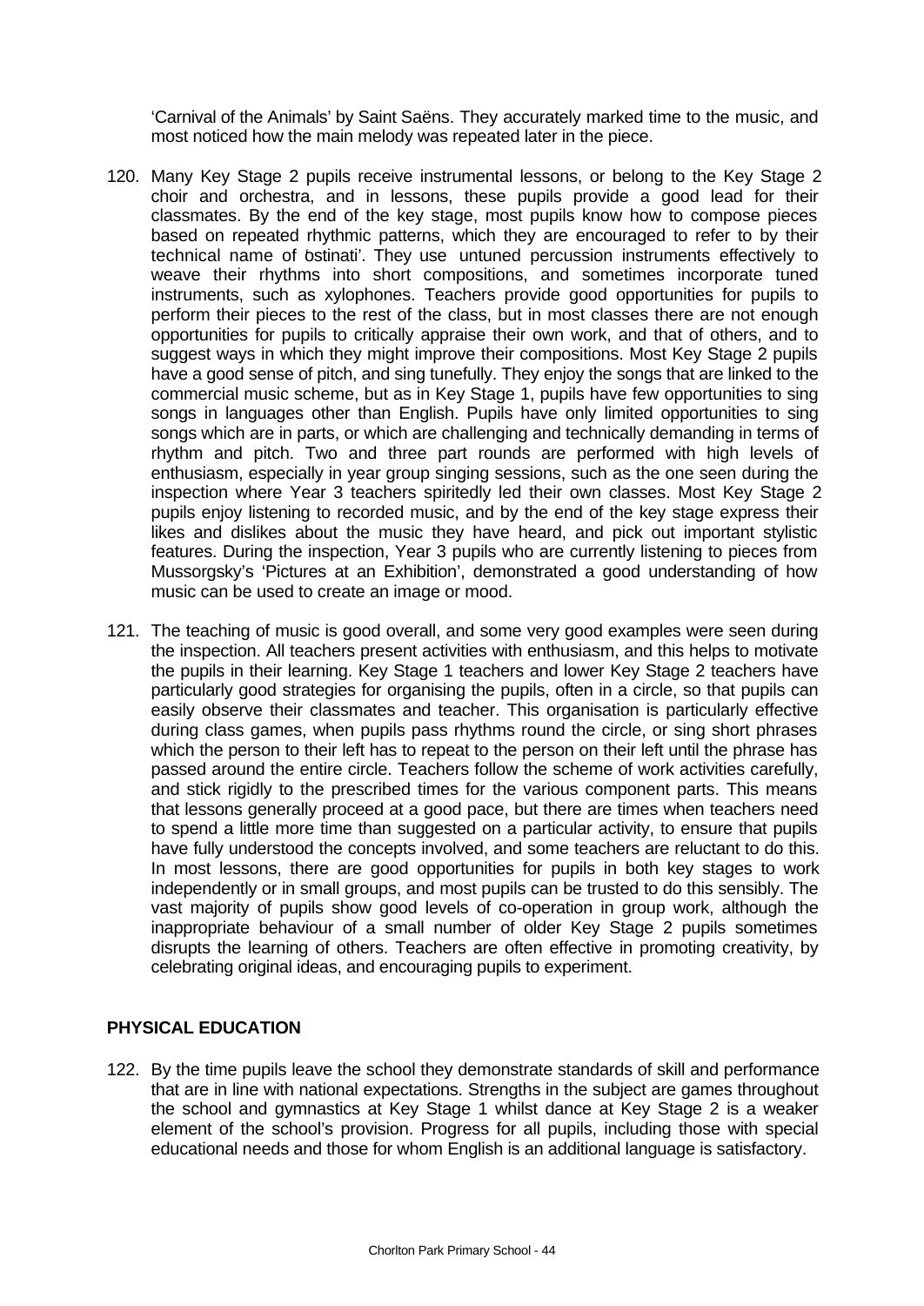'Carnival of the Animals' by Saint Saëns. They accurately marked time to the music, and most noticed how the main melody was repeated later in the piece.

120. Many Key Stage 2 pupils receive instrumental lessons, or belong to the Key Stage 2 choir and orchestra, and in lessons, these pupils provide a good lead for their classmates. By the end of the key stage, most pupils know how to compose pieces based on repeated rhythmic patterns, which they are encouraged to refer to by their technical name of 'ostinati'. They use untuned percussion instruments effectively to weave their rhythms into short compositions, and sometimes incorporate tuned instruments, such as xylophones. Teachers provide good opportunities for pupils to perform their pieces to the rest of the class, but in most classes there are not enough opportunities for pupils to critically appraise their own work, and that of others, and to suggest ways in which they might improve their compositions. Most Key Stage 2 pupils have a good sense of pitch, and sing tunefully. They enjoy the songs that are linked to the commercial music scheme, but as in Key Stage 1, pupils have few opportunities to sing songs in languages other than English. Pupils have only limited opportunities to sing songs which are in parts, or which are challenging and technically demanding in terms of rhythm and pitch. Two and three part rounds are performed with high levels of enthusiasm, especially in year group singing sessions, such as the one seen during the inspection where Year 3 teachers spiritedly led their own classes. Most Key Stage 2 pupils enjoy listening to recorded music, and by the end of the key stage express their likes and dislikes about the music they have heard, and pick out important stylistic features. During the inspection, Year 3 pupils who are currently listening to pieces from Mussorgsky's 'Pictures at an Exhibition', demonstrated a good understanding of how music can be used to create an image or mood.

121. The teaching of music is good overall, and some very good examples were seen during the inspection. All teachers present activities with enthusiasm, and this helps to motivate the pupils in their learning. Key Stage 1 teachers and lower Key Stage 2 teachers have particularly good strategies for organising the pupils, often in a circle, so that pupils can easily observe their classmates and teacher. This organisation is particularly effective during class games, when pupils pass rhythms round the circle, or sing short phrases which the person to their left has to repeat to the person on their left until the phrase has passed around the entire circle. Teachers follow the scheme of work activities carefully, and stick rigidly to the prescribed times for the various component parts. This means that lessons generally proceed at a good pace, but there are times when teachers need to spend a little more time than suggested on a particular activity, to ensure that pupils have fully understood the concepts involved, and some teachers are reluctant to do this. In most lessons, there are good opportunities for pupils in both key stages to work independently or in small groups, and most pupils can be trusted to do this sensibly. The vast majority of pupils show good levels of co-operation in group work, although the inappropriate behaviour of a small number of older Key Stage 2 pupils sometimes disrupts the learning of others. Teachers are often effective in promoting creativity, by celebrating original ideas, and encouraging pupils to experiment.

## PHYSICAL EDUCATION

122. By the time pupils leave the school they demonstrate standards of skill and performance that are in line with national expectations. Strengths in the subject are games throughout the school and gymnastics at Key Stage 1 whilst dance at Key Stage 2 is a weaker element of the school's provision. Progress for all pupils, including those with special educational needs and those for whom English is an additional language is satisfactory.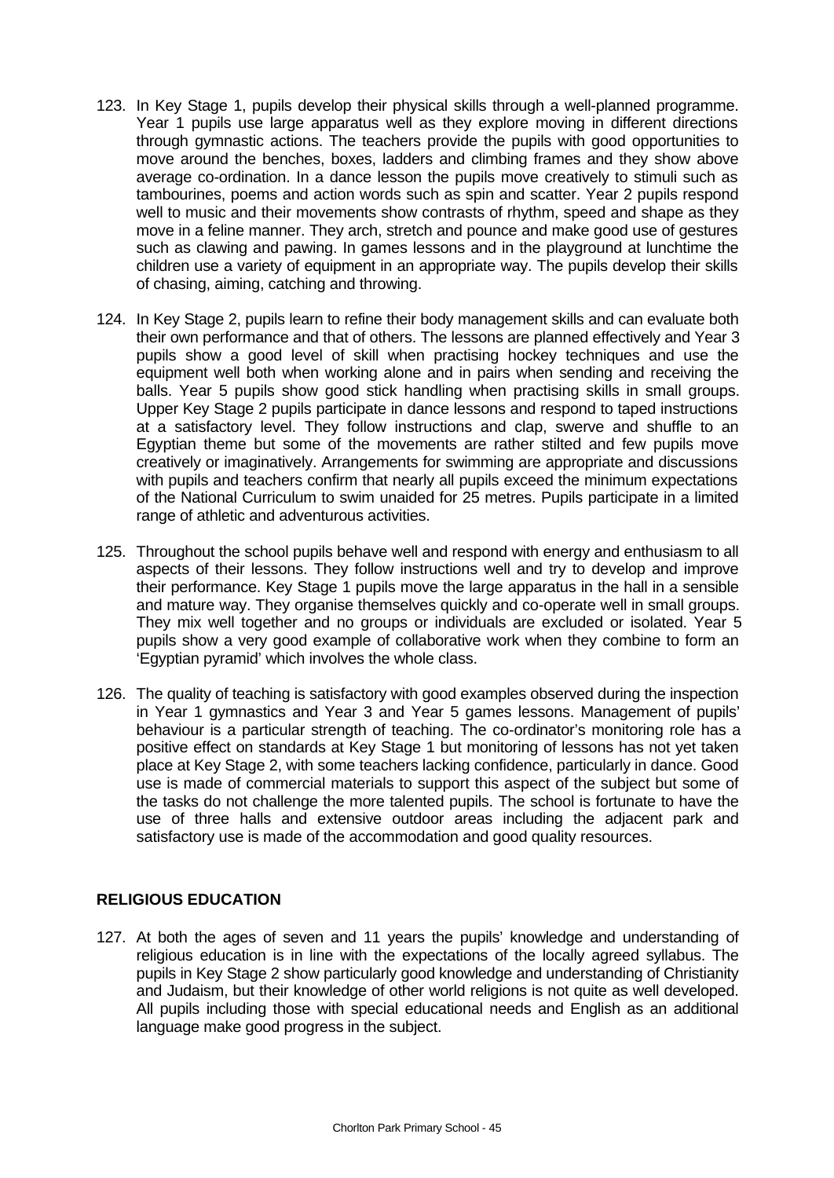123. In Key Stage 1, pupils develop their physical skills through a well-planned programme. Year 1 pupils use large apparatus well as they explore moving in different directions through gymnastic actions. The teachers provide the pupils with good opportunities to move around the benches, boxes, ladders and climbing frames and they show above average co-ordination. In a dance lesson the pupils move creatively to stimuli such as tambourines, poems and action words such as spin and scatter. Year 2 pupils respond well to music and their movements show contrasts of rhythm, speed and shape as they move in a feline manner. They arch, stretch and pounce and make good use of gestures such as clawing and pawing. In games lessons and in the playground at lunchtime the children use a variety of equipment in an appropriate way. The pupils develop their skills of chasing, aiming, catching and throwing.

124. In Key Stage 2, pupils learn to refine their body management skills and can evaluate both their own performance and that of others. The lessons are planned effectively and Year 3 pupils show a good level of skill when practising hockey techniques and use the equipment well both when working alone and in pairs when sending and receiving the balls. Year 5 pupils show good stick handling when practising skills in small groups. Upper Key Stage 2 pupils participate in dance lessons and respond to taped instructions at a satisfactory level. They follow instructions and clap, swerve and shuffle to an Egyptian theme but some of the movements are rather stilted and few pupils move creatively or imaginatively. Arrangements for swimming are appropriate and discussions with pupils and teachers confirm that nearly all pupils exceed the minimum expectations of the National Curriculum to swim unaided for 25 metres. Pupils participate in a limited range of athletic and adventurous activities.

125. Throughout the school pupils behave well and respond with energy and enthusiasm to all aspects of their lessons. They follow instructions well and try to develop and improve their performance. Key Stage 1 pupils move the large apparatus in the hall in a sensible and mature way. They organise themselves quickly and co-operate well in small groups. They mix well together and no groups or individuals are excluded or isolated. Year 5 pupils show a very good example of collaborative work when they combine to form an 'Egyptian pyramid' which involves the whole class.

126. The quality of teaching is satisfactory with good examples observed during the inspection in Year 1 gymnastics and Year 3 and Year 5 games lessons. Management of pupils' behaviour is a particular strength of teaching. The co-ordinator's monitoring role has a positive effect on standards at Key Stage 1 but monitoring of lessons has not yet taken place at Key Stage 2, with some teachers lacking confidence, particularly in dance. Good use is made of commercial materials to support this aspect of the subject but some of the tasks do not challenge the more talented pupils. The school is fortunate to have the use of three halls and extensive outdoor areas including the adjacent park and satisfactory use is made of the accommodation and good quality resources.

## RELIGIOUS EDUCATION

127. At both the ages of seven and 11 years the pupils' knowledge and understanding of religious education is in line with the expectations of the locally agreed syllabus. The pupils in Key Stage 2 show particularly good knowledge and understanding of Christianity and Judaism, but their knowledge of other world religions is not quite as well developed. All pupils including those with special educational needs and English as an additional language make good progress in the subject.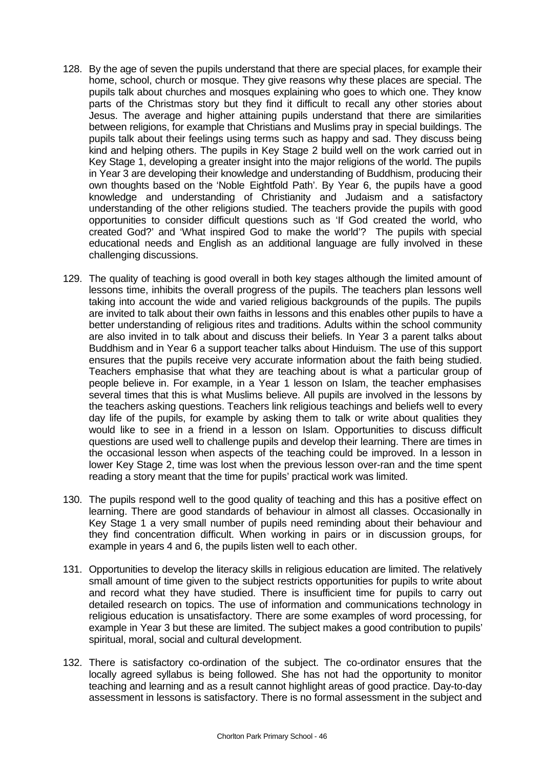128. By the age of seven the pupils understand that there are special places, for example their home, school, church or mosque. They give reasons why these places are special. The pupils talk about churches and mosques explaining who goes to which one. They know parts of the Christmas story but they find it difficult to recall any other stories about Jesus. The average and higher attaining pupils understand that there are similarities between religions, for example that Christians and Muslims pray in special buildings. The pupils talk about their feelings using terms such as happy and sad. They discuss being kind and helping others. The pupils in Key Stage 2 build well on the work carried out in Key Stage 1, developing a greater insight into the major religions of the world. The pupils in Year 3 are developing their knowledge and understanding of Buddhism, producing their own thoughts based on the 'Noble Eightfold Path'. By Year 6, the pupils have a good knowledge and understanding of Christianity and Judaism and a satisfactory understanding of the other religions studied. The teachers provide the pupils with good opportunities to consider difficult questions such as 'If God created the world, who created God?' and 'What inspired God to make the world'? The pupils with special educational needs and English as an additional language are fully involved in these challenging discussions.

129. The quality of teaching is good overall in both key stages although the limited amount of lessons time, inhibits the overall progress of the pupils. The teachers plan lessons well taking into account the wide and varied religious backgrounds of the pupils. The pupils are invited to talk about their own faiths in lessons and this enables other pupils to have a better understanding of religious rites and traditions. Adults within the school community are also invited in to talk about and discuss their beliefs. In Year 3 a parent talks about Buddhism and in Year 6 a support teacher talks about Hinduism. The use of this support ensures that the pupils receive very accurate information about the faith being studied. Teachers emphasise that what they are teaching about is what a particular group of people believe in. For example, in a Year 1 lesson on Islam, the teacher emphasises several times that this is what Muslims believe. All pupils are involved in the lessons by the teachers asking questions. Teachers link religious teachings and beliefs well to every day life of the pupils, for example by asking them to talk or write about qualities they would like to see in a friend in a lesson on Islam. Opportunities to discuss difficult questions are used well to challenge pupils and develop their learning. There are times in the occasional lesson when aspects of the teaching could be improved. In a lesson in lower Key Stage 2, time was lost when the previous lesson over-ran and the time spent reading a story meant that the time for pupils' practical work was limited.

130. The pupils respond well to the good quality of teaching and this has a positive effect on learning. There are good standards of behaviour in almost all classes. Occasionally in Key Stage 1 a very small number of pupils need reminding about their behaviour and they find concentration difficult. When working in pairs or in discussion groups, for example in years 4 and 6, the pupils listen well to each other.

131. Opportunities to develop the literacy skills in religious education are limited. The relatively small amount of time given to the subject restricts opportunities for pupils to write about and record what they have studied. There is insufficient time for pupils to carry out detailed research on topics. The use of information and communications technology in religious education is unsatisfactory. There are some examples of word processing, for example in Year 3 but these are limited. The subject makes a good contribution to pupils' spiritual, moral, social and cultural development.

132. There is satisfactory co-ordination of the subject. The co-ordinator ensures that the locally agreed syllabus is being followed. She has not had the opportunity to monitor teaching and learning and as a result cannot highlight areas of good practice. Day-to-day assessment in lessons is satisfactory. There is no formal assessment in the subject and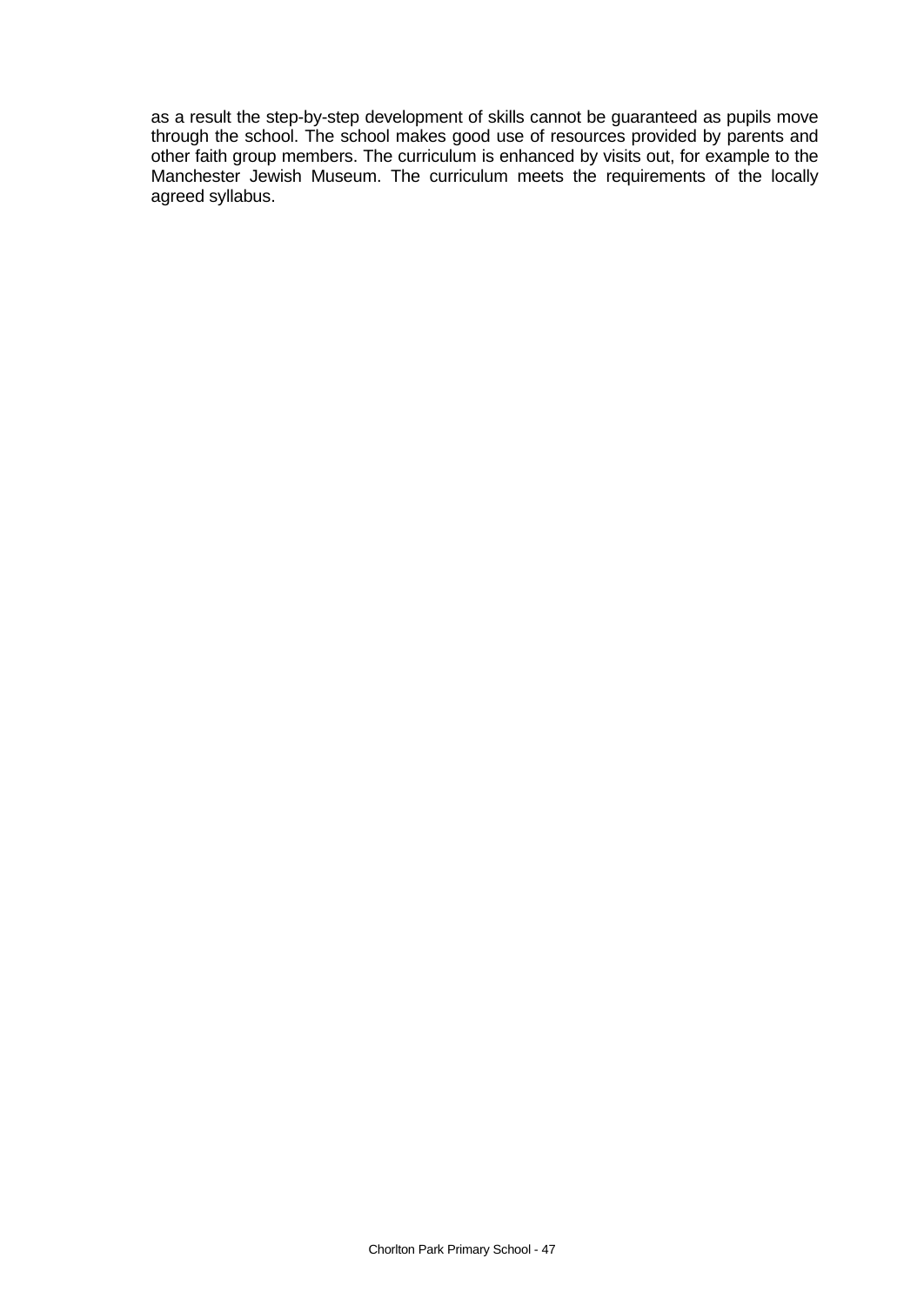as a result the step-by-step development of skills cannot be guaranteed as pupils move through the school. The school makes good use of resources provided by parents and other faith group members. The curriculum is enhanced by visits out, for example to the Manchester Jewish Museum. The curriculum meets the requirements of the locally agreed syllabus.